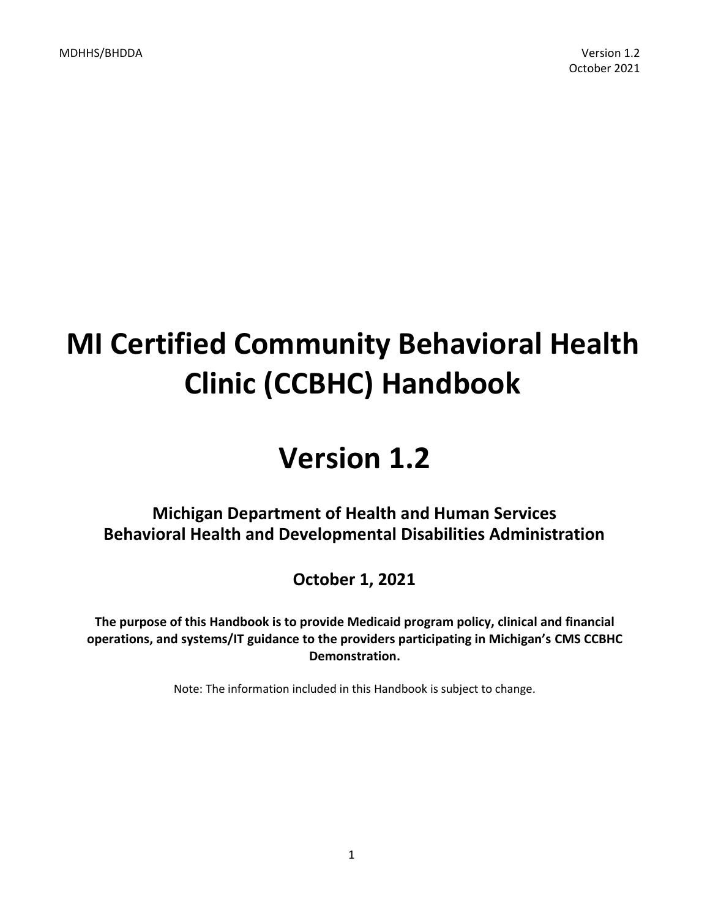# MI Certified Community Behavioral Health Clinic (CCBHC) Handbook

# Version 1.2

## Michigan Department of Health and Human Services
## Behavioral Health and Developmental Disabilities Administration

## October 1, 2021

**The purpose of this Handbook is to provide Medicaid program policy, clinical and financial operations, and systems/IT guidance to the providers participating in Michigan's CMS CCBHC Demonstration.**

Note: The information included in this Handbook is subject to change.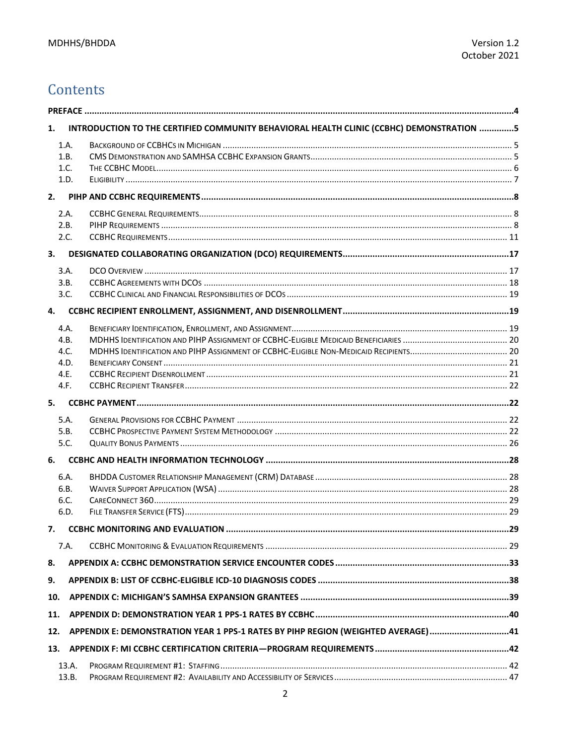# Contents

PREFACE ..... 4

1. INTRODUCTION TO THE CERTIFIED COMMUNITY BEHAVIORAL HEALTH CLINIC (CCBHC) DEMONSTRATION ..... 5
   - 1.A. Background of CCBHCs in Michigan ..... 5
   - 1.B. CMS Demonstration and SAMHSA CCBHC Expansion Grants ..... 5
   - 1.C. The CCBHC Model ..... 6
   - 1.D. Eligibility ..... 7
2. PIHP AND CCBHC REQUIREMENTS ..... 8
   - 2.A. CCBHC General Requirements ..... 8
   - 2.B. PIHP Requirements ..... 8
   - 2.C. CCBHC Requirements ..... 11
3. DESIGNATED COLLABORATING ORGANIZATION (DCO) REQUIREMENTS ..... 17
   - 3.A. DCO Overview ..... 17
   - 3.B. CCBHC Agreements with DCOs ..... 18
   - 3.C. CCBHC Clinical and Financial Responsibilities of DCOs ..... 19
4. CCBHC RECIPIENT ENROLLMENT, ASSIGNMENT, AND DISENROLLMENT ..... 19
   - 4.A. Beneficiary Identification, Enrollment, and Assignment ..... 19
   - 4.B. MDHHS Identification and PIHP Assignment of CCBHC-Eligible Medicaid Beneficiaries ..... 20
   - 4.C. MDHHS Identification and PIHP Assignment of CCBHC-Eligible Non-Medicaid Recipients ..... 20
   - 4.D. Beneficiary Consent ..... 21
   - 4.E. CCBHC Recipient Disenrollment ..... 21
   - 4.F. CCBHC Recipient Transfer ..... 22
5. CCBHC PAYMENT ..... 22
   - 5.A. General Provisions for CCBHC Payment ..... 22
   - 5.B. CCBHC Prospective Payment System Methodology ..... 22
   - 5.C. Quality Bonus Payments ..... 26
6. CCBHC AND HEALTH INFORMATION TECHNOLOGY ..... 28
   - 6.A. BHDDA Customer Relationship Management (CRM) Database ..... 28
   - 6.B. Waiver Support Application (WSA) ..... 28
   - 6.C. CareConnect 360 ..... 29
   - 6.D. File Transfer Service (FTS) ..... 29
7. CCBHC MONITORING AND EVALUATION ..... 29
   - 7.A. CCBHC Monitoring & Evaluation Requirements ..... 29
8. APPENDIX A: CCBHC DEMONSTRATION SERVICE ENCOUNTER CODES ..... 33
9. APPENDIX B: LIST OF CCBHC-ELIGIBLE ICD-10 DIAGNOSIS CODES ..... 38
10. APPENDIX C: MICHIGAN'S SAMHSA EXPANSION GRANTEES ..... 39
11. APPENDIX D: DEMONSTRATION YEAR 1 PPS-1 RATES BY CCBHC ..... 40
12. APPENDIX E: DEMONSTRATION YEAR 1 PPS-1 RATES BY PIHP REGION (WEIGHTED AVERAGE) ..... 41
13. APPENDIX F: MI CCBHC CERTIFICATION CRITERIA—PROGRAM REQUIREMENTS ..... 42
    - 13.A. Program Requirement #1: Staffing ..... 42
    - 13.B. Program Requirement #2: Availability and Accessibility of Services ..... 47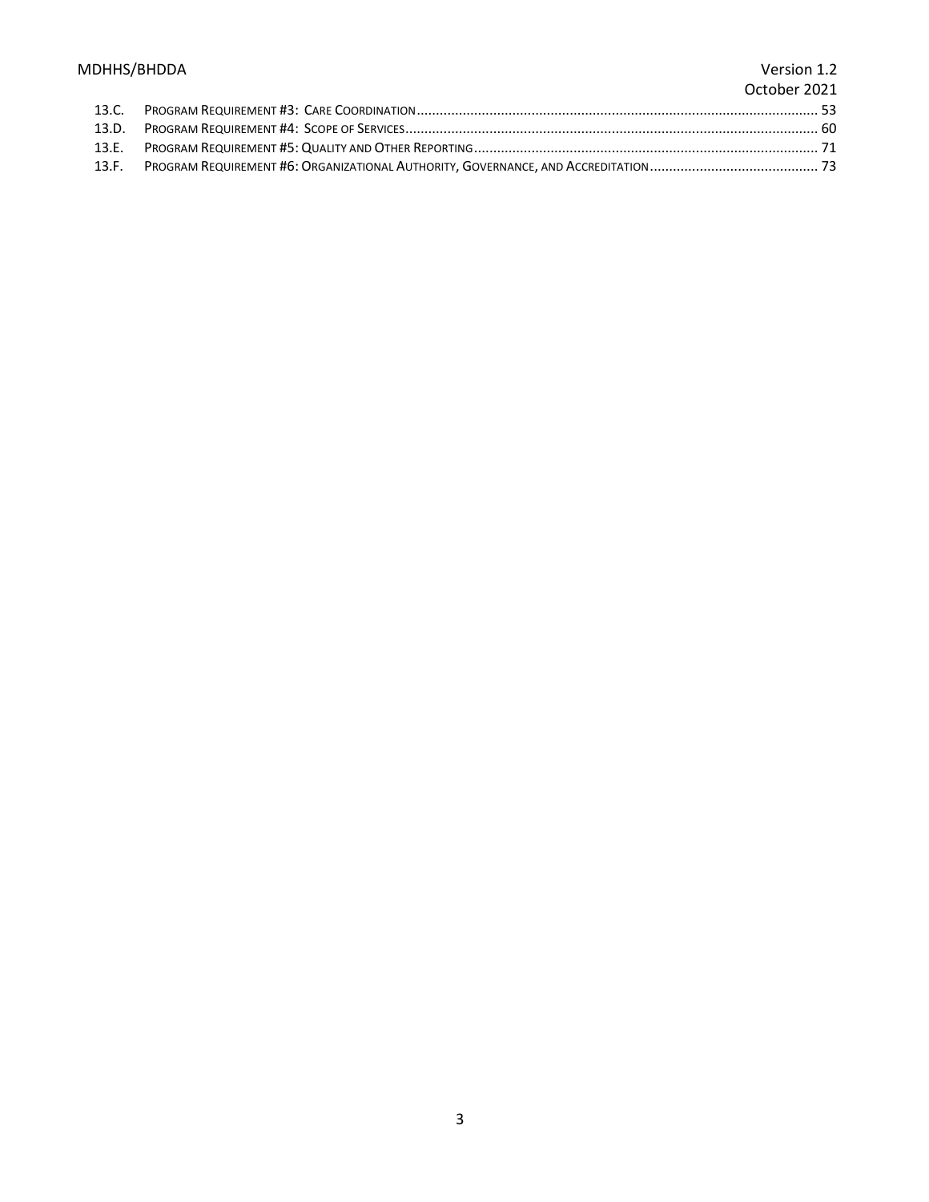13.C. Program Requirement #3: Care Coordination ........................................................................................................ 53
13.D. Program Requirement #4: Scope of Services ........................................................................................................... 60
13.E. Program Requirement #5: Quality and Other Reporting ......................................................................................... 71
13.F. Program Requirement #6: Organizational Authority, Governance, and Accreditation ........................................... 73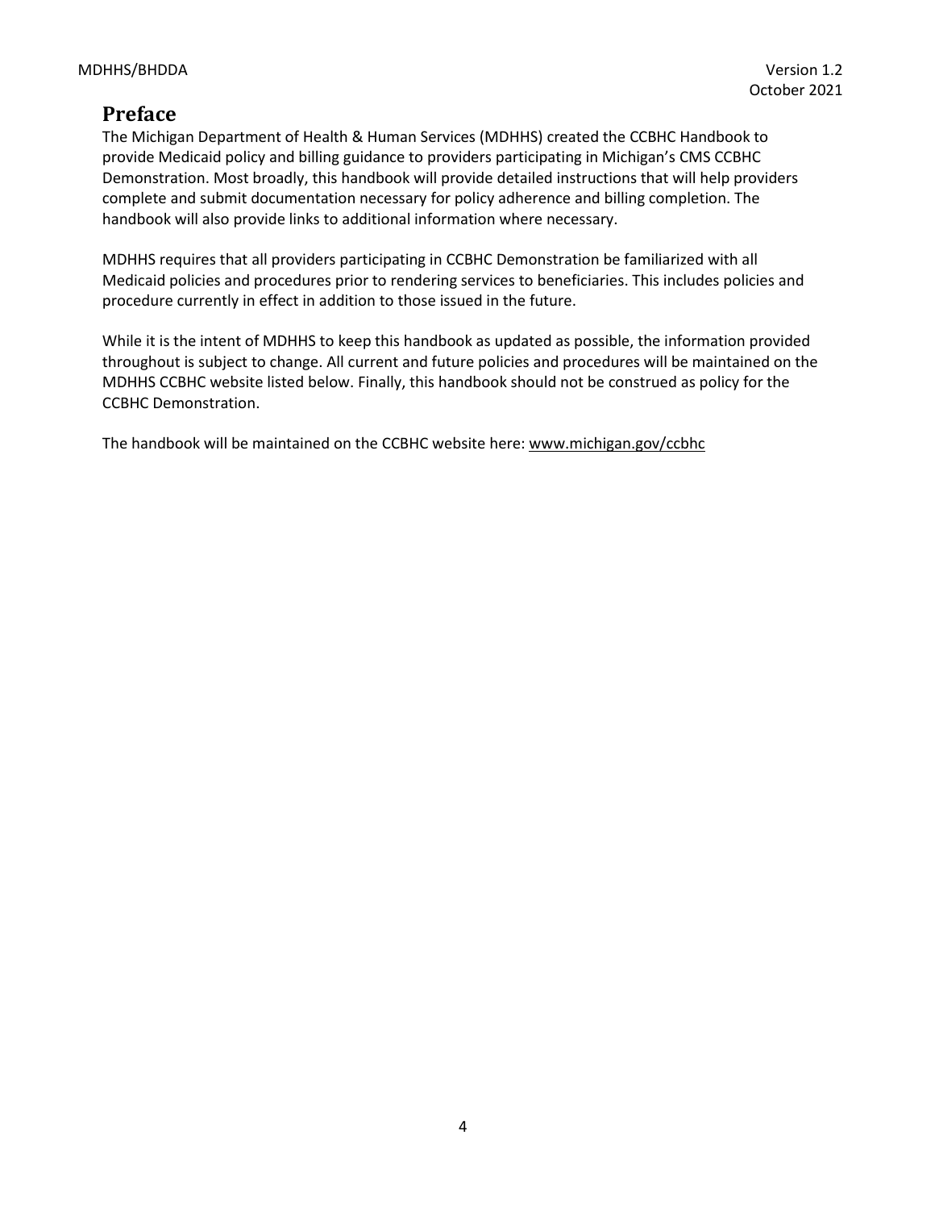# Preface

The Michigan Department of Health & Human Services (MDHHS) created the CCBHC Handbook to provide Medicaid policy and billing guidance to providers participating in Michigan's CMS CCBHC Demonstration. Most broadly, this handbook will provide detailed instructions that will help providers complete and submit documentation necessary for policy adherence and billing completion. The handbook will also provide links to additional information where necessary.

MDHHS requires that all providers participating in CCBHC Demonstration be familiarized with all Medicaid policies and procedures prior to rendering services to beneficiaries. This includes policies and procedure currently in effect in addition to those issued in the future.

While it is the intent of MDHHS to keep this handbook as updated as possible, the information provided throughout is subject to change. All current and future policies and procedures will be maintained on the MDHHS CCBHC website listed below. Finally, this handbook should not be construed as policy for the CCBHC Demonstration.

The handbook will be maintained on the CCBHC website here: www.michigan.gov/ccbhc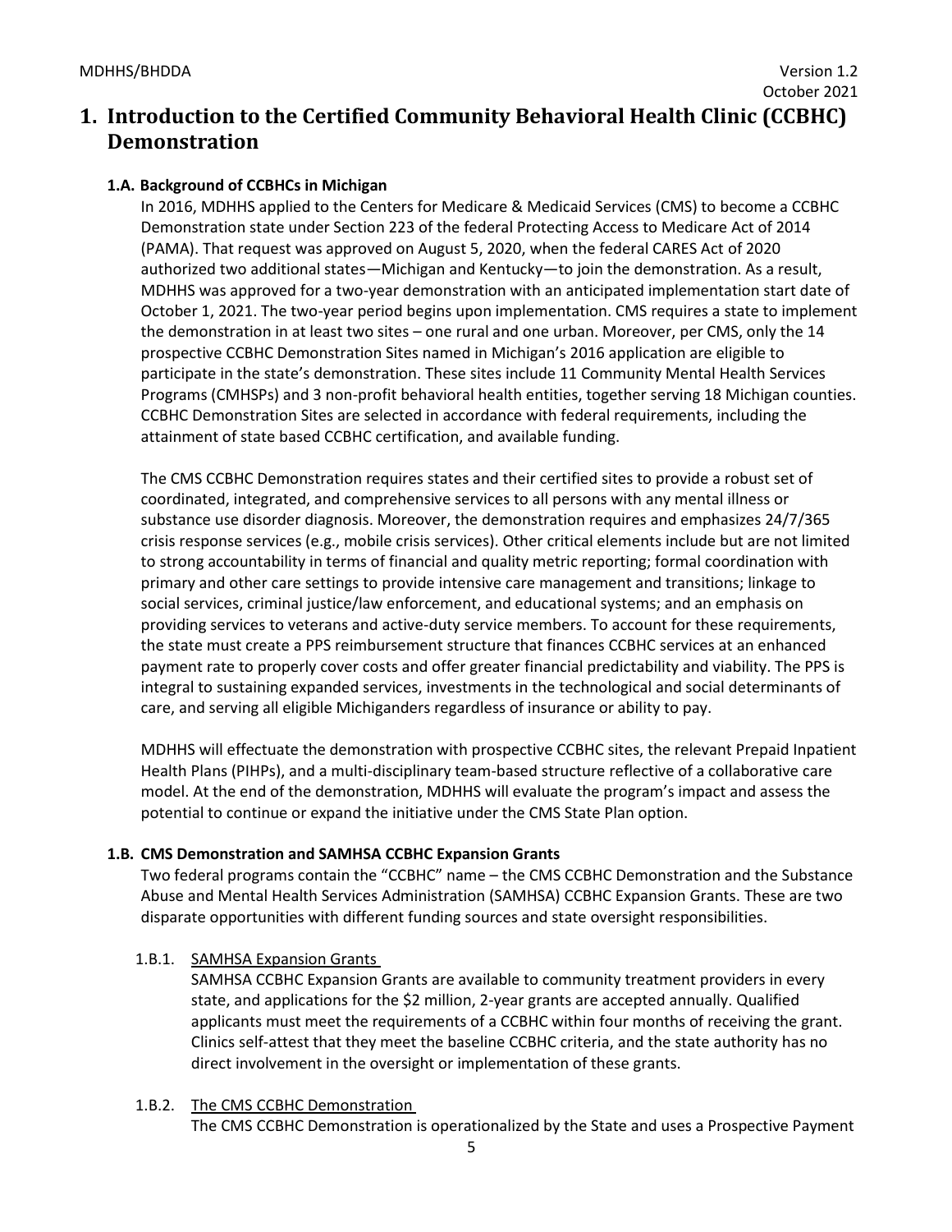# 1. Introduction to the Certified Community Behavioral Health Clinic (CCBHC) Demonstration

## 1.A. Background of CCBHCs in Michigan

In 2016, MDHHS applied to the Centers for Medicare & Medicaid Services (CMS) to become a CCBHC Demonstration state under Section 223 of the federal Protecting Access to Medicare Act of 2014 (PAMA). That request was approved on August 5, 2020, when the federal CARES Act of 2020 authorized two additional states—Michigan and Kentucky—to join the demonstration. As a result, MDHHS was approved for a two-year demonstration with an anticipated implementation start date of October 1, 2021. The two-year period begins upon implementation. CMS requires a state to implement the demonstration in at least two sites – one rural and one urban. Moreover, per CMS, only the 14 prospective CCBHC Demonstration Sites named in Michigan's 2016 application are eligible to participate in the state's demonstration. These sites include 11 Community Mental Health Services Programs (CMHSPs) and 3 non-profit behavioral health entities, together serving 18 Michigan counties. CCBHC Demonstration Sites are selected in accordance with federal requirements, including the attainment of state based CCBHC certification, and available funding.

The CMS CCBHC Demonstration requires states and their certified sites to provide a robust set of coordinated, integrated, and comprehensive services to all persons with any mental illness or substance use disorder diagnosis. Moreover, the demonstration requires and emphasizes 24/7/365 crisis response services (e.g., mobile crisis services). Other critical elements include but are not limited to strong accountability in terms of financial and quality metric reporting; formal coordination with primary and other care settings to provide intensive care management and transitions; linkage to social services, criminal justice/law enforcement, and educational systems; and an emphasis on providing services to veterans and active-duty service members. To account for these requirements, the state must create a PPS reimbursement structure that finances CCBHC services at an enhanced payment rate to properly cover costs and offer greater financial predictability and viability. The PPS is integral to sustaining expanded services, investments in the technological and social determinants of care, and serving all eligible Michiganders regardless of insurance or ability to pay.

MDHHS will effectuate the demonstration with prospective CCBHC sites, the relevant Prepaid Inpatient Health Plans (PIHPs), and a multi-disciplinary team-based structure reflective of a collaborative care model. At the end of the demonstration, MDHHS will evaluate the program's impact and assess the potential to continue or expand the initiative under the CMS State Plan option.

## 1.B. CMS Demonstration and SAMHSA CCBHC Expansion Grants

Two federal programs contain the "CCBHC" name – the CMS CCBHC Demonstration and the Substance Abuse and Mental Health Services Administration (SAMHSA) CCBHC Expansion Grants. These are two disparate opportunities with different funding sources and state oversight responsibilities.

### 1.B.1. SAMHSA Expansion Grants

SAMHSA CCBHC Expansion Grants are available to community treatment providers in every state, and applications for the $2 million, 2-year grants are accepted annually. Qualified applicants must meet the requirements of a CCBHC within four months of receiving the grant. Clinics self-attest that they meet the baseline CCBHC criteria, and the state authority has no direct involvement in the oversight or implementation of these grants.

### 1.B.2. The CMS CCBHC Demonstration

The CMS CCBHC Demonstration is operationalized by the State and uses a Prospective Payment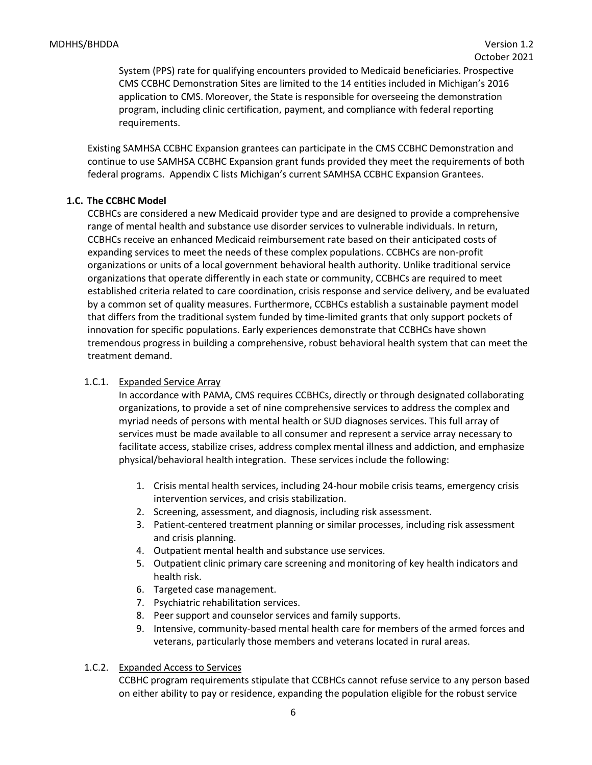System (PPS) rate for qualifying encounters provided to Medicaid beneficiaries. Prospective CMS CCBHC Demonstration Sites are limited to the 14 entities included in Michigan's 2016 application to CMS. Moreover, the State is responsible for overseeing the demonstration program, including clinic certification, payment, and compliance with federal reporting requirements.

Existing SAMHSA CCBHC Expansion grantees can participate in the CMS CCBHC Demonstration and continue to use SAMHSA CCBHC Expansion grant funds provided they meet the requirements of both federal programs. Appendix C lists Michigan's current SAMHSA CCBHC Expansion Grantees.

### 1.C. The CCBHC Model

CCBHCs are considered a new Medicaid provider type and are designed to provide a comprehensive range of mental health and substance use disorder services to vulnerable individuals. In return, CCBHCs receive an enhanced Medicaid reimbursement rate based on their anticipated costs of expanding services to meet the needs of these complex populations. CCBHCs are non-profit organizations or units of a local government behavioral health authority. Unlike traditional service organizations that operate differently in each state or community, CCBHCs are required to meet established criteria related to care coordination, crisis response and service delivery, and be evaluated by a common set of quality measures. Furthermore, CCBHCs establish a sustainable payment model that differs from the traditional system funded by time-limited grants that only support pockets of innovation for specific populations. Early experiences demonstrate that CCBHCs have shown tremendous progress in building a comprehensive, robust behavioral health system that can meet the treatment demand.

#### 1.C.1. Expanded Service Array

In accordance with PAMA, CMS requires CCBHCs, directly or through designated collaborating organizations, to provide a set of nine comprehensive services to address the complex and myriad needs of persons with mental health or SUD diagnoses services. This full array of services must be made available to all consumer and represent a service array necessary to facilitate access, stabilize crises, address complex mental illness and addiction, and emphasize physical/behavioral health integration. These services include the following:

1. Crisis mental health services, including 24-hour mobile crisis teams, emergency crisis intervention services, and crisis stabilization.
2. Screening, assessment, and diagnosis, including risk assessment.
3. Patient-centered treatment planning or similar processes, including risk assessment and crisis planning.
4. Outpatient mental health and substance use services.
5. Outpatient clinic primary care screening and monitoring of key health indicators and health risk.
6. Targeted case management.
7. Psychiatric rehabilitation services.
8. Peer support and counselor services and family supports.
9. Intensive, community-based mental health care for members of the armed forces and veterans, particularly those members and veterans located in rural areas.

#### 1.C.2. Expanded Access to Services

CCBHC program requirements stipulate that CCBHCs cannot refuse service to any person based on either ability to pay or residence, expanding the population eligible for the robust service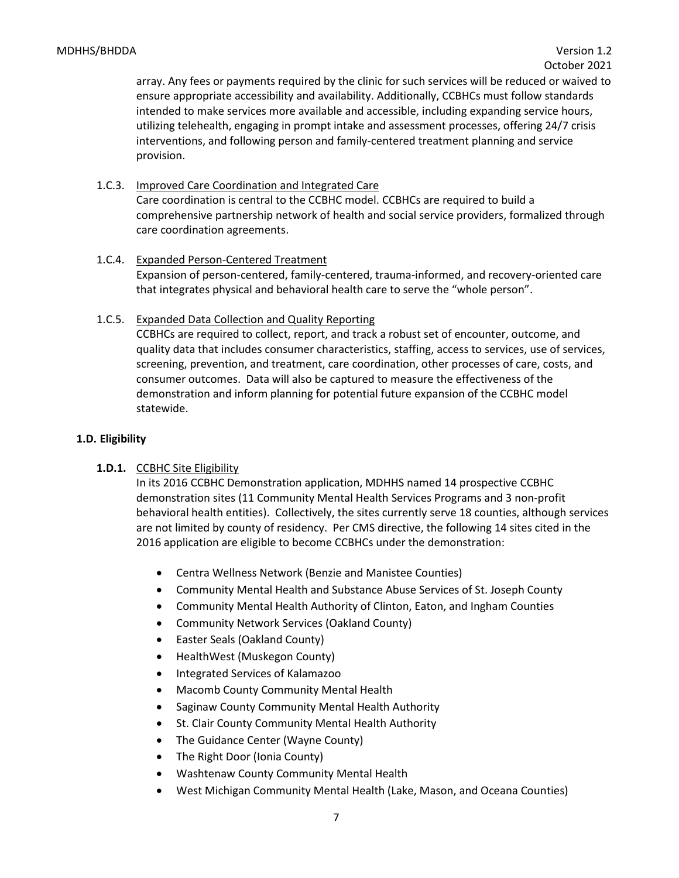array. Any fees or payments required by the clinic for such services will be reduced or waived to ensure appropriate accessibility and availability. Additionally, CCBHCs must follow standards intended to make services more available and accessible, including expanding service hours, utilizing telehealth, engaging in prompt intake and assessment processes, offering 24/7 crisis interventions, and following person and family-centered treatment planning and service provision.

1.C.3. Improved Care Coordination and Integrated Care

Care coordination is central to the CCBHC model. CCBHCs are required to build a comprehensive partnership network of health and social service providers, formalized through care coordination agreements.

1.C.4. Expanded Person-Centered Treatment

Expansion of person-centered, family-centered, trauma-informed, and recovery-oriented care that integrates physical and behavioral health care to serve the "whole person".

1.C.5. Expanded Data Collection and Quality Reporting

CCBHCs are required to collect, report, and track a robust set of encounter, outcome, and quality data that includes consumer characteristics, staffing, access to services, use of services, screening, prevention, and treatment, care coordination, other processes of care, costs, and consumer outcomes. Data will also be captured to measure the effectiveness of the demonstration and inform planning for potential future expansion of the CCBHC model statewide.

### 1.D. Eligibility

**1.D.1.** CCBHC Site Eligibility

In its 2016 CCBHC Demonstration application, MDHHS named 14 prospective CCBHC demonstration sites (11 Community Mental Health Services Programs and 3 non-profit behavioral health entities). Collectively, the sites currently serve 18 counties, although services are not limited by county of residency. Per CMS directive, the following 14 sites cited in the 2016 application are eligible to become CCBHCs under the demonstration:

- Centra Wellness Network (Benzie and Manistee Counties)
- Community Mental Health and Substance Abuse Services of St. Joseph County
- Community Mental Health Authority of Clinton, Eaton, and Ingham Counties
- Community Network Services (Oakland County)
- Easter Seals (Oakland County)
- HealthWest (Muskegon County)
- Integrated Services of Kalamazoo
- Macomb County Community Mental Health
- Saginaw County Community Mental Health Authority
- St. Clair County Community Mental Health Authority
- The Guidance Center (Wayne County)
- The Right Door (Ionia County)
- Washtenaw County Community Mental Health
- West Michigan Community Mental Health (Lake, Mason, and Oceana Counties)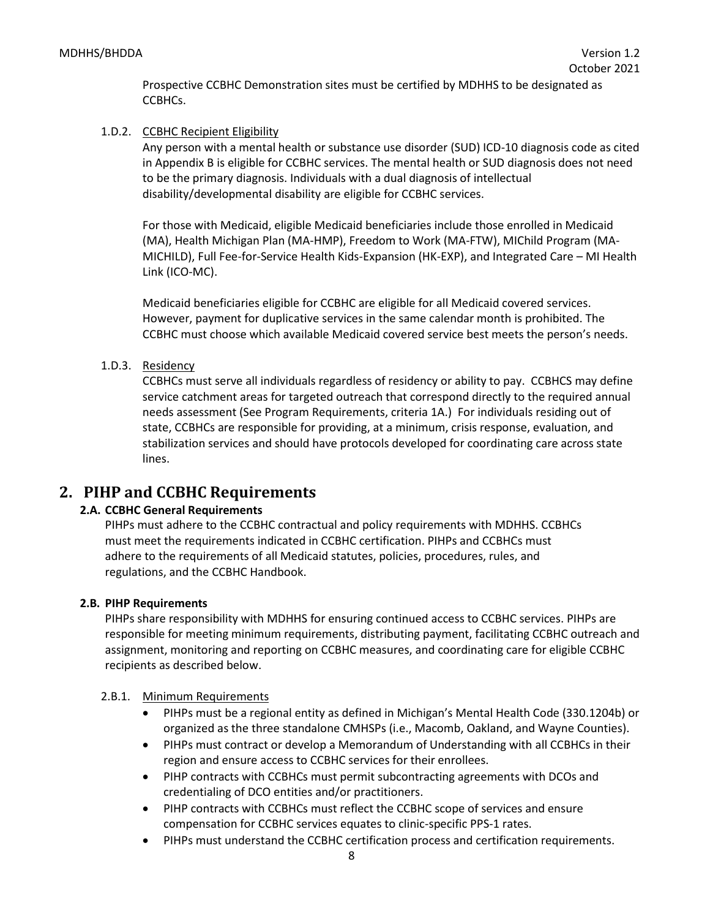Prospective CCBHC Demonstration sites must be certified by MDHHS to be designated as CCBHCs.

1.D.2. CCBHC Recipient Eligibility

Any person with a mental health or substance use disorder (SUD) ICD-10 diagnosis code as cited in Appendix B is eligible for CCBHC services. The mental health or SUD diagnosis does not need to be the primary diagnosis. Individuals with a dual diagnosis of intellectual disability/developmental disability are eligible for CCBHC services.

For those with Medicaid, eligible Medicaid beneficiaries include those enrolled in Medicaid (MA), Health Michigan Plan (MA-HMP), Freedom to Work (MA-FTW), MIChild Program (MA-MICHILD), Full Fee-for-Service Health Kids-Expansion (HK-EXP), and Integrated Care – MI Health Link (ICO-MC).

Medicaid beneficiaries eligible for CCBHC are eligible for all Medicaid covered services. However, payment for duplicative services in the same calendar month is prohibited. The CCBHC must choose which available Medicaid covered service best meets the person's needs.

1.D.3. Residency

CCBHCs must serve all individuals regardless of residency or ability to pay. CCBHCS may define service catchment areas for targeted outreach that correspond directly to the required annual needs assessment (See Program Requirements, criteria 1A.) For individuals residing out of state, CCBHCs are responsible for providing, at a minimum, crisis response, evaluation, and stabilization services and should have protocols developed for coordinating care across state lines.

# 2. PIHP and CCBHC Requirements

## 2.A. CCBHC General Requirements

PIHPs must adhere to the CCBHC contractual and policy requirements with MDHHS. CCBHCs must meet the requirements indicated in CCBHC certification. PIHPs and CCBHCs must adhere to the requirements of all Medicaid statutes, policies, procedures, rules, and regulations, and the CCBHC Handbook.

## 2.B. PIHP Requirements

PIHPs share responsibility with MDHHS for ensuring continued access to CCBHC services. PIHPs are responsible for meeting minimum requirements, distributing payment, facilitating CCBHC outreach and assignment, monitoring and reporting on CCBHC measures, and coordinating care for eligible CCBHC recipients as described below.

2.B.1. Minimum Requirements

- PIHPs must be a regional entity as defined in Michigan's Mental Health Code (330.1204b) or organized as the three standalone CMHSPs (i.e., Macomb, Oakland, and Wayne Counties).
- PIHPs must contract or develop a Memorandum of Understanding with all CCBHCs in their region and ensure access to CCBHC services for their enrollees.
- PIHP contracts with CCBHCs must permit subcontracting agreements with DCOs and credentialing of DCO entities and/or practitioners.
- PIHP contracts with CCBHCs must reflect the CCBHC scope of services and ensure compensation for CCBHC services equates to clinic-specific PPS-1 rates.
- PIHPs must understand the CCBHC certification process and certification requirements.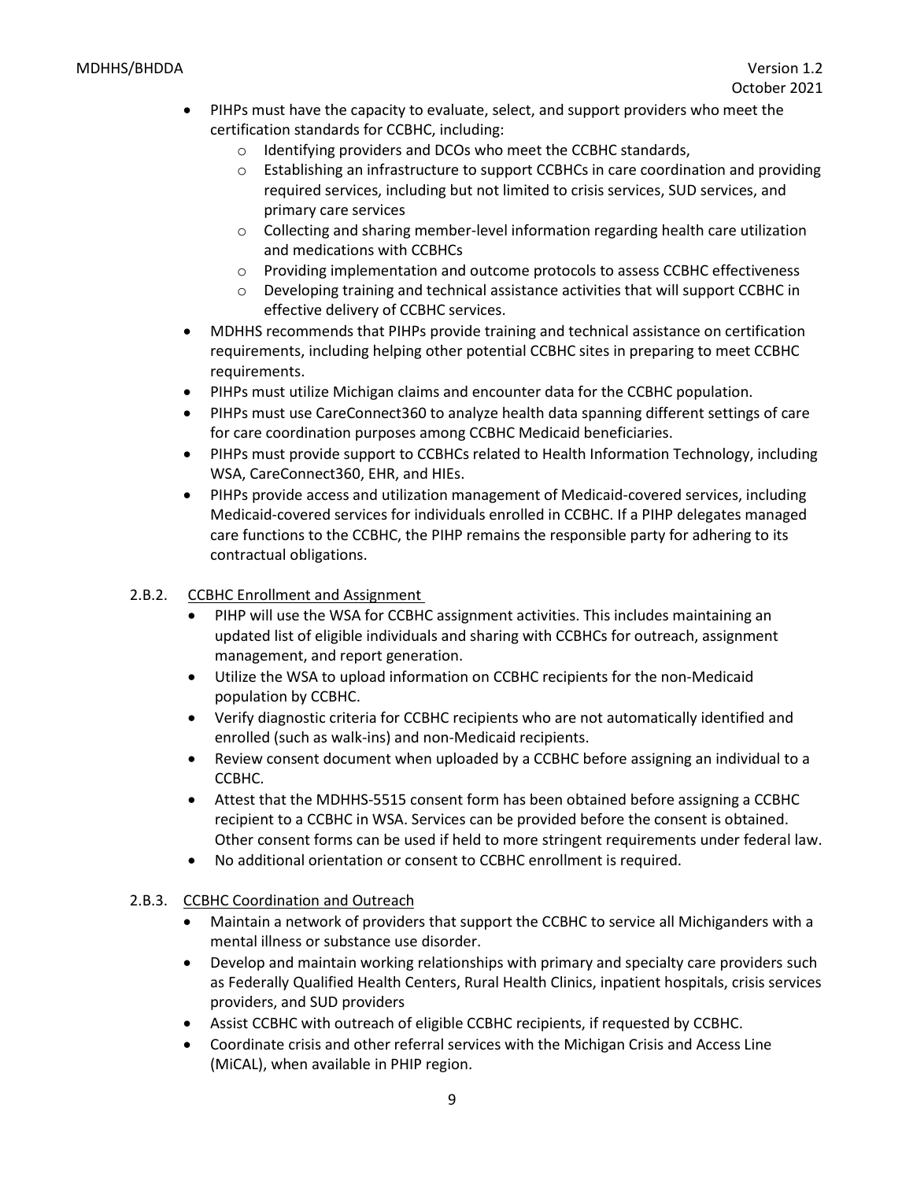- PIHPs must have the capacity to evaluate, select, and support providers who meet the certification standards for CCBHC, including:
  - Identifying providers and DCOs who meet the CCBHC standards,
  - Establishing an infrastructure to support CCBHCs in care coordination and providing required services, including but not limited to crisis services, SUD services, and primary care services
  - Collecting and sharing member-level information regarding health care utilization and medications with CCBHCs
  - Providing implementation and outcome protocols to assess CCBHC effectiveness
  - Developing training and technical assistance activities that will support CCBHC in effective delivery of CCBHC services.
- MDHHS recommends that PIHPs provide training and technical assistance on certification requirements, including helping other potential CCBHC sites in preparing to meet CCBHC requirements.
- PIHPs must utilize Michigan claims and encounter data for the CCBHC population.
- PIHPs must use CareConnect360 to analyze health data spanning different settings of care for care coordination purposes among CCBHC Medicaid beneficiaries.
- PIHPs must provide support to CCBHCs related to Health Information Technology, including WSA, CareConnect360, EHR, and HIEs.
- PIHPs provide access and utilization management of Medicaid-covered services, including Medicaid-covered services for individuals enrolled in CCBHC. If a PIHP delegates managed care functions to the CCBHC, the PIHP remains the responsible party for adhering to its contractual obligations.

2.B.2. CCBHC Enrollment and Assignment

- PIHP will use the WSA for CCBHC assignment activities. This includes maintaining an updated list of eligible individuals and sharing with CCBHCs for outreach, assignment management, and report generation.
- Utilize the WSA to upload information on CCBHC recipients for the non-Medicaid population by CCBHC.
- Verify diagnostic criteria for CCBHC recipients who are not automatically identified and enrolled (such as walk-ins) and non-Medicaid recipients.
- Review consent document when uploaded by a CCBHC before assigning an individual to a CCBHC.
- Attest that the MDHHS-5515 consent form has been obtained before assigning a CCBHC recipient to a CCBHC in WSA. Services can be provided before the consent is obtained. Other consent forms can be used if held to more stringent requirements under federal law.
- No additional orientation or consent to CCBHC enrollment is required.

2.B.3. CCBHC Coordination and Outreach

- Maintain a network of providers that support the CCBHC to service all Michiganders with a mental illness or substance use disorder.
- Develop and maintain working relationships with primary and specialty care providers such as Federally Qualified Health Centers, Rural Health Clinics, inpatient hospitals, crisis services providers, and SUD providers
- Assist CCBHC with outreach of eligible CCBHC recipients, if requested by CCBHC.
- Coordinate crisis and other referral services with the Michigan Crisis and Access Line (MiCAL), when available in PHIP region.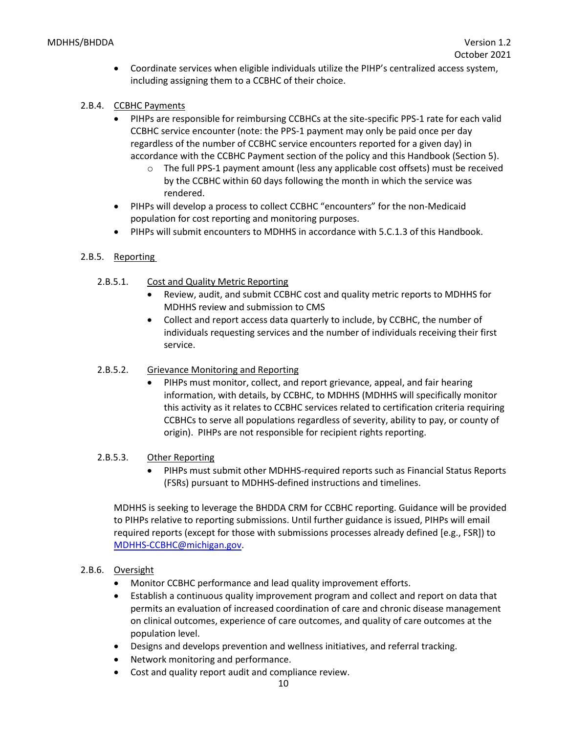- Coordinate services when eligible individuals utilize the PIHP's centralized access system, including assigning them to a CCBHC of their choice.

### 2.B.4. CCBHC Payments

- PIHPs are responsible for reimbursing CCBHCs at the site-specific PPS-1 rate for each valid CCBHC service encounter (note: the PPS-1 payment may only be paid once per day regardless of the number of CCBHC service encounters reported for a given day) in accordance with the CCBHC Payment section of the policy and this Handbook (Section 5).
  - The full PPS-1 payment amount (less any applicable cost offsets) must be received by the CCBHC within 60 days following the month in which the service was rendered.
- PIHPs will develop a process to collect CCBHC "encounters" for the non-Medicaid population for cost reporting and monitoring purposes.
- PIHPs will submit encounters to MDHHS in accordance with 5.C.1.3 of this Handbook.

### 2.B.5. Reporting

#### 2.B.5.1. Cost and Quality Metric Reporting

- Review, audit, and submit CCBHC cost and quality metric reports to MDHHS for MDHHS review and submission to CMS
- Collect and report access data quarterly to include, by CCBHC, the number of individuals requesting services and the number of individuals receiving their first service.

#### 2.B.5.2. Grievance Monitoring and Reporting

- PIHPs must monitor, collect, and report grievance, appeal, and fair hearing information, with details, by CCBHC, to MDHHS (MDHHS will specifically monitor this activity as it relates to CCBHC services related to certification criteria requiring CCBHCs to serve all populations regardless of severity, ability to pay, or county of origin). PIHPs are not responsible for recipient rights reporting.

#### 2.B.5.3. Other Reporting

- PIHPs must submit other MDHHS-required reports such as Financial Status Reports (FSRs) pursuant to MDHHS-defined instructions and timelines.

MDHHS is seeking to leverage the BHDDA CRM for CCBHC reporting. Guidance will be provided to PIHPs relative to reporting submissions. Until further guidance is issued, PIHPs will email required reports (except for those with submissions processes already defined [e.g., FSR]) to MDHHS-CCBHC@michigan.gov.

### 2.B.6. Oversight

- Monitor CCBHC performance and lead quality improvement efforts.
- Establish a continuous quality improvement program and collect and report on data that permits an evaluation of increased coordination of care and chronic disease management on clinical outcomes, experience of care outcomes, and quality of care outcomes at the population level.
- Designs and develops prevention and wellness initiatives, and referral tracking.
- Network monitoring and performance.
- Cost and quality report audit and compliance review.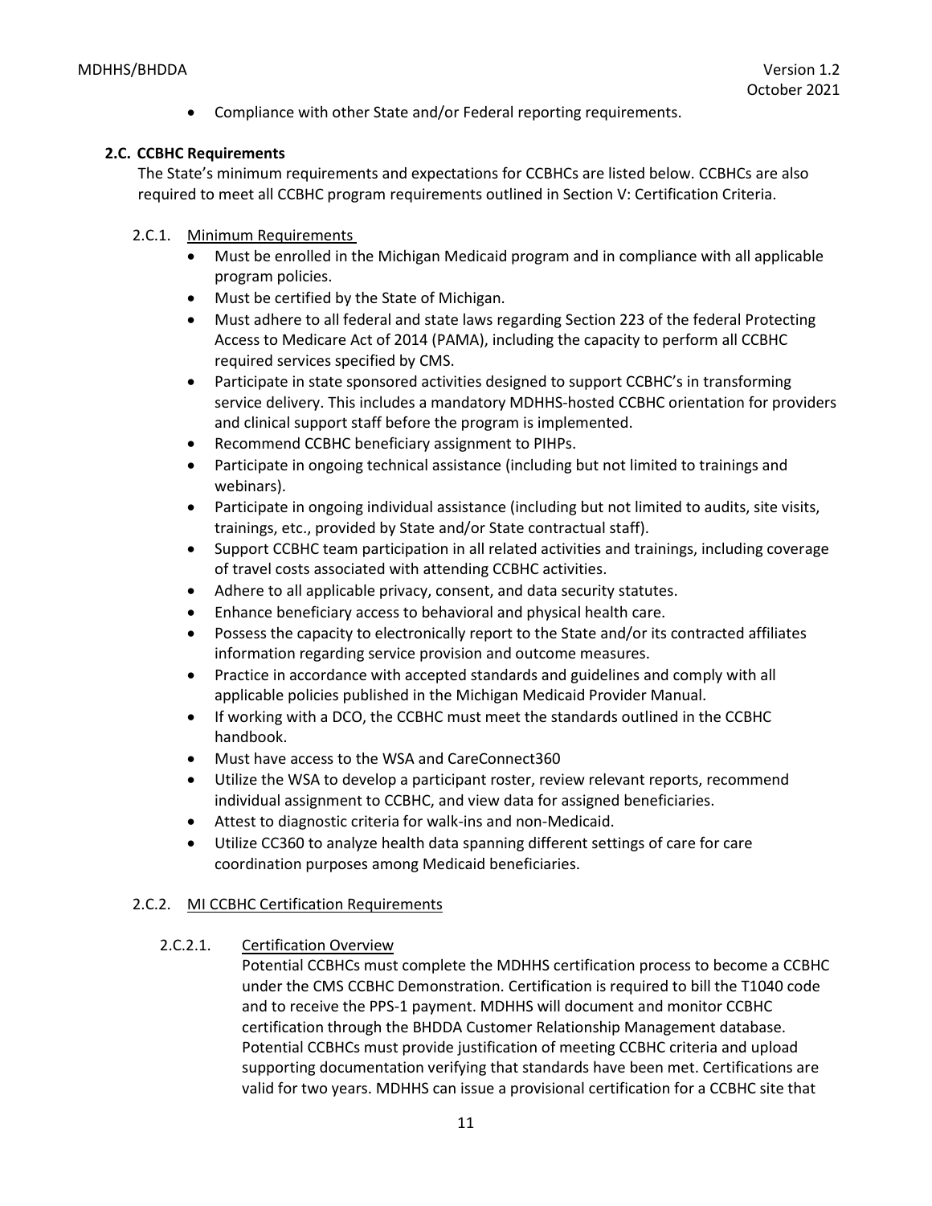- Compliance with other State and/or Federal reporting requirements.

### 2.C. CCBHC Requirements

The State's minimum requirements and expectations for CCBHCs are listed below. CCBHCs are also required to meet all CCBHC program requirements outlined in Section V: Certification Criteria.

#### 2.C.1. Minimum Requirements

- Must be enrolled in the Michigan Medicaid program and in compliance with all applicable program policies.
- Must be certified by the State of Michigan.
- Must adhere to all federal and state laws regarding Section 223 of the federal Protecting Access to Medicare Act of 2014 (PAMA), including the capacity to perform all CCBHC required services specified by CMS.
- Participate in state sponsored activities designed to support CCBHC's in transforming service delivery. This includes a mandatory MDHHS-hosted CCBHC orientation for providers and clinical support staff before the program is implemented.
- Recommend CCBHC beneficiary assignment to PIHPs.
- Participate in ongoing technical assistance (including but not limited to trainings and webinars).
- Participate in ongoing individual assistance (including but not limited to audits, site visits, trainings, etc., provided by State and/or State contractual staff).
- Support CCBHC team participation in all related activities and trainings, including coverage of travel costs associated with attending CCBHC activities.
- Adhere to all applicable privacy, consent, and data security statutes.
- Enhance beneficiary access to behavioral and physical health care.
- Possess the capacity to electronically report to the State and/or its contracted affiliates information regarding service provision and outcome measures.
- Practice in accordance with accepted standards and guidelines and comply with all applicable policies published in the Michigan Medicaid Provider Manual.
- If working with a DCO, the CCBHC must meet the standards outlined in the CCBHC handbook.
- Must have access to the WSA and CareConnect360
- Utilize the WSA to develop a participant roster, review relevant reports, recommend individual assignment to CCBHC, and view data for assigned beneficiaries.
- Attest to diagnostic criteria for walk-ins and non-Medicaid.
- Utilize CC360 to analyze health data spanning different settings of care for care coordination purposes among Medicaid beneficiaries.

#### 2.C.2. MI CCBHC Certification Requirements

##### 2.C.2.1. Certification Overview

Potential CCBHCs must complete the MDHHS certification process to become a CCBHC under the CMS CCBHC Demonstration. Certification is required to bill the T1040 code and to receive the PPS-1 payment. MDHHS will document and monitor CCBHC certification through the BHDDA Customer Relationship Management database. Potential CCBHCs must provide justification of meeting CCBHC criteria and upload supporting documentation verifying that standards have been met. Certifications are valid for two years. MDHHS can issue a provisional certification for a CCBHC site that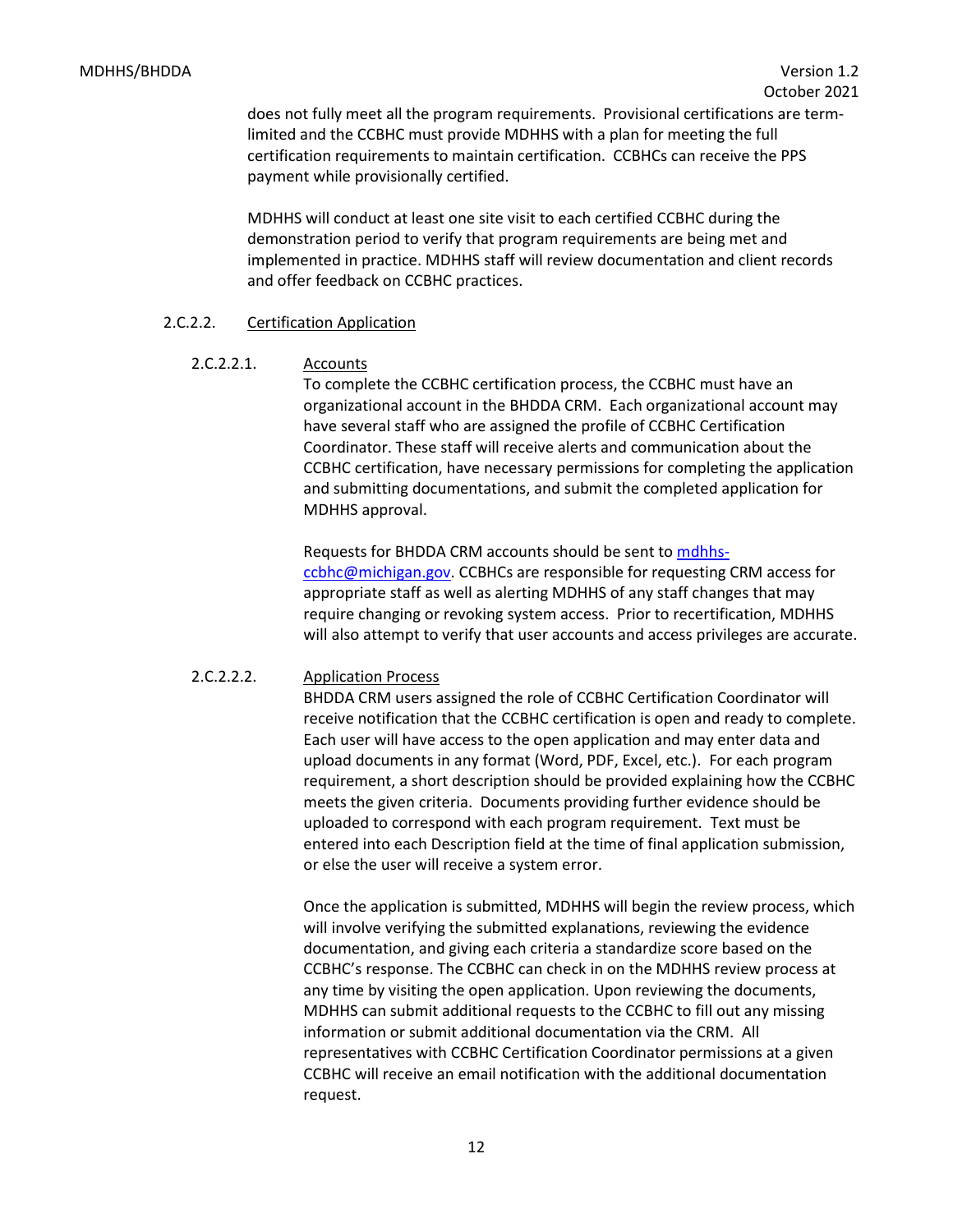does not fully meet all the program requirements. Provisional certifications are term-limited and the CCBHC must provide MDHHS with a plan for meeting the full certification requirements to maintain certification. CCBHCs can receive the PPS payment while provisionally certified.

MDHHS will conduct at least one site visit to each certified CCBHC during the demonstration period to verify that program requirements are being met and implemented in practice. MDHHS staff will review documentation and client records and offer feedback on CCBHC practices.

#### 2.C.2.2. Certification Application

##### 2.C.2.2.1. Accounts

To complete the CCBHC certification process, the CCBHC must have an organizational account in the BHDDA CRM. Each organizational account may have several staff who are assigned the profile of CCBHC Certification Coordinator. These staff will receive alerts and communication about the CCBHC certification, have necessary permissions for completing the application and submitting documentations, and submit the completed application for MDHHS approval.

Requests for BHDDA CRM accounts should be sent to [mdhhs-ccbhc@michigan.gov](mailto:mdhhs-ccbhc@michigan.gov). CCBHCs are responsible for requesting CRM access for appropriate staff as well as alerting MDHHS of any staff changes that may require changing or revoking system access. Prior to recertification, MDHHS will also attempt to verify that user accounts and access privileges are accurate.

##### 2.C.2.2.2. Application Process

BHDDA CRM users assigned the role of CCBHC Certification Coordinator will receive notification that the CCBHC certification is open and ready to complete. Each user will have access to the open application and may enter data and upload documents in any format (Word, PDF, Excel, etc.). For each program requirement, a short description should be provided explaining how the CCBHC meets the given criteria. Documents providing further evidence should be uploaded to correspond with each program requirement. Text must be entered into each Description field at the time of final application submission, or else the user will receive a system error.

Once the application is submitted, MDHHS will begin the review process, which will involve verifying the submitted explanations, reviewing the evidence documentation, and giving each criteria a standardize score based on the CCBHC's response. The CCBHC can check in on the MDHHS review process at any time by visiting the open application. Upon reviewing the documents, MDHHS can submit additional requests to the CCBHC to fill out any missing information or submit additional documentation via the CRM. All representatives with CCBHC Certification Coordinator permissions at a given CCBHC will receive an email notification with the additional documentation request.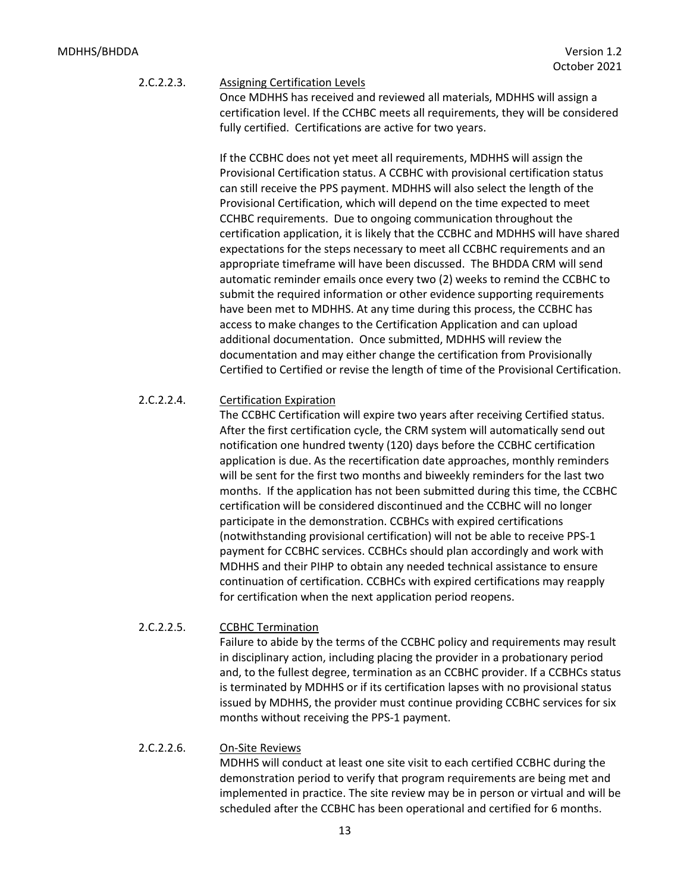2.C.2.2.3. <u>Assigning Certification Levels</u>

Once MDHHS has received and reviewed all materials, MDHHS will assign a certification level. If the CCHBC meets all requirements, they will be considered fully certified. Certifications are active for two years.

If the CCBHC does not yet meet all requirements, MDHHS will assign the Provisional Certification status. A CCBHC with provisional certification status can still receive the PPS payment. MDHHS will also select the length of the Provisional Certification, which will depend on the time expected to meet CCHBC requirements. Due to ongoing communication throughout the certification application, it is likely that the CCBHC and MDHHS will have shared expectations for the steps necessary to meet all CCBHC requirements and an appropriate timeframe will have been discussed. The BHDDA CRM will send automatic reminder emails once every two (2) weeks to remind the CCBHC to submit the required information or other evidence supporting requirements have been met to MDHHS. At any time during this process, the CCBHC has access to make changes to the Certification Application and can upload additional documentation. Once submitted, MDHHS will review the documentation and may either change the certification from Provisionally Certified to Certified or revise the length of time of the Provisional Certification.

2.C.2.2.4. <u>Certification Expiration</u>

The CCBHC Certification will expire two years after receiving Certified status. After the first certification cycle, the CRM system will automatically send out notification one hundred twenty (120) days before the CCBHC certification application is due. As the recertification date approaches, monthly reminders will be sent for the first two months and biweekly reminders for the last two months. If the application has not been submitted during this time, the CCBHC certification will be considered discontinued and the CCBHC will no longer participate in the demonstration. CCBHCs with expired certifications (notwithstanding provisional certification) will not be able to receive PPS-1 payment for CCBHC services. CCBHCs should plan accordingly and work with MDHHS and their PIHP to obtain any needed technical assistance to ensure continuation of certification. CCBHCs with expired certifications may reapply for certification when the next application period reopens.

2.C.2.2.5. <u>CCBHC Termination</u>

Failure to abide by the terms of the CCBHC policy and requirements may result in disciplinary action, including placing the provider in a probationary period and, to the fullest degree, termination as an CCBHC provider. If a CCBHCs status is terminated by MDHHS or if its certification lapses with no provisional status issued by MDHHS, the provider must continue providing CCBHC services for six months without receiving the PPS-1 payment.

2.C.2.2.6. <u>On-Site Reviews</u>

MDHHS will conduct at least one site visit to each certified CCBHC during the demonstration period to verify that program requirements are being met and implemented in practice. The site review may be in person or virtual and will be scheduled after the CCBHC has been operational and certified for 6 months.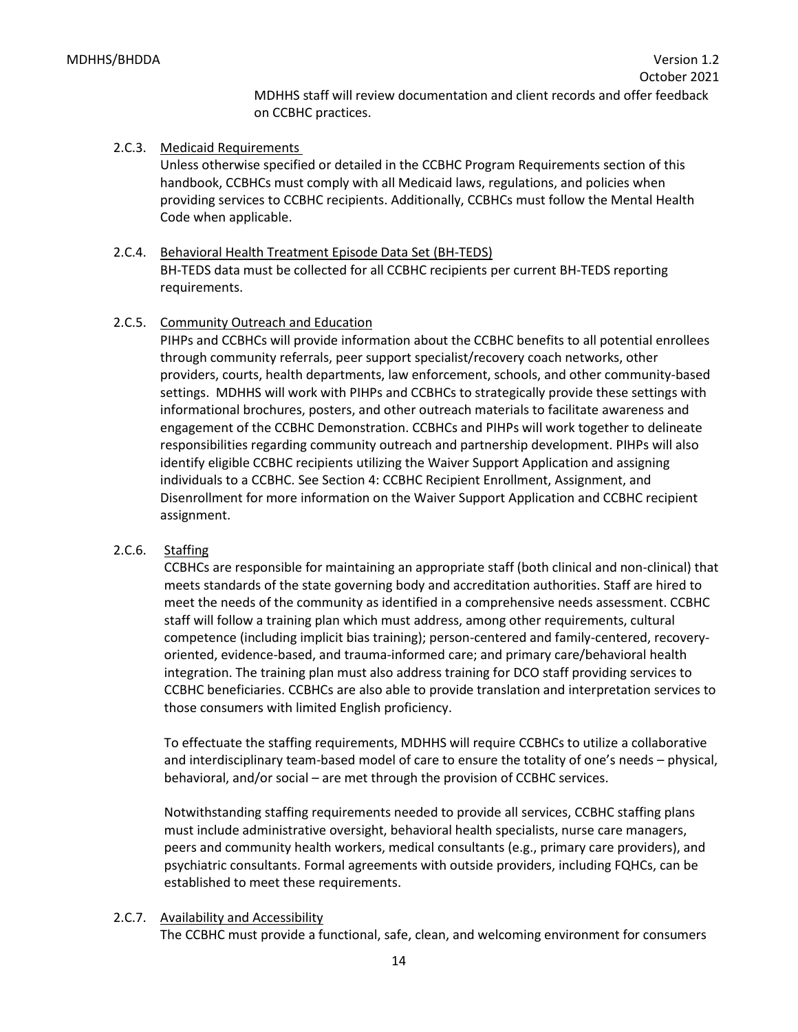MDHHS staff will review documentation and client records and offer feedback on CCBHC practices.

#### 2.C.3. Medicaid Requirements

Unless otherwise specified or detailed in the CCBHC Program Requirements section of this handbook, CCBHCs must comply with all Medicaid laws, regulations, and policies when providing services to CCBHC recipients. Additionally, CCBHCs must follow the Mental Health Code when applicable.

#### 2.C.4. Behavioral Health Treatment Episode Data Set (BH-TEDS)

BH-TEDS data must be collected for all CCBHC recipients per current BH-TEDS reporting requirements.

#### 2.C.5. Community Outreach and Education

PIHPs and CCBHCs will provide information about the CCBHC benefits to all potential enrollees through community referrals, peer support specialist/recovery coach networks, other providers, courts, health departments, law enforcement, schools, and other community-based settings. MDHHS will work with PIHPs and CCBHCs to strategically provide these settings with informational brochures, posters, and other outreach materials to facilitate awareness and engagement of the CCBHC Demonstration. CCBHCs and PIHPs will work together to delineate responsibilities regarding community outreach and partnership development. PIHPs will also identify eligible CCBHC recipients utilizing the Waiver Support Application and assigning individuals to a CCBHC. See Section 4: CCBHC Recipient Enrollment, Assignment, and Disenrollment for more information on the Waiver Support Application and CCBHC recipient assignment.

#### 2.C.6. Staffing

CCBHCs are responsible for maintaining an appropriate staff (both clinical and non-clinical) that meets standards of the state governing body and accreditation authorities. Staff are hired to meet the needs of the community as identified in a comprehensive needs assessment. CCBHC staff will follow a training plan which must address, among other requirements, cultural competence (including implicit bias training); person-centered and family-centered, recovery-oriented, evidence-based, and trauma-informed care; and primary care/behavioral health integration. The training plan must also address training for DCO staff providing services to CCBHC beneficiaries. CCBHCs are also able to provide translation and interpretation services to those consumers with limited English proficiency.

To effectuate the staffing requirements, MDHHS will require CCBHCs to utilize a collaborative and interdisciplinary team-based model of care to ensure the totality of one's needs – physical, behavioral, and/or social – are met through the provision of CCBHC services.

Notwithstanding staffing requirements needed to provide all services, CCBHC staffing plans must include administrative oversight, behavioral health specialists, nurse care managers, peers and community health workers, medical consultants (e.g., primary care providers), and psychiatric consultants. Formal agreements with outside providers, including FQHCs, can be established to meet these requirements.

#### 2.C.7. Availability and Accessibility

The CCBHC must provide a functional, safe, clean, and welcoming environment for consumers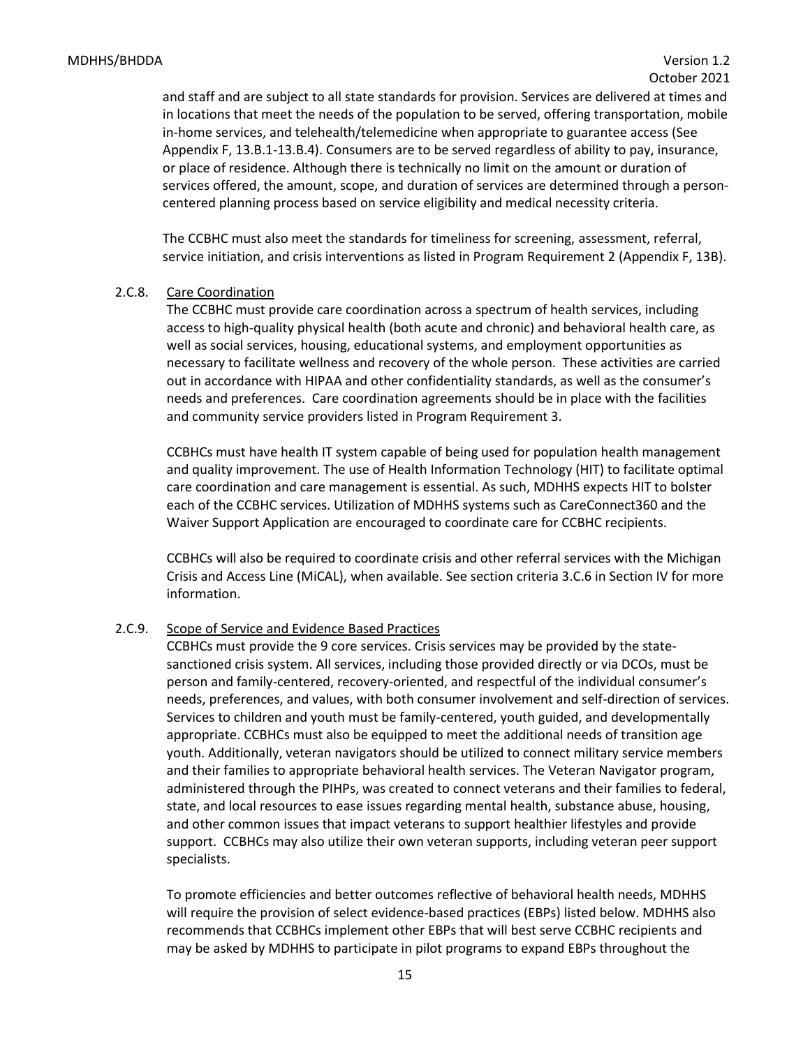and staff and are subject to all state standards for provision. Services are delivered at times and in locations that meet the needs of the population to be served, offering transportation, mobile in-home services, and telehealth/telemedicine when appropriate to guarantee access (See Appendix F, 13.B.1-13.B.4). Consumers are to be served regardless of ability to pay, insurance, or place of residence. Although there is technically no limit on the amount or duration of services offered, the amount, scope, and duration of services are determined through a person-centered planning process based on service eligibility and medical necessity criteria.

The CCBHC must also meet the standards for timeliness for screening, assessment, referral, service initiation, and crisis interventions as listed in Program Requirement 2 (Appendix F, 13B).

2.C.8. Care Coordination

The CCBHC must provide care coordination across a spectrum of health services, including access to high-quality physical health (both acute and chronic) and behavioral health care, as well as social services, housing, educational systems, and employment opportunities as necessary to facilitate wellness and recovery of the whole person. These activities are carried out in accordance with HIPAA and other confidentiality standards, as well as the consumer's needs and preferences. Care coordination agreements should be in place with the facilities and community service providers listed in Program Requirement 3.

CCBHCs must have health IT system capable of being used for population health management and quality improvement. The use of Health Information Technology (HIT) to facilitate optimal care coordination and care management is essential. As such, MDHHS expects HIT to bolster each of the CCBHC services. Utilization of MDHHS systems such as CareConnect360 and the Waiver Support Application are encouraged to coordinate care for CCBHC recipients.

CCBHCs will also be required to coordinate crisis and other referral services with the Michigan Crisis and Access Line (MiCAL), when available. See section criteria 3.C.6 in Section IV for more information.

2.C.9. Scope of Service and Evidence Based Practices

CCBHCs must provide the 9 core services. Crisis services may be provided by the state-sanctioned crisis system. All services, including those provided directly or via DCOs, must be person and family-centered, recovery-oriented, and respectful of the individual consumer's needs, preferences, and values, with both consumer involvement and self-direction of services. Services to children and youth must be family-centered, youth guided, and developmentally appropriate. CCBHCs must also be equipped to meet the additional needs of transition age youth. Additionally, veteran navigators should be utilized to connect military service members and their families to appropriate behavioral health services. The Veteran Navigator program, administered through the PIHPs, was created to connect veterans and their families to federal, state, and local resources to ease issues regarding mental health, substance abuse, housing, and other common issues that impact veterans to support healthier lifestyles and provide support. CCBHCs may also utilize their own veteran supports, including veteran peer support specialists.

To promote efficiencies and better outcomes reflective of behavioral health needs, MDHHS will require the provision of select evidence-based practices (EBPs) listed below. MDHHS also recommends that CCBHCs implement other EBPs that will best serve CCBHC recipients and may be asked by MDHHS to participate in pilot programs to expand EBPs throughout the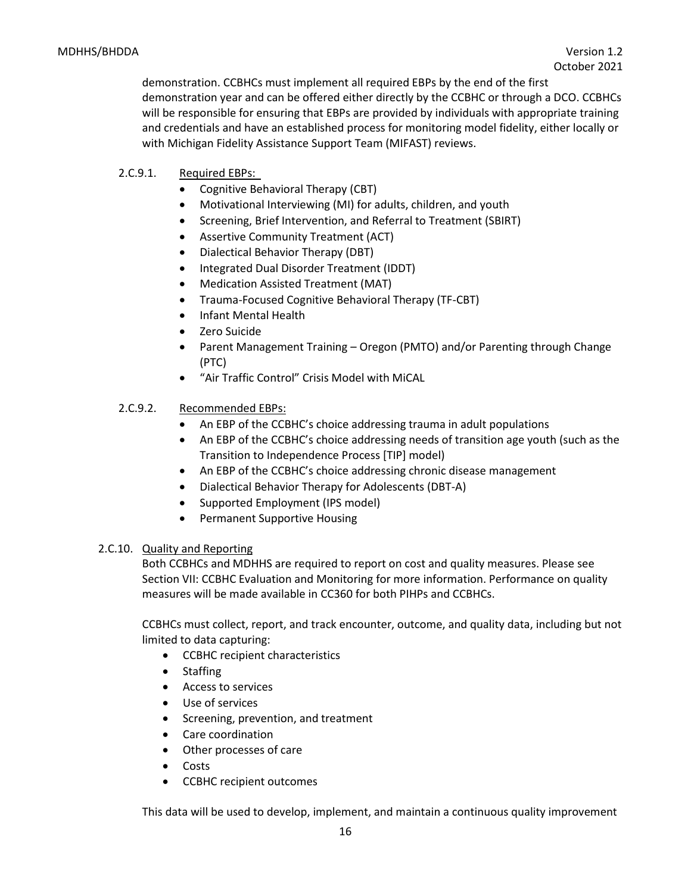demonstration. CCBHCs must implement all required EBPs by the end of the first demonstration year and can be offered either directly by the CCBHC or through a DCO. CCBHCs will be responsible for ensuring that EBPs are provided by individuals with appropriate training and credentials and have an established process for monitoring model fidelity, either locally or with Michigan Fidelity Assistance Support Team (MIFAST) reviews.

2.C.9.1. Required EBPs:

- Cognitive Behavioral Therapy (CBT)
- Motivational Interviewing (MI) for adults, children, and youth
- Screening, Brief Intervention, and Referral to Treatment (SBIRT)
- Assertive Community Treatment (ACT)
- Dialectical Behavior Therapy (DBT)
- Integrated Dual Disorder Treatment (IDDT)
- Medication Assisted Treatment (MAT)
- Trauma-Focused Cognitive Behavioral Therapy (TF-CBT)
- Infant Mental Health
- Zero Suicide
- Parent Management Training – Oregon (PMTO) and/or Parenting through Change (PTC)
- "Air Traffic Control" Crisis Model with MiCAL

2.C.9.2. Recommended EBPs:

- An EBP of the CCBHC's choice addressing trauma in adult populations
- An EBP of the CCBHC's choice addressing needs of transition age youth (such as the Transition to Independence Process [TIP] model)
- An EBP of the CCBHC's choice addressing chronic disease management
- Dialectical Behavior Therapy for Adolescents (DBT-A)
- Supported Employment (IPS model)
- Permanent Supportive Housing

2.C.10. Quality and Reporting

Both CCBHCs and MDHHS are required to report on cost and quality measures. Please see Section VII: CCBHC Evaluation and Monitoring for more information. Performance on quality measures will be made available in CC360 for both PIHPs and CCBHCs.

CCBHCs must collect, report, and track encounter, outcome, and quality data, including but not limited to data capturing:

- CCBHC recipient characteristics
- Staffing
- Access to services
- Use of services
- Screening, prevention, and treatment
- Care coordination
- Other processes of care
- Costs
- CCBHC recipient outcomes

This data will be used to develop, implement, and maintain a continuous quality improvement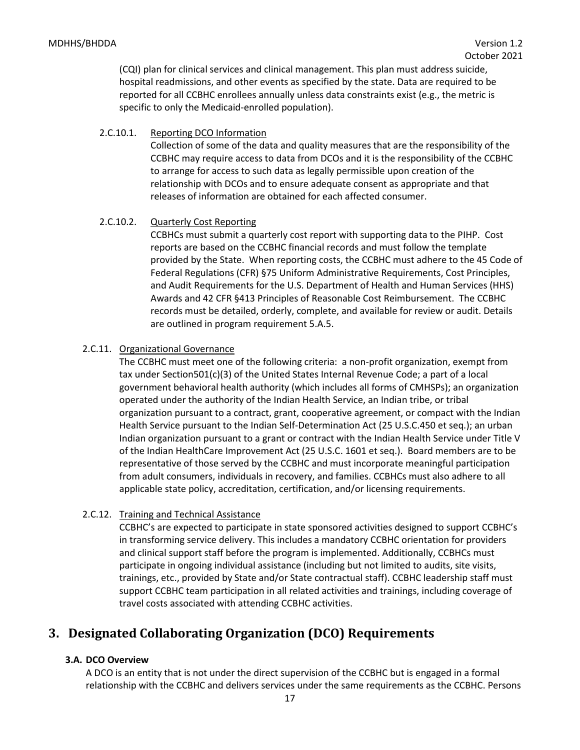(CQI) plan for clinical services and clinical management. This plan must address suicide, hospital readmissions, and other events as specified by the state. Data are required to be reported for all CCBHC enrollees annually unless data constraints exist (e.g., the metric is specific to only the Medicaid-enrolled population).

2.C.10.1. Reporting DCO Information

Collection of some of the data and quality measures that are the responsibility of the CCBHC may require access to data from DCOs and it is the responsibility of the CCBHC to arrange for access to such data as legally permissible upon creation of the relationship with DCOs and to ensure adequate consent as appropriate and that releases of information are obtained for each affected consumer.

2.C.10.2. Quarterly Cost Reporting

CCBHCs must submit a quarterly cost report with supporting data to the PIHP. Cost reports are based on the CCBHC financial records and must follow the template provided by the State. When reporting costs, the CCBHC must adhere to the 45 Code of Federal Regulations (CFR) §75 Uniform Administrative Requirements, Cost Principles, and Audit Requirements for the U.S. Department of Health and Human Services (HHS) Awards and 42 CFR §413 Principles of Reasonable Cost Reimbursement. The CCBHC records must be detailed, orderly, complete, and available for review or audit. Details are outlined in program requirement 5.A.5.

2.C.11. Organizational Governance

The CCBHC must meet one of the following criteria: a non-profit organization, exempt from tax under Section501(c)(3) of the United States Internal Revenue Code; a part of a local government behavioral health authority (which includes all forms of CMHSPs); an organization operated under the authority of the Indian Health Service, an Indian tribe, or tribal organization pursuant to a contract, grant, cooperative agreement, or compact with the Indian Health Service pursuant to the Indian Self-Determination Act (25 U.S.C.450 et seq.); an urban Indian organization pursuant to a grant or contract with the Indian Health Service under Title V of the Indian HealthCare Improvement Act (25 U.S.C. 1601 et seq.). Board members are to be representative of those served by the CCBHC and must incorporate meaningful participation from adult consumers, individuals in recovery, and families. CCBHCs must also adhere to all applicable state policy, accreditation, certification, and/or licensing requirements.

2.C.12. Training and Technical Assistance

CCBHC's are expected to participate in state sponsored activities designed to support CCBHC's in transforming service delivery. This includes a mandatory CCBHC orientation for providers and clinical support staff before the program is implemented. Additionally, CCBHCs must participate in ongoing individual assistance (including but not limited to audits, site visits, trainings, etc., provided by State and/or State contractual staff). CCBHC leadership staff must support CCBHC team participation in all related activities and trainings, including coverage of travel costs associated with attending CCBHC activities.

# 3. Designated Collaborating Organization (DCO) Requirements

### 3.A. DCO Overview

A DCO is an entity that is not under the direct supervision of the CCBHC but is engaged in a formal relationship with the CCBHC and delivers services under the same requirements as the CCBHC. Persons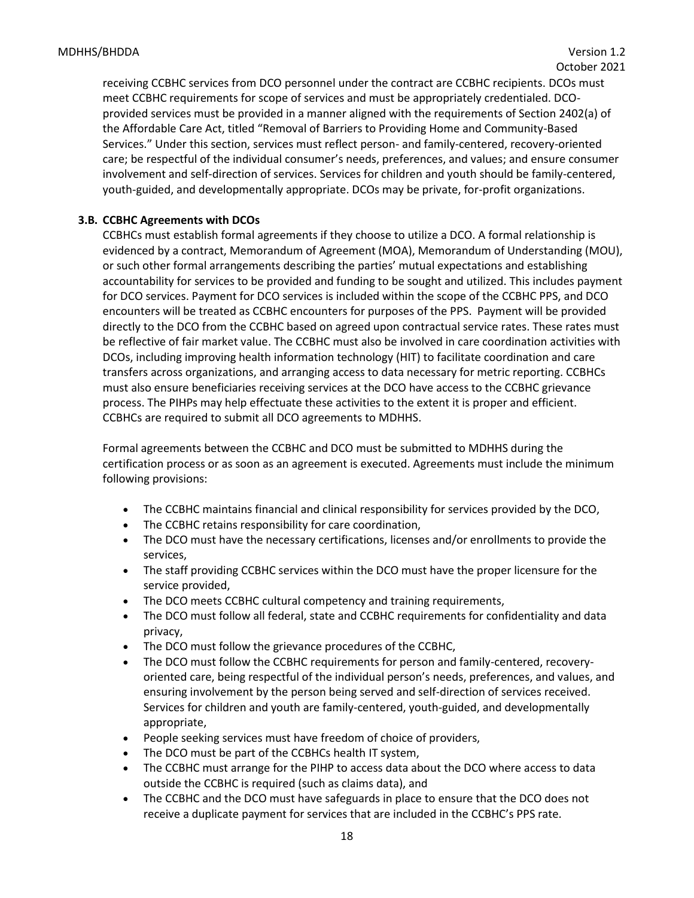receiving CCBHC services from DCO personnel under the contract are CCBHC recipients. DCOs must meet CCBHC requirements for scope of services and must be appropriately credentialed. DCO-provided services must be provided in a manner aligned with the requirements of Section 2402(a) of the Affordable Care Act, titled "Removal of Barriers to Providing Home and Community-Based Services." Under this section, services must reflect person- and family-centered, recovery-oriented care; be respectful of the individual consumer's needs, preferences, and values; and ensure consumer involvement and self-direction of services. Services for children and youth should be family-centered, youth-guided, and developmentally appropriate. DCOs may be private, for-profit organizations.

### 3.B. CCBHC Agreements with DCOs

CCBHCs must establish formal agreements if they choose to utilize a DCO. A formal relationship is evidenced by a contract, Memorandum of Agreement (MOA), Memorandum of Understanding (MOU), or such other formal arrangements describing the parties' mutual expectations and establishing accountability for services to be provided and funding to be sought and utilized. This includes payment for DCO services. Payment for DCO services is included within the scope of the CCBHC PPS, and DCO encounters will be treated as CCBHC encounters for purposes of the PPS. Payment will be provided directly to the DCO from the CCBHC based on agreed upon contractual service rates. These rates must be reflective of fair market value. The CCBHC must also be involved in care coordination activities with DCOs, including improving health information technology (HIT) to facilitate coordination and care transfers across organizations, and arranging access to data necessary for metric reporting. CCBHCs must also ensure beneficiaries receiving services at the DCO have access to the CCBHC grievance process. The PIHPs may help effectuate these activities to the extent it is proper and efficient. CCBHCs are required to submit all DCO agreements to MDHHS.

Formal agreements between the CCBHC and DCO must be submitted to MDHHS during the certification process or as soon as an agreement is executed. Agreements must include the minimum following provisions:

- The CCBHC maintains financial and clinical responsibility for services provided by the DCO,
- The CCBHC retains responsibility for care coordination,
- The DCO must have the necessary certifications, licenses and/or enrollments to provide the services,
- The staff providing CCBHC services within the DCO must have the proper licensure for the service provided,
- The DCO meets CCBHC cultural competency and training requirements,
- The DCO must follow all federal, state and CCBHC requirements for confidentiality and data privacy,
- The DCO must follow the grievance procedures of the CCBHC,
- The DCO must follow the CCBHC requirements for person and family-centered, recovery-oriented care, being respectful of the individual person's needs, preferences, and values, and ensuring involvement by the person being served and self-direction of services received. Services for children and youth are family-centered, youth-guided, and developmentally appropriate,
- People seeking services must have freedom of choice of providers,
- The DCO must be part of the CCBHCs health IT system,
- The CCBHC must arrange for the PIHP to access data about the DCO where access to data outside the CCBHC is required (such as claims data), and
- The CCBHC and the DCO must have safeguards in place to ensure that the DCO does not receive a duplicate payment for services that are included in the CCBHC's PPS rate.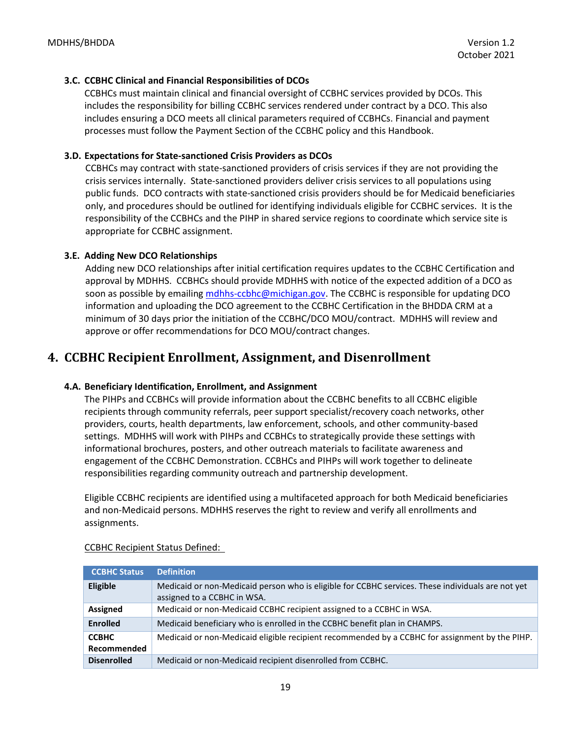### 3.C. CCBHC Clinical and Financial Responsibilities of DCOs

CCBHCs must maintain clinical and financial oversight of CCBHC services provided by DCOs. This includes the responsibility for billing CCBHC services rendered under contract by a DCO. This also includes ensuring a DCO meets all clinical parameters required of CCBHCs. Financial and payment processes must follow the Payment Section of the CCBHC policy and this Handbook.

### 3.D. Expectations for State-sanctioned Crisis Providers as DCOs

CCBHCs may contract with state-sanctioned providers of crisis services if they are not providing the crisis services internally. State-sanctioned providers deliver crisis services to all populations using public funds. DCO contracts with state-sanctioned crisis providers should be for Medicaid beneficiaries only, and procedures should be outlined for identifying individuals eligible for CCBHC services. It is the responsibility of the CCBHCs and the PIHP in shared service regions to coordinate which service site is appropriate for CCBHC assignment.

### 3.E. Adding New DCO Relationships

Adding new DCO relationships after initial certification requires updates to the CCBHC Certification and approval by MDHHS. CCBHCs should provide MDHHS with notice of the expected addition of a DCO as soon as possible by emailing mdhhs-ccbhc@michigan.gov. The CCBHC is responsible for updating DCO information and uploading the DCO agreement to the CCBHC Certification in the BHDDA CRM at a minimum of 30 days prior the initiation of the CCBHC/DCO MOU/contract. MDHHS will review and approve or offer recommendations for DCO MOU/contract changes.

# 4. CCBHC Recipient Enrollment, Assignment, and Disenrollment

### 4.A. Beneficiary Identification, Enrollment, and Assignment

The PIHPs and CCBHCs will provide information about the CCBHC benefits to all CCBHC eligible recipients through community referrals, peer support specialist/recovery coach networks, other providers, courts, health departments, law enforcement, schools, and other community-based settings. MDHHS will work with PIHPs and CCBHCs to strategically provide these settings with informational brochures, posters, and other outreach materials to facilitate awareness and engagement of the CCBHC Demonstration. CCBHCs and PIHPs will work together to delineate responsibilities regarding community outreach and partnership development.

Eligible CCBHC recipients are identified using a multifaceted approach for both Medicaid beneficiaries and non-Medicaid persons. MDHHS reserves the right to review and verify all enrollments and assignments.

CCBHC Recipient Status Defined:

| CCBHC Status | Definition |
| --- | --- |
| **Eligible** | Medicaid or non-Medicaid person who is eligible for CCBHC services. These individuals are not yet assigned to a CCBHC in WSA. |
| **Assigned** | Medicaid or non-Medicaid CCBHC recipient assigned to a CCBHC in WSA. |
| **Enrolled** | Medicaid beneficiary who is enrolled in the CCBHC benefit plan in CHAMPS. |
| **CCBHC Recommended** | Medicaid or non-Medicaid eligible recipient recommended by a CCBHC for assignment by the PIHP. |
| **Disenrolled** | Medicaid or non-Medicaid recipient disenrolled from CCBHC. |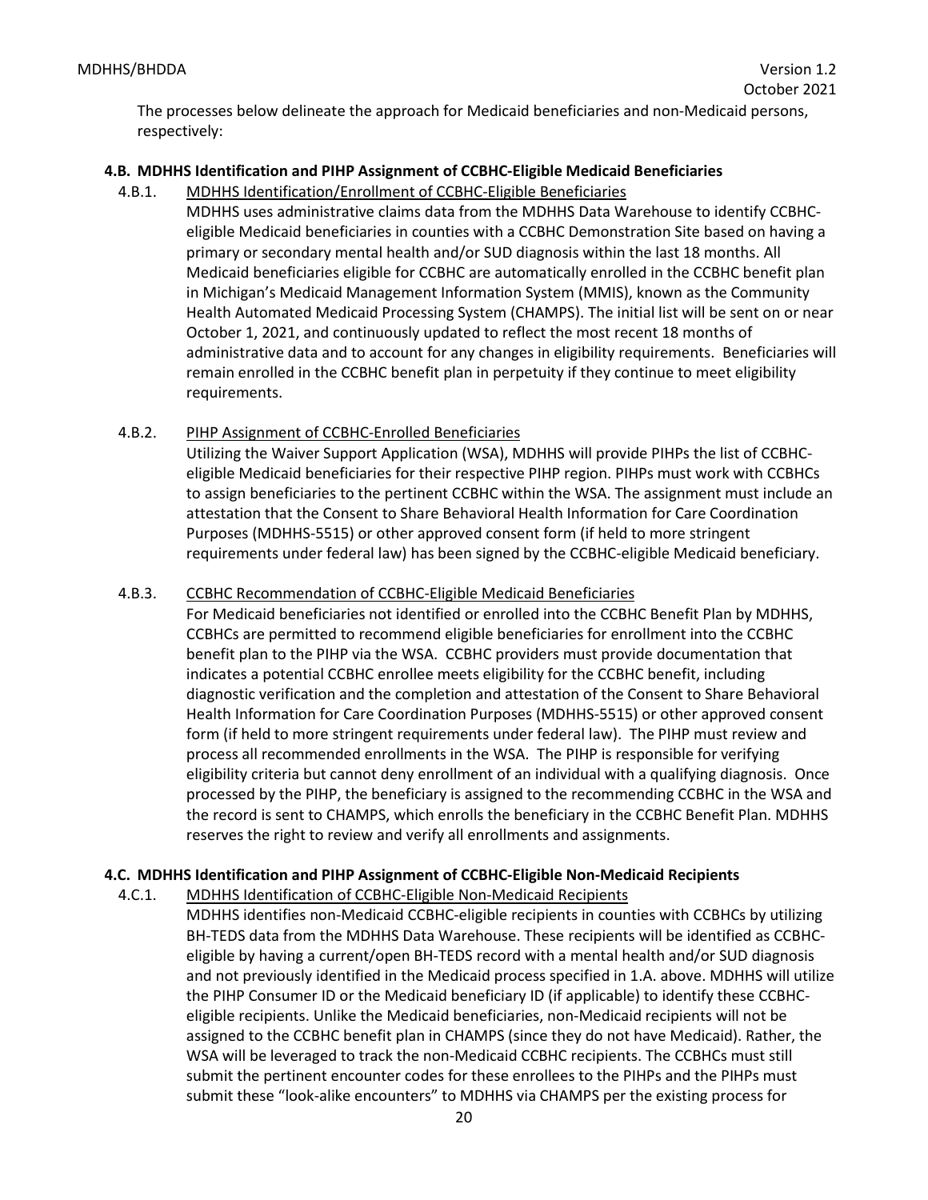The processes below delineate the approach for Medicaid beneficiaries and non-Medicaid persons, respectively:

### 4.B. MDHHS Identification and PIHP Assignment of CCBHC-Eligible Medicaid Beneficiaries

4.B.1. MDHHS Identification/Enrollment of CCBHC-Eligible Beneficiaries

MDHHS uses administrative claims data from the MDHHS Data Warehouse to identify CCBHC-eligible Medicaid beneficiaries in counties with a CCBHC Demonstration Site based on having a primary or secondary mental health and/or SUD diagnosis within the last 18 months. All Medicaid beneficiaries eligible for CCBHC are automatically enrolled in the CCBHC benefit plan in Michigan's Medicaid Management Information System (MMIS), known as the Community Health Automated Medicaid Processing System (CHAMPS). The initial list will be sent on or near October 1, 2021, and continuously updated to reflect the most recent 18 months of administrative data and to account for any changes in eligibility requirements. Beneficiaries will remain enrolled in the CCBHC benefit plan in perpetuity if they continue to meet eligibility requirements.

4.B.2. PIHP Assignment of CCBHC-Enrolled Beneficiaries

Utilizing the Waiver Support Application (WSA), MDHHS will provide PIHPs the list of CCBHC-eligible Medicaid beneficiaries for their respective PIHP region. PIHPs must work with CCBHCs to assign beneficiaries to the pertinent CCBHC within the WSA. The assignment must include an attestation that the Consent to Share Behavioral Health Information for Care Coordination Purposes (MDHHS-5515) or other approved consent form (if held to more stringent requirements under federal law) has been signed by the CCBHC-eligible Medicaid beneficiary.

4.B.3. CCBHC Recommendation of CCBHC-Eligible Medicaid Beneficiaries

For Medicaid beneficiaries not identified or enrolled into the CCBHC Benefit Plan by MDHHS, CCBHCs are permitted to recommend eligible beneficiaries for enrollment into the CCBHC benefit plan to the PIHP via the WSA. CCBHC providers must provide documentation that indicates a potential CCBHC enrollee meets eligibility for the CCBHC benefit, including diagnostic verification and the completion and attestation of the Consent to Share Behavioral Health Information for Care Coordination Purposes (MDHHS-5515) or other approved consent form (if held to more stringent requirements under federal law). The PIHP must review and process all recommended enrollments in the WSA. The PIHP is responsible for verifying eligibility criteria but cannot deny enrollment of an individual with a qualifying diagnosis. Once processed by the PIHP, the beneficiary is assigned to the recommending CCBHC in the WSA and the record is sent to CHAMPS, which enrolls the beneficiary in the CCBHC Benefit Plan. MDHHS reserves the right to review and verify all enrollments and assignments.

### 4.C. MDHHS Identification and PIHP Assignment of CCBHC-Eligible Non-Medicaid Recipients

4.C.1. MDHHS Identification of CCBHC-Eligible Non-Medicaid Recipients

MDHHS identifies non-Medicaid CCBHC-eligible recipients in counties with CCBHCs by utilizing BH-TEDS data from the MDHHS Data Warehouse. These recipients will be identified as CCBHC-eligible by having a current/open BH-TEDS record with a mental health and/or SUD diagnosis and not previously identified in the Medicaid process specified in 1.A. above. MDHHS will utilize the PIHP Consumer ID or the Medicaid beneficiary ID (if applicable) to identify these CCBHC-eligible recipients. Unlike the Medicaid beneficiaries, non-Medicaid recipients will not be assigned to the CCBHC benefit plan in CHAMPS (since they do not have Medicaid). Rather, the WSA will be leveraged to track the non-Medicaid CCBHC recipients. The CCBHCs must still submit the pertinent encounter codes for these enrollees to the PIHPs and the PIHPs must submit these "look-alike encounters" to MDHHS via CHAMPS per the existing process for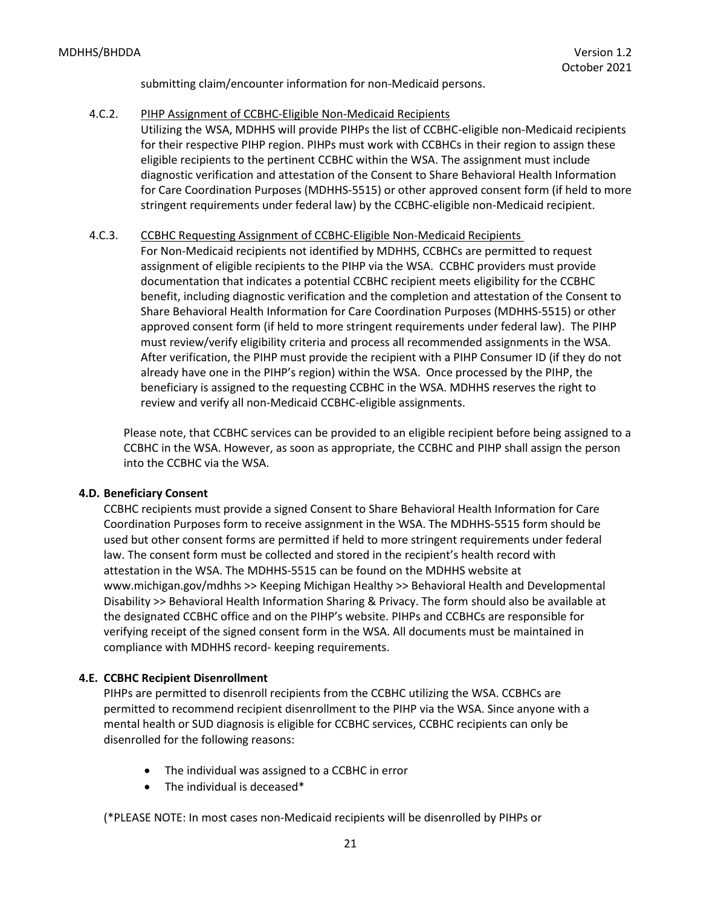submitting claim/encounter information for non-Medicaid persons.

4.C.2. PIHP Assignment of CCBHC-Eligible Non-Medicaid Recipients

Utilizing the WSA, MDHHS will provide PIHPs the list of CCBHC-eligible non-Medicaid recipients for their respective PIHP region. PIHPs must work with CCBHCs in their region to assign these eligible recipients to the pertinent CCBHC within the WSA. The assignment must include diagnostic verification and attestation of the Consent to Share Behavioral Health Information for Care Coordination Purposes (MDHHS-5515) or other approved consent form (if held to more stringent requirements under federal law) by the CCBHC-eligible non-Medicaid recipient.

4.C.3. CCBHC Requesting Assignment of CCBHC-Eligible Non-Medicaid Recipients

For Non-Medicaid recipients not identified by MDHHS, CCBHCs are permitted to request assignment of eligible recipients to the PIHP via the WSA. CCBHC providers must provide documentation that indicates a potential CCBHC recipient meets eligibility for the CCBHC benefit, including diagnostic verification and the completion and attestation of the Consent to Share Behavioral Health Information for Care Coordination Purposes (MDHHS-5515) or other approved consent form (if held to more stringent requirements under federal law). The PIHP must review/verify eligibility criteria and process all recommended assignments in the WSA. After verification, the PIHP must provide the recipient with a PIHP Consumer ID (if they do not already have one in the PIHP's region) within the WSA. Once processed by the PIHP, the beneficiary is assigned to the requesting CCBHC in the WSA. MDHHS reserves the right to review and verify all non-Medicaid CCBHC-eligible assignments.

Please note, that CCBHC services can be provided to an eligible recipient before being assigned to a CCBHC in the WSA. However, as soon as appropriate, the CCBHC and PIHP shall assign the person into the CCBHC via the WSA.

**4.D. Beneficiary Consent**

CCBHC recipients must provide a signed Consent to Share Behavioral Health Information for Care Coordination Purposes form to receive assignment in the WSA. The MDHHS-5515 form should be used but other consent forms are permitted if held to more stringent requirements under federal law. The consent form must be collected and stored in the recipient's health record with attestation in the WSA. The MDHHS-5515 can be found on the MDHHS website at www.michigan.gov/mdhhs >> Keeping Michigan Healthy >> Behavioral Health and Developmental Disability >> Behavioral Health Information Sharing & Privacy. The form should also be available at the designated CCBHC office and on the PIHP's website. PIHPs and CCBHCs are responsible for verifying receipt of the signed consent form in the WSA. All documents must be maintained in compliance with MDHHS record- keeping requirements.

**4.E. CCBHC Recipient Disenrollment**

PIHPs are permitted to disenroll recipients from the CCBHC utilizing the WSA. CCBHCs are permitted to recommend recipient disenrollment to the PIHP via the WSA. Since anyone with a mental health or SUD diagnosis is eligible for CCBHC services, CCBHC recipients can only be disenrolled for the following reasons:

- The individual was assigned to a CCBHC in error
- The individual is deceased*

(*PLEASE NOTE: In most cases non-Medicaid recipients will be disenrolled by PIHPs or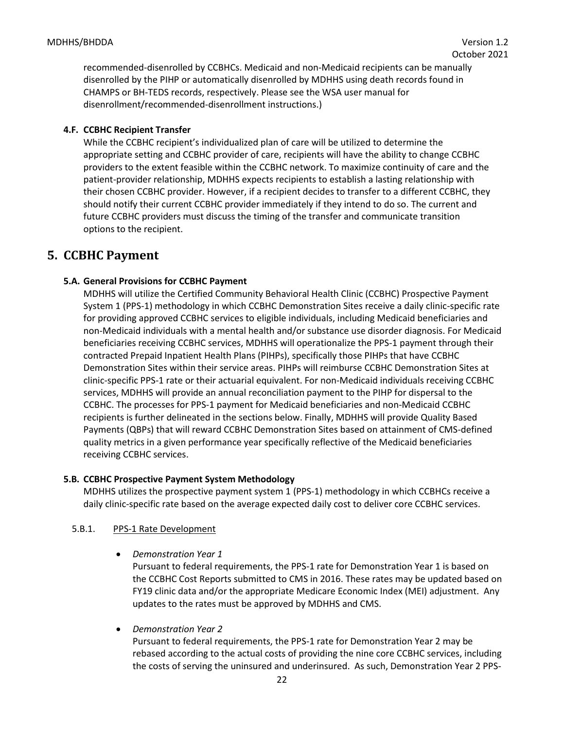recommended-disenrolled by CCBHCs. Medicaid and non-Medicaid recipients can be manually disenrolled by the PIHP or automatically disenrolled by MDHHS using death records found in CHAMPS or BH-TEDS records, respectively. Please see the WSA user manual for disenrollment/recommended-disenrollment instructions.)

### 4.F. CCBHC Recipient Transfer

While the CCBHC recipient's individualized plan of care will be utilized to determine the appropriate setting and CCBHC provider of care, recipients will have the ability to change CCBHC providers to the extent feasible within the CCBHC network. To maximize continuity of care and the patient-provider relationship, MDHHS expects recipients to establish a lasting relationship with their chosen CCBHC provider. However, if a recipient decides to transfer to a different CCBHC, they should notify their current CCBHC provider immediately if they intend to do so. The current and future CCBHC providers must discuss the timing of the transfer and communicate transition options to the recipient.

## 5. CCBHC Payment

### 5.A. General Provisions for CCBHC Payment

MDHHS will utilize the Certified Community Behavioral Health Clinic (CCBHC) Prospective Payment System 1 (PPS-1) methodology in which CCBHC Demonstration Sites receive a daily clinic-specific rate for providing approved CCBHC services to eligible individuals, including Medicaid beneficiaries and non-Medicaid individuals with a mental health and/or substance use disorder diagnosis. For Medicaid beneficiaries receiving CCBHC services, MDHHS will operationalize the PPS-1 payment through their contracted Prepaid Inpatient Health Plans (PIHPs), specifically those PIHPs that have CCBHC Demonstration Sites within their service areas. PIHPs will reimburse CCBHC Demonstration Sites at clinic-specific PPS-1 rate or their actuarial equivalent. For non-Medicaid individuals receiving CCBHC services, MDHHS will provide an annual reconciliation payment to the PIHP for dispersal to the CCBHC. The processes for PPS-1 payment for Medicaid beneficiaries and non-Medicaid CCBHC recipients is further delineated in the sections below. Finally, MDHHS will provide Quality Based Payments (QBPs) that will reward CCBHC Demonstration Sites based on attainment of CMS-defined quality metrics in a given performance year specifically reflective of the Medicaid beneficiaries receiving CCBHC services.

### 5.B. CCBHC Prospective Payment System Methodology

MDHHS utilizes the prospective payment system 1 (PPS-1) methodology in which CCBHCs receive a daily clinic-specific rate based on the average expected daily cost to deliver core CCBHC services.

#### 5.B.1. PPS-1 Rate Development

- *Demonstration Year 1*
  Pursuant to federal requirements, the PPS-1 rate for Demonstration Year 1 is based on the CCBHC Cost Reports submitted to CMS in 2016. These rates may be updated based on FY19 clinic data and/or the appropriate Medicare Economic Index (MEI) adjustment. Any updates to the rates must be approved by MDHHS and CMS.

- *Demonstration Year 2*
  Pursuant to federal requirements, the PPS-1 rate for Demonstration Year 2 may be rebased according to the actual costs of providing the nine core CCBHC services, including the costs of serving the uninsured and underinsured. As such, Demonstration Year 2 PPS-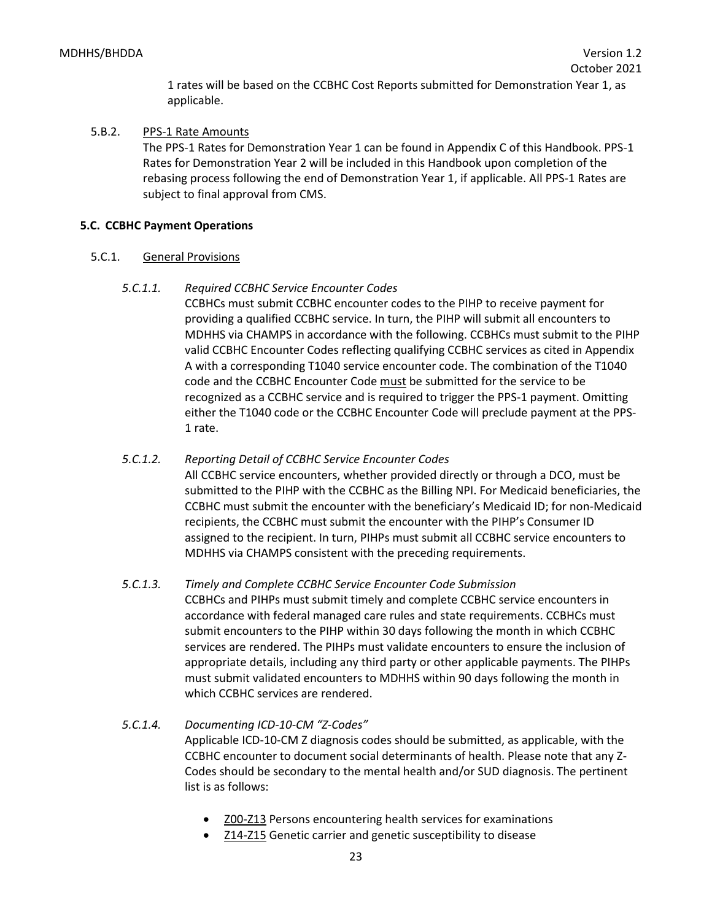1 rates will be based on the CCBHC Cost Reports submitted for Demonstration Year 1, as applicable.

5.B.2. PPS-1 Rate Amounts

The PPS-1 Rates for Demonstration Year 1 can be found in Appendix C of this Handbook. PPS-1 Rates for Demonstration Year 2 will be included in this Handbook upon completion of the rebasing process following the end of Demonstration Year 1, if applicable. All PPS-1 Rates are subject to final approval from CMS.

**5.C. CCBHC Payment Operations**

5.C.1. General Provisions

*5.C.1.1. Required CCBHC Service Encounter Codes*

CCBHCs must submit CCBHC encounter codes to the PIHP to receive payment for providing a qualified CCBHC service. In turn, the PIHP will submit all encounters to MDHHS via CHAMPS in accordance with the following. CCBHCs must submit to the PIHP valid CCBHC Encounter Codes reflecting qualifying CCBHC services as cited in Appendix A with a corresponding T1040 service encounter code. The combination of the T1040 code and the CCBHC Encounter Code must be submitted for the service to be recognized as a CCBHC service and is required to trigger the PPS-1 payment. Omitting either the T1040 code or the CCBHC Encounter Code will preclude payment at the PPS-1 rate.

*5.C.1.2. Reporting Detail of CCBHC Service Encounter Codes*

All CCBHC service encounters, whether provided directly or through a DCO, must be submitted to the PIHP with the CCBHC as the Billing NPI. For Medicaid beneficiaries, the CCBHC must submit the encounter with the beneficiary's Medicaid ID; for non-Medicaid recipients, the CCBHC must submit the encounter with the PIHP's Consumer ID assigned to the recipient. In turn, PIHPs must submit all CCBHC service encounters to MDHHS via CHAMPS consistent with the preceding requirements.

*5.C.1.3. Timely and Complete CCBHC Service Encounter Code Submission*

CCBHCs and PIHPs must submit timely and complete CCBHC service encounters in accordance with federal managed care rules and state requirements. CCBHCs must submit encounters to the PIHP within 30 days following the month in which CCBHC services are rendered. The PIHPs must validate encounters to ensure the inclusion of appropriate details, including any third party or other applicable payments. The PIHPs must submit validated encounters to MDHHS within 90 days following the month in which CCBHC services are rendered.

*5.C.1.4. Documenting ICD-10-CM "Z-Codes"*

Applicable ICD-10-CM Z diagnosis codes should be submitted, as applicable, with the CCBHC encounter to document social determinants of health. Please note that any Z-Codes should be secondary to the mental health and/or SUD diagnosis. The pertinent list is as follows:

- Z00-Z13 Persons encountering health services for examinations
- Z14-Z15 Genetic carrier and genetic susceptibility to disease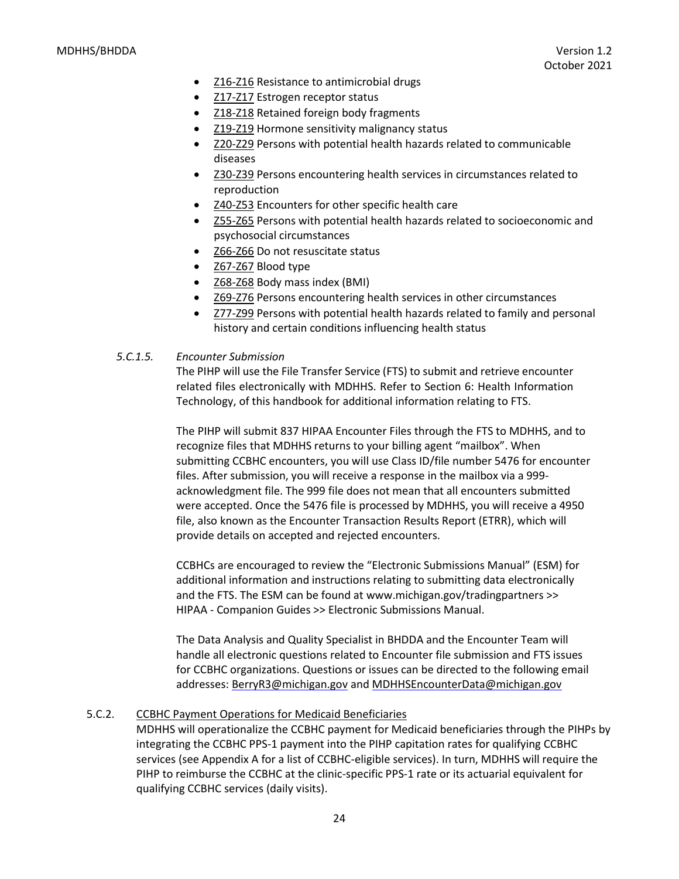- Z16-Z16 Resistance to antimicrobial drugs
- Z17-Z17 Estrogen receptor status
- Z18-Z18 Retained foreign body fragments
- Z19-Z19 Hormone sensitivity malignancy status
- Z20-Z29 Persons with potential health hazards related to communicable diseases
- Z30-Z39 Persons encountering health services in circumstances related to reproduction
- Z40-Z53 Encounters for other specific health care
- Z55-Z65 Persons with potential health hazards related to socioeconomic and psychosocial circumstances
- Z66-Z66 Do not resuscitate status
- Z67-Z67 Blood type
- Z68-Z68 Body mass index (BMI)
- Z69-Z76 Persons encountering health services in other circumstances
- Z77-Z99 Persons with potential health hazards related to family and personal history and certain conditions influencing health status

##### *5.C.1.5. Encounter Submission*

The PIHP will use the File Transfer Service (FTS) to submit and retrieve encounter related files electronically with MDHHS. Refer to Section 6: Health Information Technology, of this handbook for additional information relating to FTS.

The PIHP will submit 837 HIPAA Encounter Files through the FTS to MDHHS, and to recognize files that MDHHS returns to your billing agent "mailbox". When submitting CCBHC encounters, you will use Class ID/file number 5476 for encounter files. After submission, you will receive a response in the mailbox via a 999-acknowledgment file. The 999 file does not mean that all encounters submitted were accepted. Once the 5476 file is processed by MDHHS, you will receive a 4950 file, also known as the Encounter Transaction Results Report (ETRR), which will provide details on accepted and rejected encounters.

CCBHCs are encouraged to review the "Electronic Submissions Manual" (ESM) for additional information and instructions relating to submitting data electronically and the FTS. The ESM can be found at www.michigan.gov/tradingpartners >> HIPAA - Companion Guides >> Electronic Submissions Manual.

The Data Analysis and Quality Specialist in BHDDA and the Encounter Team will handle all electronic questions related to Encounter file submission and FTS issues for CCBHC organizations. Questions or issues can be directed to the following email addresses: BerryR3@michigan.gov and MDHHSEncounterData@michigan.gov

#### 5.C.2. CCBHC Payment Operations for Medicaid Beneficiaries

MDHHS will operationalize the CCBHC payment for Medicaid beneficiaries through the PIHPs by integrating the CCBHC PPS-1 payment into the PIHP capitation rates for qualifying CCBHC services (see Appendix A for a list of CCBHC-eligible services). In turn, MDHHS will require the PIHP to reimburse the CCBHC at the clinic-specific PPS-1 rate or its actuarial equivalent for qualifying CCBHC services (daily visits).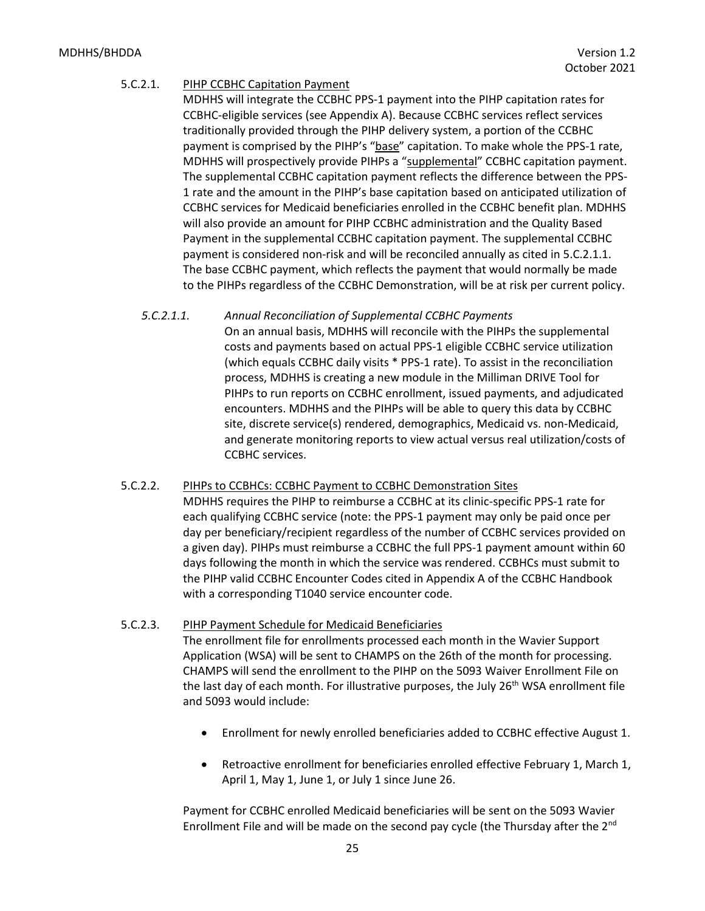#### 5.C.2.1. PIHP CCBHC Capitation Payment

MDHHS will integrate the CCBHC PPS-1 payment into the PIHP capitation rates for CCBHC-eligible services (see Appendix A). Because CCBHC services reflect services traditionally provided through the PIHP delivery system, a portion of the CCBHC payment is comprised by the PIHP's "base" capitation. To make whole the PPS-1 rate, MDHHS will prospectively provide PIHPs a "supplemental" CCBHC capitation payment. The supplemental CCBHC capitation payment reflects the difference between the PPS-1 rate and the amount in the PIHP's base capitation based on anticipated utilization of CCBHC services for Medicaid beneficiaries enrolled in the CCBHC benefit plan. MDHHS will also provide an amount for PIHP CCBHC administration and the Quality Based Payment in the supplemental CCBHC capitation payment. The supplemental CCBHC payment is considered non-risk and will be reconciled annually as cited in 5.C.2.1.1. The base CCBHC payment, which reflects the payment that would normally be made to the PIHPs regardless of the CCBHC Demonstration, will be at risk per current policy.

##### *5.C.2.1.1. Annual Reconciliation of Supplemental CCBHC Payments*

On an annual basis, MDHHS will reconcile with the PIHPs the supplemental costs and payments based on actual PPS-1 eligible CCBHC service utilization (which equals CCBHC daily visits * PPS-1 rate). To assist in the reconciliation process, MDHHS is creating a new module in the Milliman DRIVE Tool for PIHPs to run reports on CCBHC enrollment, issued payments, and adjudicated encounters. MDHHS and the PIHPs will be able to query this data by CCBHC site, discrete service(s) rendered, demographics, Medicaid vs. non-Medicaid, and generate monitoring reports to view actual versus real utilization/costs of CCBHC services.

#### 5.C.2.2. PIHPs to CCBHCs: CCBHC Payment to CCBHC Demonstration Sites

MDHHS requires the PIHP to reimburse a CCBHC at its clinic-specific PPS-1 rate for each qualifying CCBHC service (note: the PPS-1 payment may only be paid once per day per beneficiary/recipient regardless of the number of CCBHC services provided on a given day). PIHPs must reimburse a CCBHC the full PPS-1 payment amount within 60 days following the month in which the service was rendered. CCBHCs must submit to the PIHP valid CCBHC Encounter Codes cited in Appendix A of the CCBHC Handbook with a corresponding T1040 service encounter code.

#### 5.C.2.3. PIHP Payment Schedule for Medicaid Beneficiaries

The enrollment file for enrollments processed each month in the Wavier Support Application (WSA) will be sent to CHAMPS on the 26th of the month for processing. CHAMPS will send the enrollment to the PIHP on the 5093 Waiver Enrollment File on the last day of each month. For illustrative purposes, the July 26th WSA enrollment file and 5093 would include:

- Enrollment for newly enrolled beneficiaries added to CCBHC effective August 1.
- Retroactive enrollment for beneficiaries enrolled effective February 1, March 1, April 1, May 1, June 1, or July 1 since June 26.

Payment for CCBHC enrolled Medicaid beneficiaries will be sent on the 5093 Wavier Enrollment File and will be made on the second pay cycle (the Thursday after the 2nd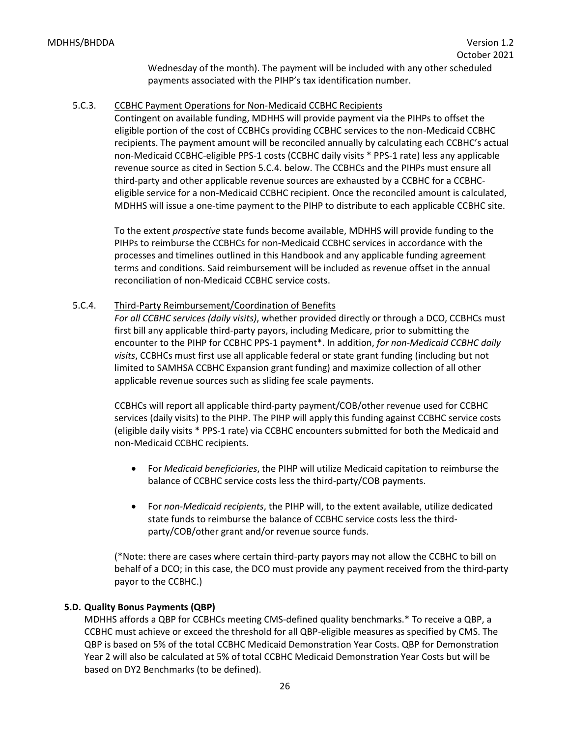Wednesday of the month). The payment will be included with any other scheduled payments associated with the PIHP's tax identification number.

5.C.3. CCBHC Payment Operations for Non-Medicaid CCBHC Recipients

Contingent on available funding, MDHHS will provide payment via the PIHPs to offset the eligible portion of the cost of CCBHCs providing CCBHC services to the non-Medicaid CCBHC recipients. The payment amount will be reconciled annually by calculating each CCBHC's actual non-Medicaid CCBHC-eligible PPS-1 costs (CCBHC daily visits * PPS-1 rate) less any applicable revenue source as cited in Section 5.C.4. below. The CCBHCs and the PIHPs must ensure all third-party and other applicable revenue sources are exhausted by a CCBHC for a CCBHC-eligible service for a non-Medicaid CCBHC recipient. Once the reconciled amount is calculated, MDHHS will issue a one-time payment to the PIHP to distribute to each applicable CCBHC site.

To the extent *prospective* state funds become available, MDHHS will provide funding to the PIHPs to reimburse the CCBHCs for non-Medicaid CCBHC services in accordance with the processes and timelines outlined in this Handbook and any applicable funding agreement terms and conditions. Said reimbursement will be included as revenue offset in the annual reconciliation of non-Medicaid CCBHC service costs.

5.C.4. Third-Party Reimbursement/Coordination of Benefits

*For all CCBHC services (daily visits)*, whether provided directly or through a DCO, CCBHCs must first bill any applicable third-party payors, including Medicare, prior to submitting the encounter to the PIHP for CCBHC PPS-1 payment*. In addition, *for non-Medicaid CCBHC daily visits*, CCBHCs must first use all applicable federal or state grant funding (including but not limited to SAMHSA CCBHC Expansion grant funding) and maximize collection of all other applicable revenue sources such as sliding fee scale payments.

CCBHCs will report all applicable third-party payment/COB/other revenue used for CCBHC services (daily visits) to the PIHP. The PIHP will apply this funding against CCBHC service costs (eligible daily visits * PPS-1 rate) via CCBHC encounters submitted for both the Medicaid and non-Medicaid CCBHC recipients.

- For *Medicaid beneficiaries*, the PIHP will utilize Medicaid capitation to reimburse the balance of CCBHC service costs less the third-party/COB payments.
- For *non-Medicaid recipients*, the PIHP will, to the extent available, utilize dedicated state funds to reimburse the balance of CCBHC service costs less the third-party/COB/other grant and/or revenue source funds.

(*Note: there are cases where certain third-party payors may not allow the CCBHC to bill on behalf of a DCO; in this case, the DCO must provide any payment received from the third-party payor to the CCBHC.)

**5.D. Quality Bonus Payments (QBP)**

MDHHS affords a QBP for CCBHCs meeting CMS-defined quality benchmarks.* To receive a QBP, a CCBHC must achieve or exceed the threshold for all QBP-eligible measures as specified by CMS. The QBP is based on 5% of the total CCBHC Medicaid Demonstration Year Costs. QBP for Demonstration Year 2 will also be calculated at 5% of total CCBHC Medicaid Demonstration Year Costs but will be based on DY2 Benchmarks (to be defined).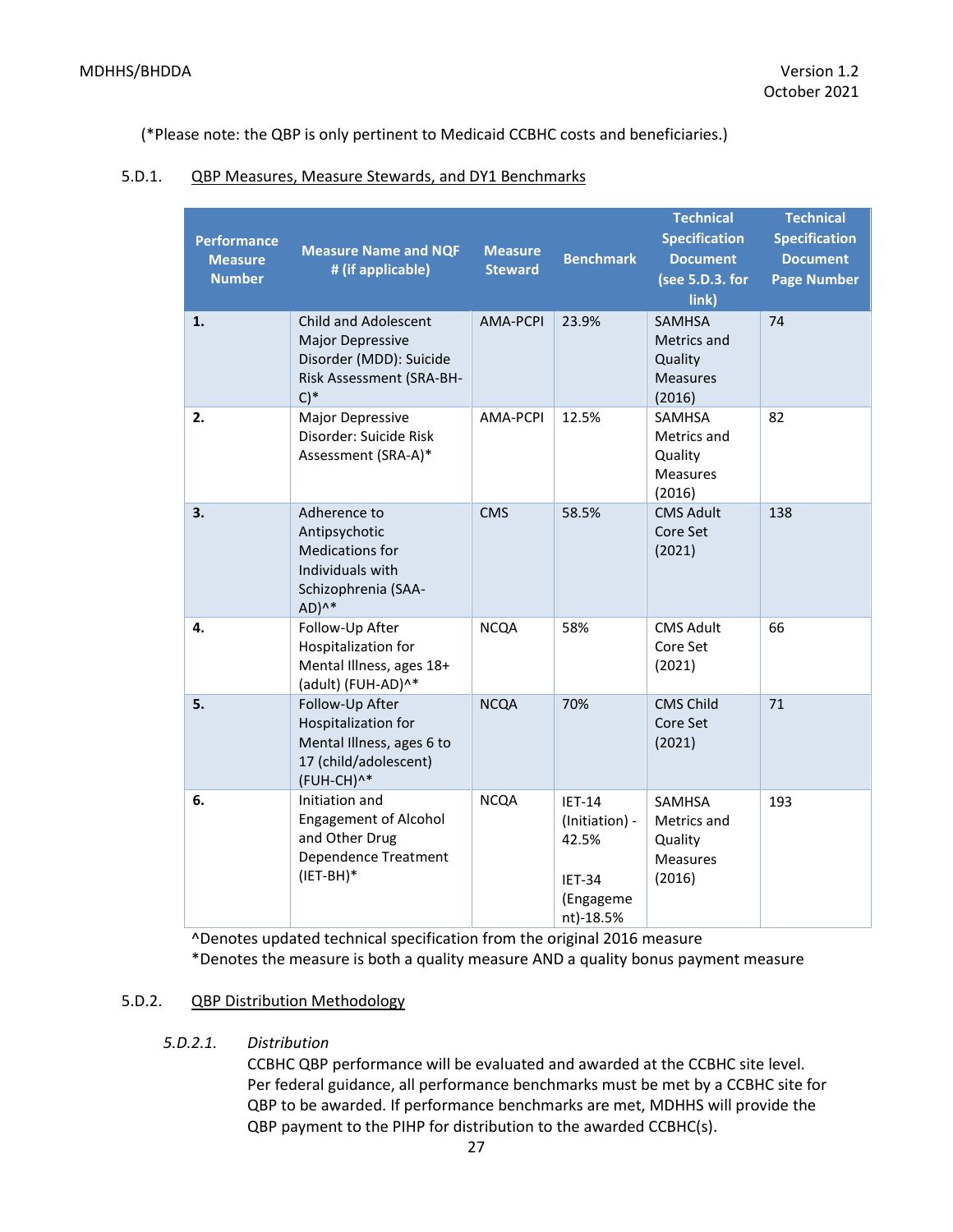(*Please note: the QBP is only pertinent to Medicaid CCBHC costs and beneficiaries.)

5.D.1. QBP Measures, Measure Stewards, and DY1 Benchmarks

| Performance Measure Number | Measure Name and NQF # (if applicable) | Measure Steward | Benchmark | Technical Specification Document (see 5.D.3. for link) | Technical Specification Document Page Number |
|---|---|---|---|---|---|
| **1.** | Child and Adolescent Major Depressive Disorder (MDD): Suicide Risk Assessment (SRA-BH-C)* | AMA-PCPI | 23.9% | SAMHSA Metrics and Quality Measures (2016) | 74 |
| **2.** | Major Depressive Disorder: Suicide Risk Assessment (SRA-A)* | AMA-PCPI | 12.5% | SAMHSA Metrics and Quality Measures (2016) | 82 |
| **3.** | Adherence to Antipsychotic Medications for Individuals with Schizophrenia (SAA-AD)^* | CMS | 58.5% | CMS Adult Core Set (2021) | 138 |
| **4.** | Follow-Up After Hospitalization for Mental Illness, ages 18+ (adult) (FUH-AD)^* | NCQA | 58% | CMS Adult Core Set (2021) | 66 |
| **5.** | Follow-Up After Hospitalization for Mental Illness, ages 6 to 17 (child/adolescent) (FUH-CH)^* | NCQA | 70% | CMS Child Core Set (2021) | 71 |
| **6.** | Initiation and Engagement of Alcohol and Other Drug Dependence Treatment (IET-BH)* | NCQA | IET-14 (Initiation) - 42.5%<br><br>IET-34 (Engagement)-18.5% | SAMHSA Metrics and Quality Measures (2016) | 193 |

^Denotes updated technical specification from the original 2016 measure
*Denotes the measure is both a quality measure AND a quality bonus payment measure

5.D.2. QBP Distribution Methodology

*5.D.2.1. Distribution*

CCBHC QBP performance will be evaluated and awarded at the CCBHC site level. Per federal guidance, all performance benchmarks must be met by a CCBHC site for QBP to be awarded. If performance benchmarks are met, MDHHS will provide the QBP payment to the PIHP for distribution to the awarded CCBHC(s).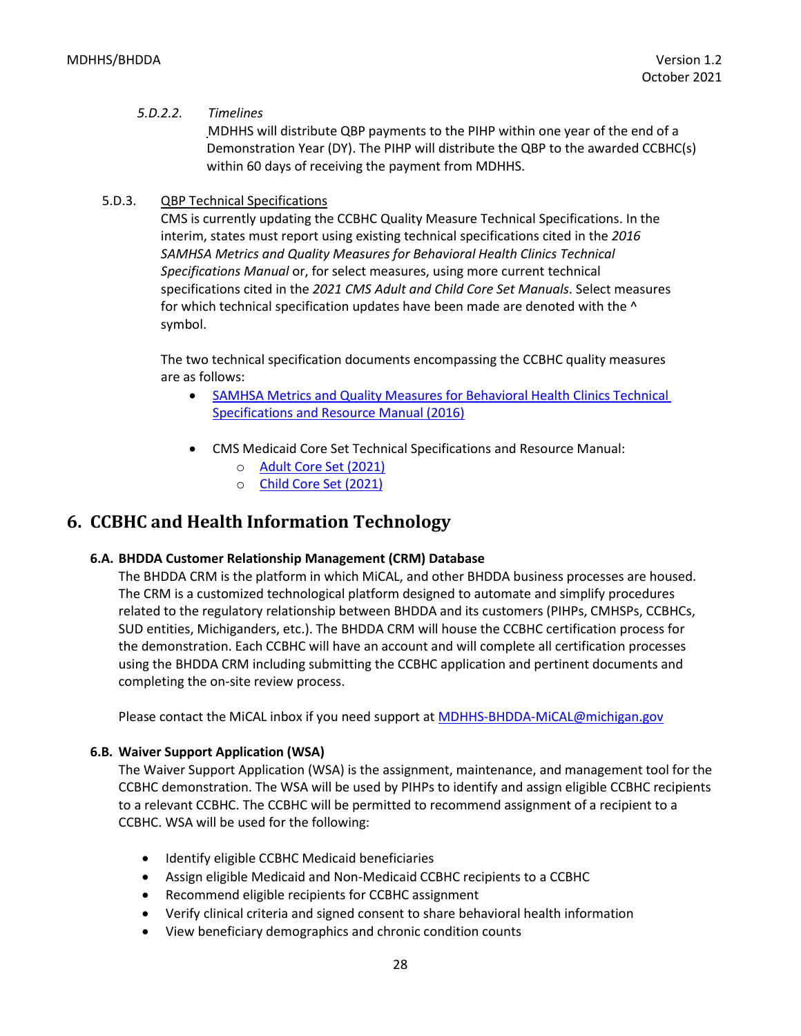*5.D.2.2. Timelines*

MDHHS will distribute QBP payments to the PIHP within one year of the end of a Demonstration Year (DY). The PIHP will distribute the QBP to the awarded CCBHC(s) within 60 days of receiving the payment from MDHHS.

5.D.3. QBP Technical Specifications

CMS is currently updating the CCBHC Quality Measure Technical Specifications. In the interim, states must report using existing technical specifications cited in the *2016 SAMHSA Metrics and Quality Measures for Behavioral Health Clinics Technical Specifications Manual* or, for select measures, using more current technical specifications cited in the *2021 CMS Adult and Child Core Set Manuals*. Select measures for which technical specification updates have been made are denoted with the ^ symbol.

The two technical specification documents encompassing the CCBHC quality measures are as follows:

- SAMHSA Metrics and Quality Measures for Behavioral Health Clinics Technical Specifications and Resource Manual (2016)
- CMS Medicaid Core Set Technical Specifications and Resource Manual:
  - Adult Core Set (2021)
  - Child Core Set (2021)

# 6. CCBHC and Health Information Technology

## 6.A. BHDDA Customer Relationship Management (CRM) Database

The BHDDA CRM is the platform in which MiCAL, and other BHDDA business processes are housed. The CRM is a customized technological platform designed to automate and simplify procedures related to the regulatory relationship between BHDDA and its customers (PIHPs, CMHSPs, CCBHCs, SUD entities, Michiganders, etc.). The BHDDA CRM will house the CCBHC certification process for the demonstration. Each CCBHC will have an account and will complete all certification processes using the BHDDA CRM including submitting the CCBHC application and pertinent documents and completing the on-site review process.

Please contact the MiCAL inbox if you need support at MDHHS-BHDDA-MiCAL@michigan.gov

## 6.B. Waiver Support Application (WSA)

The Waiver Support Application (WSA) is the assignment, maintenance, and management tool for the CCBHC demonstration. The WSA will be used by PIHPs to identify and assign eligible CCBHC recipients to a relevant CCBHC. The CCBHC will be permitted to recommend assignment of a recipient to a CCBHC. WSA will be used for the following:

- Identify eligible CCBHC Medicaid beneficiaries
- Assign eligible Medicaid and Non-Medicaid CCBHC recipients to a CCBHC
- Recommend eligible recipients for CCBHC assignment
- Verify clinical criteria and signed consent to share behavioral health information
- View beneficiary demographics and chronic condition counts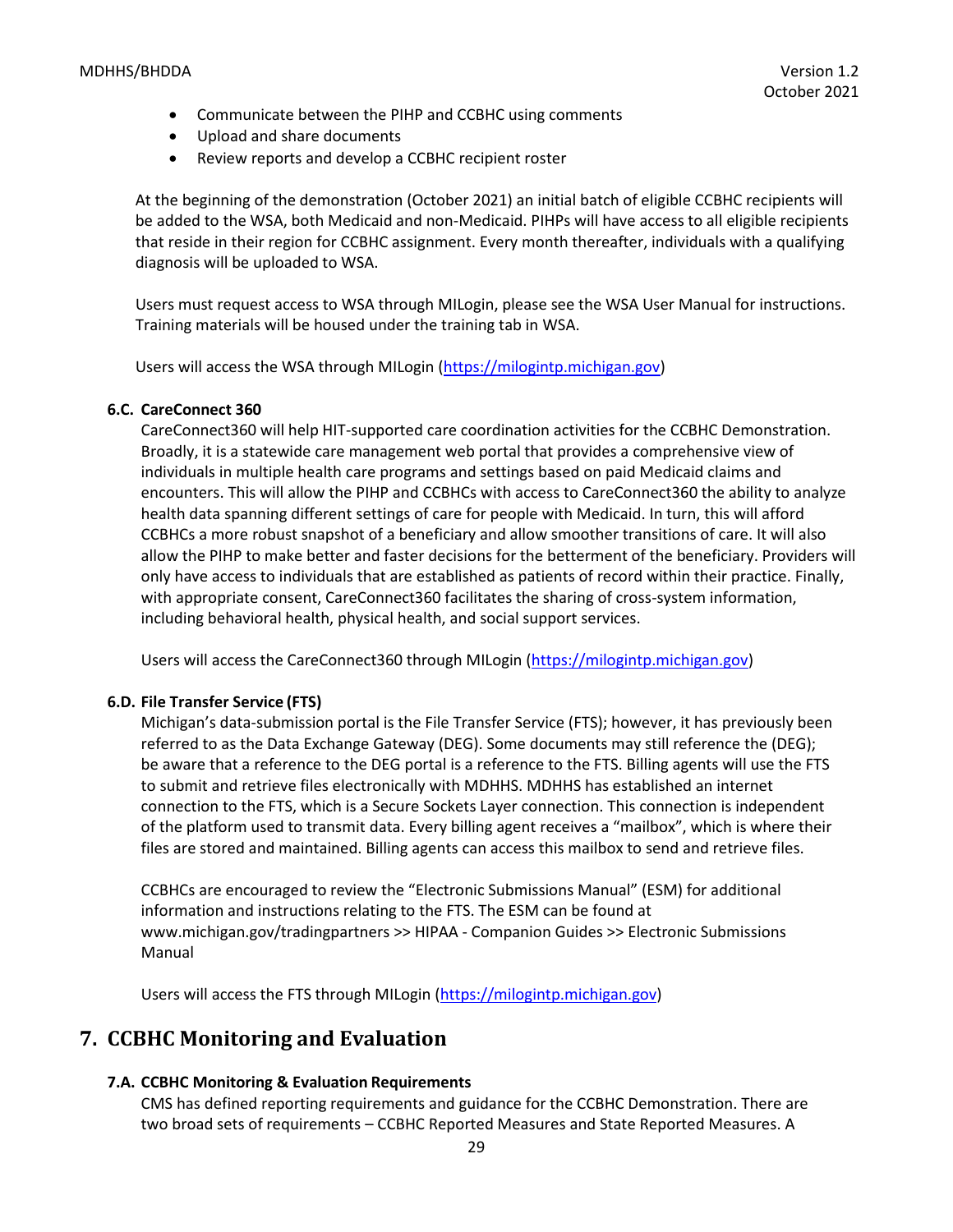- Communicate between the PIHP and CCBHC using comments
- Upload and share documents
- Review reports and develop a CCBHC recipient roster

At the beginning of the demonstration (October 2021) an initial batch of eligible CCBHC recipients will be added to the WSA, both Medicaid and non-Medicaid. PIHPs will have access to all eligible recipients that reside in their region for CCBHC assignment. Every month thereafter, individuals with a qualifying diagnosis will be uploaded to WSA.

Users must request access to WSA through MILogin, please see the WSA User Manual for instructions. Training materials will be housed under the training tab in WSA.

Users will access the WSA through MILogin (https://milogintp.michigan.gov)

### 6.C. CareConnect 360

CareConnect360 will help HIT-supported care coordination activities for the CCBHC Demonstration. Broadly, it is a statewide care management web portal that provides a comprehensive view of individuals in multiple health care programs and settings based on paid Medicaid claims and encounters. This will allow the PIHP and CCBHCs with access to CareConnect360 the ability to analyze health data spanning different settings of care for people with Medicaid. In turn, this will afford CCBHCs a more robust snapshot of a beneficiary and allow smoother transitions of care. It will also allow the PIHP to make better and faster decisions for the betterment of the beneficiary. Providers will only have access to individuals that are established as patients of record within their practice. Finally, with appropriate consent, CareConnect360 facilitates the sharing of cross-system information, including behavioral health, physical health, and social support services.

Users will access the CareConnect360 through MILogin (https://milogintp.michigan.gov)

### 6.D. File Transfer Service (FTS)

Michigan's data-submission portal is the File Transfer Service (FTS); however, it has previously been referred to as the Data Exchange Gateway (DEG). Some documents may still reference the (DEG); be aware that a reference to the DEG portal is a reference to the FTS. Billing agents will use the FTS to submit and retrieve files electronically with MDHHS. MDHHS has established an internet connection to the FTS, which is a Secure Sockets Layer connection. This connection is independent of the platform used to transmit data. Every billing agent receives a "mailbox", which is where their files are stored and maintained. Billing agents can access this mailbox to send and retrieve files.

CCBHCs are encouraged to review the "Electronic Submissions Manual" (ESM) for additional information and instructions relating to the FTS. The ESM can be found at www.michigan.gov/tradingpartners >> HIPAA - Companion Guides >> Electronic Submissions Manual

Users will access the FTS through MILogin (https://milogintp.michigan.gov)

## 7. CCBHC Monitoring and Evaluation

### 7.A. CCBHC Monitoring & Evaluation Requirements

CMS has defined reporting requirements and guidance for the CCBHC Demonstration. There are two broad sets of requirements – CCBHC Reported Measures and State Reported Measures. A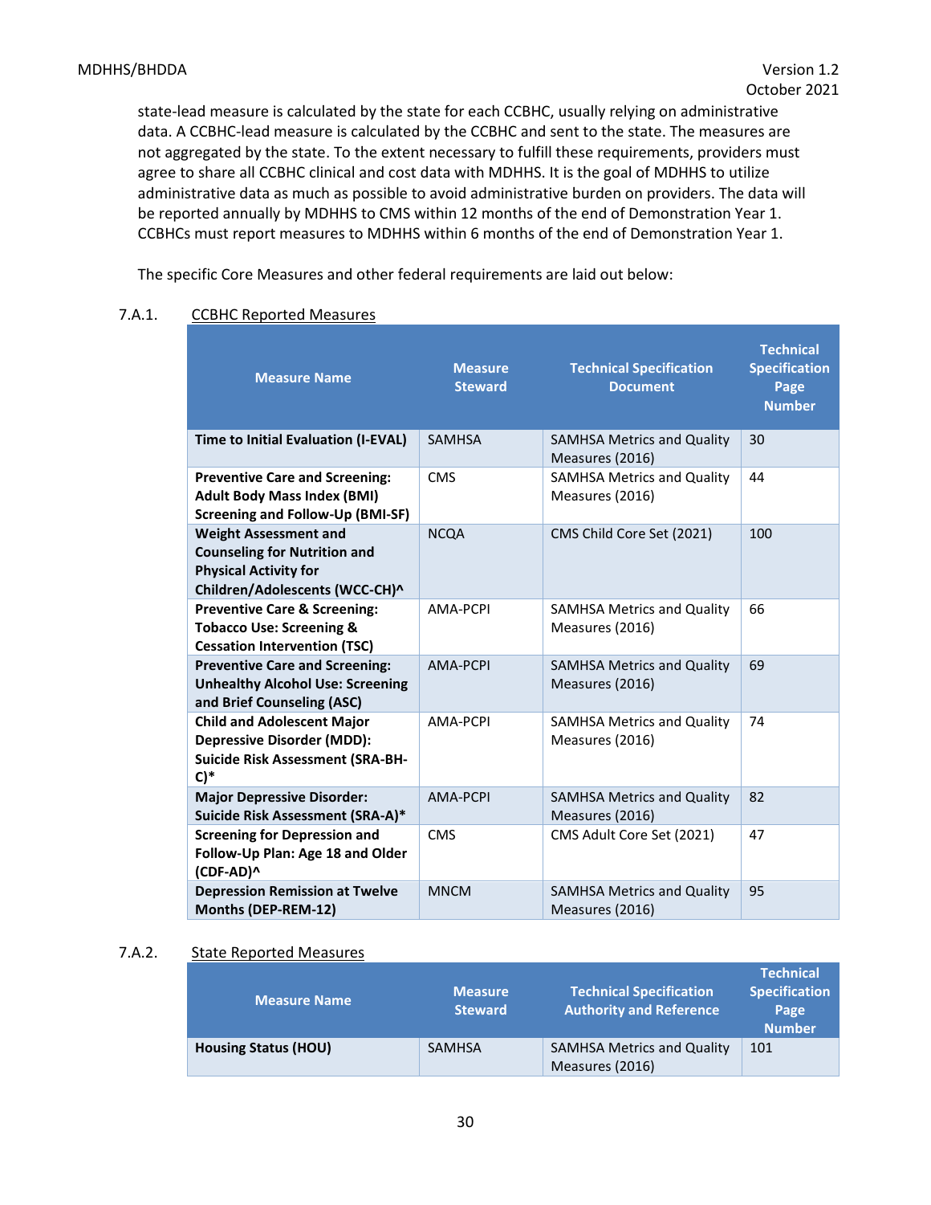state-lead measure is calculated by the state for each CCBHC, usually relying on administrative data. A CCBHC-lead measure is calculated by the CCBHC and sent to the state. The measures are not aggregated by the state. To the extent necessary to fulfill these requirements, providers must agree to share all CCBHC clinical and cost data with MDHHS. It is the goal of MDHHS to utilize administrative data as much as possible to avoid administrative burden on providers. The data will be reported annually by MDHHS to CMS within 12 months of the end of Demonstration Year 1. CCBHCs must report measures to MDHHS within 6 months of the end of Demonstration Year 1.

The specific Core Measures and other federal requirements are laid out below:

7.A.1. CCBHC Reported Measures

| Measure Name | Measure Steward | Technical Specification Document | Technical Specification Page Number |
|---|---|---|---|
| **Time to Initial Evaluation (I-EVAL)** | SAMHSA | SAMHSA Metrics and Quality Measures (2016) | 30 |
| **Preventive Care and Screening: Adult Body Mass Index (BMI) Screening and Follow-Up (BMI-SF)** | CMS | SAMHSA Metrics and Quality Measures (2016) | 44 |
| **Weight Assessment and Counseling for Nutrition and Physical Activity for Children/Adolescents (WCC-CH)^** | NCQA | CMS Child Core Set (2021) | 100 |
| **Preventive Care & Screening: Tobacco Use: Screening & Cessation Intervention (TSC)** | AMA-PCPI | SAMHSA Metrics and Quality Measures (2016) | 66 |
| **Preventive Care and Screening: Unhealthy Alcohol Use: Screening and Brief Counseling (ASC)** | AMA-PCPI | SAMHSA Metrics and Quality Measures (2016) | 69 |
| **Child and Adolescent Major Depressive Disorder (MDD): Suicide Risk Assessment (SRA-BH-C)*** | AMA-PCPI | SAMHSA Metrics and Quality Measures (2016) | 74 |
| **Major Depressive Disorder: Suicide Risk Assessment (SRA-A)*** | AMA-PCPI | SAMHSA Metrics and Quality Measures (2016) | 82 |
| **Screening for Depression and Follow-Up Plan: Age 18 and Older (CDF-AD)^** | CMS | CMS Adult Core Set (2021) | 47 |
| **Depression Remission at Twelve Months (DEP-REM-12)** | MNCM | SAMHSA Metrics and Quality Measures (2016) | 95 |

7.A.2. State Reported Measures

| Measure Name | Measure Steward | Technical Specification Authority and Reference | Technical Specification Page Number |
|---|---|---|---|
| **Housing Status (HOU)** | SAMHSA | SAMHSA Metrics and Quality Measures (2016) | 101 |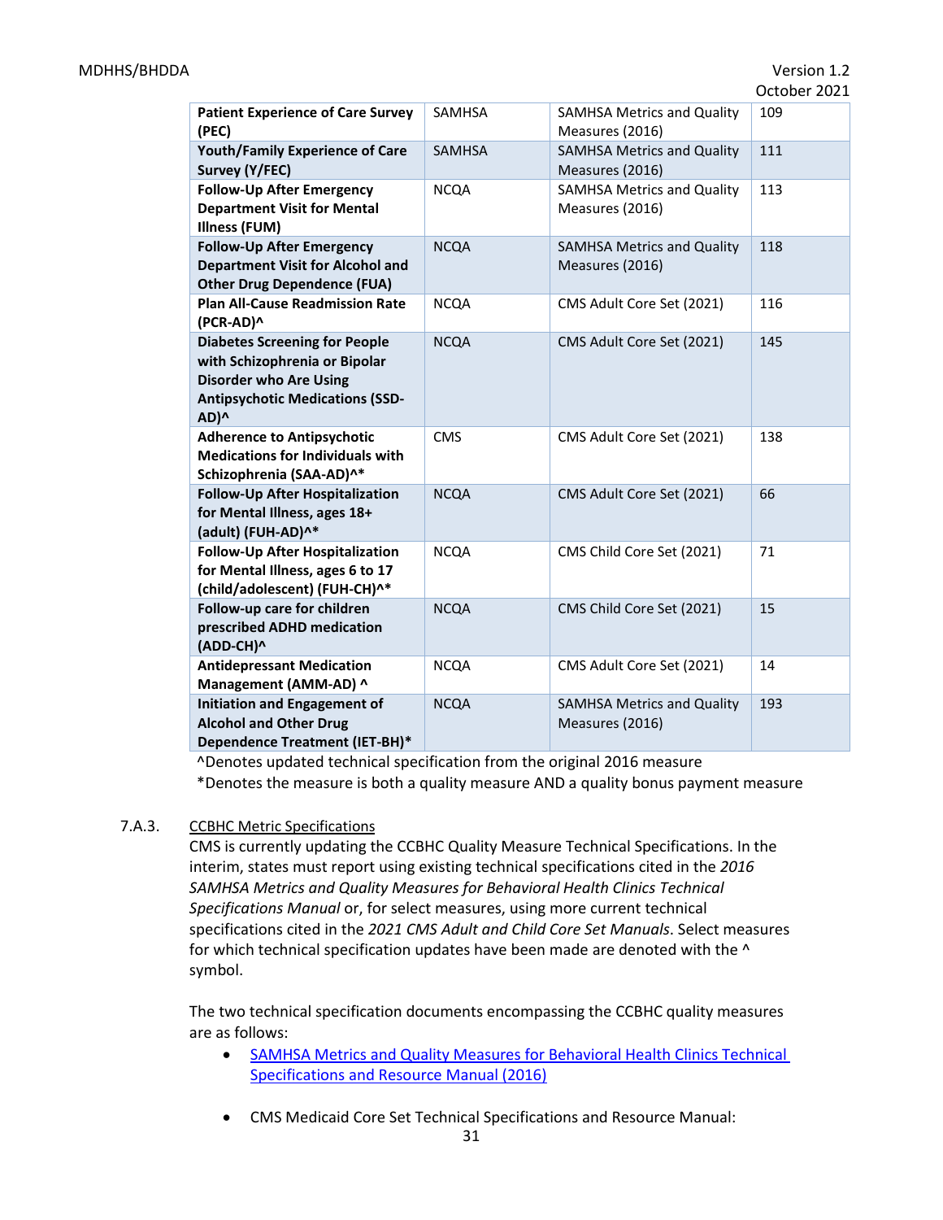| **Patient Experience of Care Survey (PEC)** | SAMHSA | SAMHSA Metrics and Quality Measures (2016) | 109 |
|---|---|---|---|
| **Youth/Family Experience of Care Survey (Y/FEC)** | SAMHSA | SAMHSA Metrics and Quality Measures (2016) | 111 |
| **Follow-Up After Emergency Department Visit for Mental Illness (FUM)** | NCQA | SAMHSA Metrics and Quality Measures (2016) | 113 |
| **Follow-Up After Emergency Department Visit for Alcohol and Other Drug Dependence (FUA)** | NCQA | SAMHSA Metrics and Quality Measures (2016) | 118 |
| **Plan All-Cause Readmission Rate (PCR-AD)^** | NCQA | CMS Adult Core Set (2021) | 116 |
| **Diabetes Screening for People with Schizophrenia or Bipolar Disorder who Are Using Antipsychotic Medications (SSD-AD)^** | NCQA | CMS Adult Core Set (2021) | 145 |
| **Adherence to Antipsychotic Medications for Individuals with Schizophrenia (SAA-AD)^*** | CMS | CMS Adult Core Set (2021) | 138 |
| **Follow-Up After Hospitalization for Mental Illness, ages 18+ (adult) (FUH-AD)^*** | NCQA | CMS Adult Core Set (2021) | 66 |
| **Follow-Up After Hospitalization for Mental Illness, ages 6 to 17 (child/adolescent) (FUH-CH)^*** | NCQA | CMS Child Core Set (2021) | 71 |
| **Follow-up care for children prescribed ADHD medication (ADD-CH)^** | NCQA | CMS Child Core Set (2021) | 15 |
| **Antidepressant Medication Management (AMM-AD) ^** | NCQA | CMS Adult Core Set (2021) | 14 |
| **Initiation and Engagement of Alcohol and Other Drug Dependence Treatment (IET-BH)*** | NCQA | SAMHSA Metrics and Quality Measures (2016) | 193 |

^Denotes updated technical specification from the original 2016 measure

*Denotes the measure is both a quality measure AND a quality bonus payment measure

7.A.3. CCBHC Metric Specifications

CMS is currently updating the CCBHC Quality Measure Technical Specifications. In the interim, states must report using existing technical specifications cited in the *2016 SAMHSA Metrics and Quality Measures for Behavioral Health Clinics Technical Specifications Manual* or, for select measures, using more current technical specifications cited in the *2021 CMS Adult and Child Core Set Manuals*. Select measures for which technical specification updates have been made are denoted with the ^ symbol.

The two technical specification documents encompassing the CCBHC quality measures are as follows:

- SAMHSA Metrics and Quality Measures for Behavioral Health Clinics Technical Specifications and Resource Manual (2016)
- CMS Medicaid Core Set Technical Specifications and Resource Manual: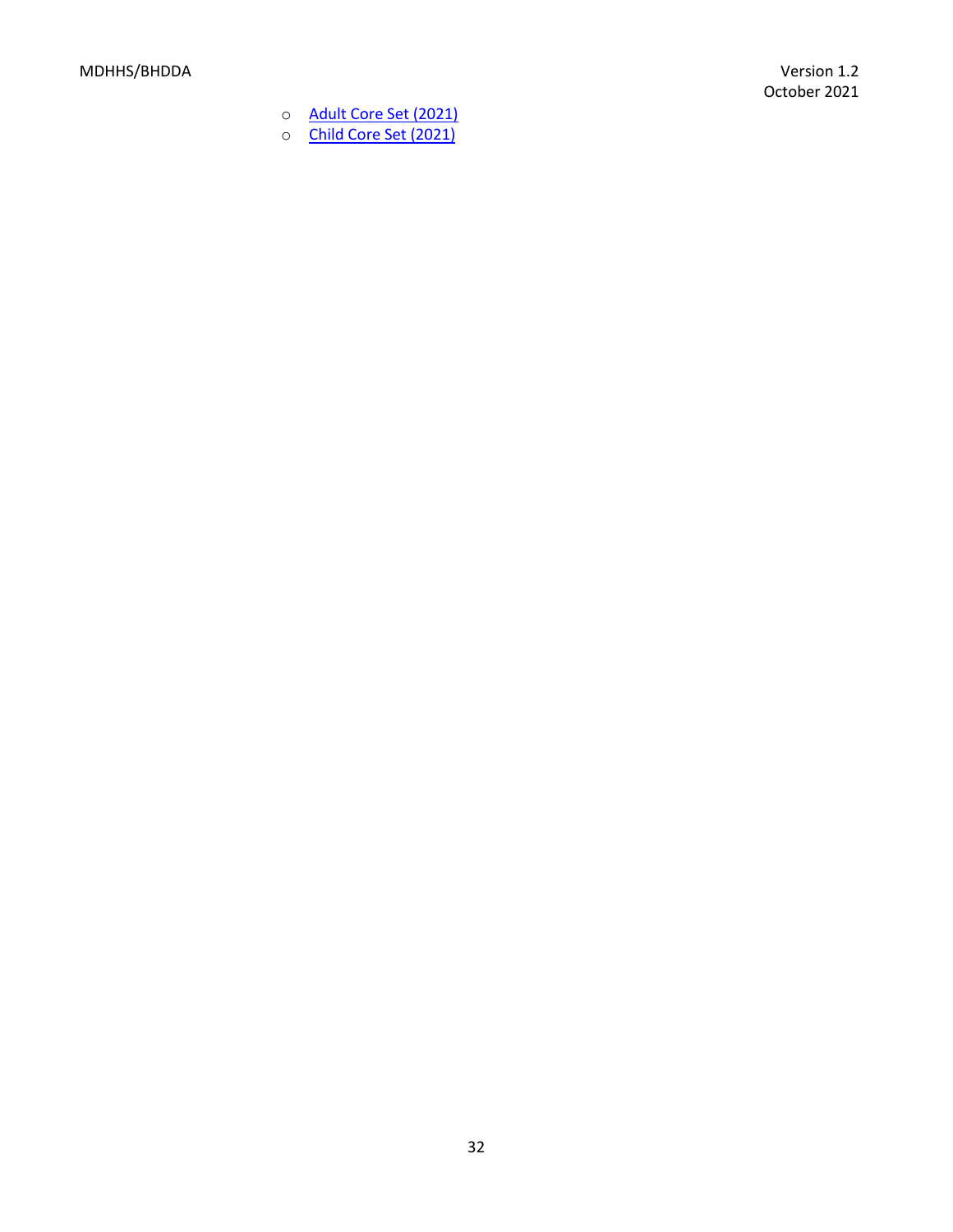- Adult Core Set (2021)
- Child Core Set (2021)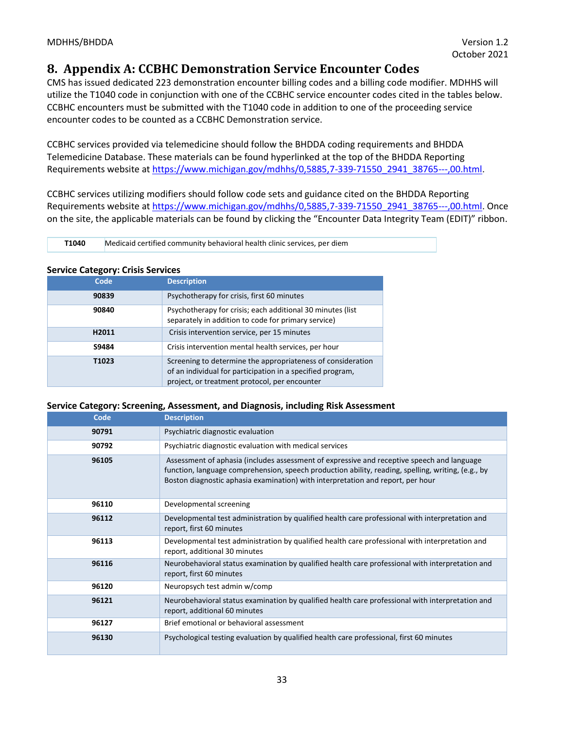## 8. Appendix A: CCBHC Demonstration Service Encounter Codes

CMS has issued dedicated 223 demonstration encounter billing codes and a billing code modifier. MDHHS will utilize the T1040 code in conjunction with one of the CCBHC service encounter codes cited in the tables below. CCBHC encounters must be submitted with the T1040 code in addition to one of the proceeding service encounter codes to be counted as a CCBHC Demonstration service.

CCBHC services provided via telemedicine should follow the BHDDA coding requirements and BHDDA Telemedicine Database. These materials can be found hyperlinked at the top of the BHDDA Reporting Requirements website at https://www.michigan.gov/mdhhs/0,5885,7-339-71550_2941_38765---,00.html.

CCBHC services utilizing modifiers should follow code sets and guidance cited on the BHDDA Reporting Requirements website at https://www.michigan.gov/mdhhs/0,5885,7-339-71550_2941_38765---,00.html. Once on the site, the applicable materials can be found by clicking the "Encounter Data Integrity Team (EDIT)" ribbon.

| | |
|---|---|
| **T1040** | Medicaid certified community behavioral health clinic services, per diem |

**Service Category: Crisis Services**

| Code | Description |
|---|---|
| **90839** | Psychotherapy for crisis, first 60 minutes |
| **90840** | Psychotherapy for crisis; each additional 30 minutes (list separately in addition to code for primary service) |
| **H2011** | Crisis intervention service, per 15 minutes |
| **S9484** | Crisis intervention mental health services, per hour |
| **T1023** | Screening to determine the appropriateness of consideration of an individual for participation in a specified program, project, or treatment protocol, per encounter |

**Service Category: Screening, Assessment, and Diagnosis, including Risk Assessment**

| Code | Description |
|---|---|
| **90791** | Psychiatric diagnostic evaluation |
| **90792** | Psychiatric diagnostic evaluation with medical services |
| **96105** | Assessment of aphasia (includes assessment of expressive and receptive speech and language function, language comprehension, speech production ability, reading, spelling, writing, (e.g., by Boston diagnostic aphasia examination) with interpretation and report, per hour |
| **96110** | Developmental screening |
| **96112** | Developmental test administration by qualified health care professional with interpretation and report, first 60 minutes |
| **96113** | Developmental test administration by qualified health care professional with interpretation and report, additional 30 minutes |
| **96116** | Neurobehavioral status examination by qualified health care professional with interpretation and report, first 60 minutes |
| **96120** | Neuropsych test admin w/comp |
| **96121** | Neurobehavioral status examination by qualified health care professional with interpretation and report, additional 60 minutes |
| **96127** | Brief emotional or behavioral assessment |
| **96130** | Psychological testing evaluation by qualified health care professional, first 60 minutes |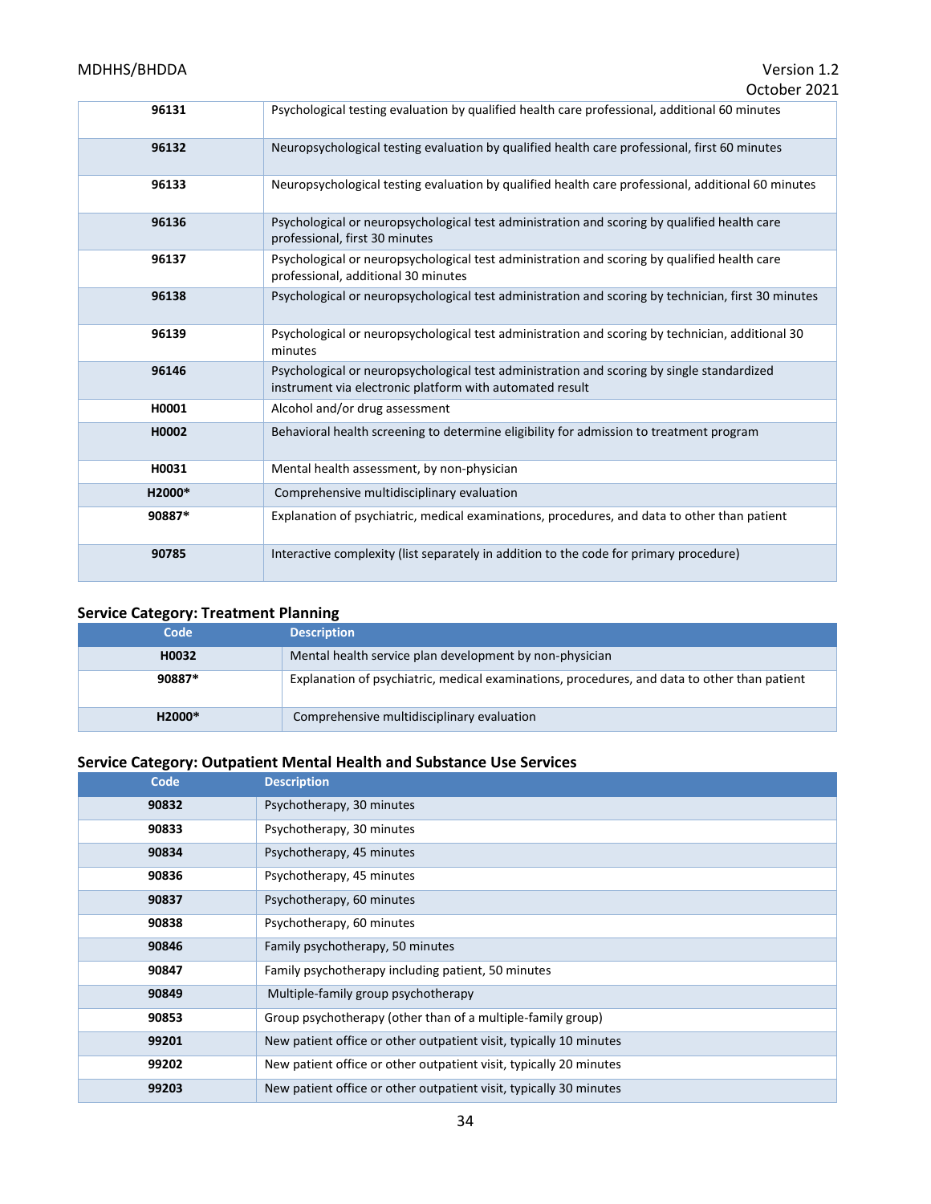| | |
|---|---|
| 96131 | Psychological testing evaluation by qualified health care professional, additional 60 minutes |
| 96132 | Neuropsychological testing evaluation by qualified health care professional, first 60 minutes |
| 96133 | Neuropsychological testing evaluation by qualified health care professional, additional 60 minutes |
| 96136 | Psychological or neuropsychological test administration and scoring by qualified health care professional, first 30 minutes |
| 96137 | Psychological or neuropsychological test administration and scoring by qualified health care professional, additional 30 minutes |
| 96138 | Psychological or neuropsychological test administration and scoring by technician, first 30 minutes |
| 96139 | Psychological or neuropsychological test administration and scoring by technician, additional 30 minutes |
| 96146 | Psychological or neuropsychological test administration and scoring by single standardized instrument via electronic platform with automated result |
| H0001 | Alcohol and/or drug assessment |
| H0002 | Behavioral health screening to determine eligibility for admission to treatment program |
| H0031 | Mental health assessment, by non-physician |
| H2000* | Comprehensive multidisciplinary evaluation |
| 90887* | Explanation of psychiatric, medical examinations, procedures, and data to other than patient |
| 90785 | Interactive complexity (list separately in addition to the code for primary procedure) |

### Service Category: Treatment Planning

| Code | Description |
|---|---|
| H0032 | Mental health service plan development by non-physician |
| 90887* | Explanation of psychiatric, medical examinations, procedures, and data to other than patient |
| H2000* | Comprehensive multidisciplinary evaluation |

### Service Category: Outpatient Mental Health and Substance Use Services

| Code | Description |
|---|---|
| 90832 | Psychotherapy, 30 minutes |
| 90833 | Psychotherapy, 30 minutes |
| 90834 | Psychotherapy, 45 minutes |
| 90836 | Psychotherapy, 45 minutes |
| 90837 | Psychotherapy, 60 minutes |
| 90838 | Psychotherapy, 60 minutes |
| 90846 | Family psychotherapy, 50 minutes |
| 90847 | Family psychotherapy including patient, 50 minutes |
| 90849 | Multiple-family group psychotherapy |
| 90853 | Group psychotherapy (other than of a multiple-family group) |
| 99201 | New patient office or other outpatient visit, typically 10 minutes |
| 99202 | New patient office or other outpatient visit, typically 20 minutes |
| 99203 | New patient office or other outpatient visit, typically 30 minutes |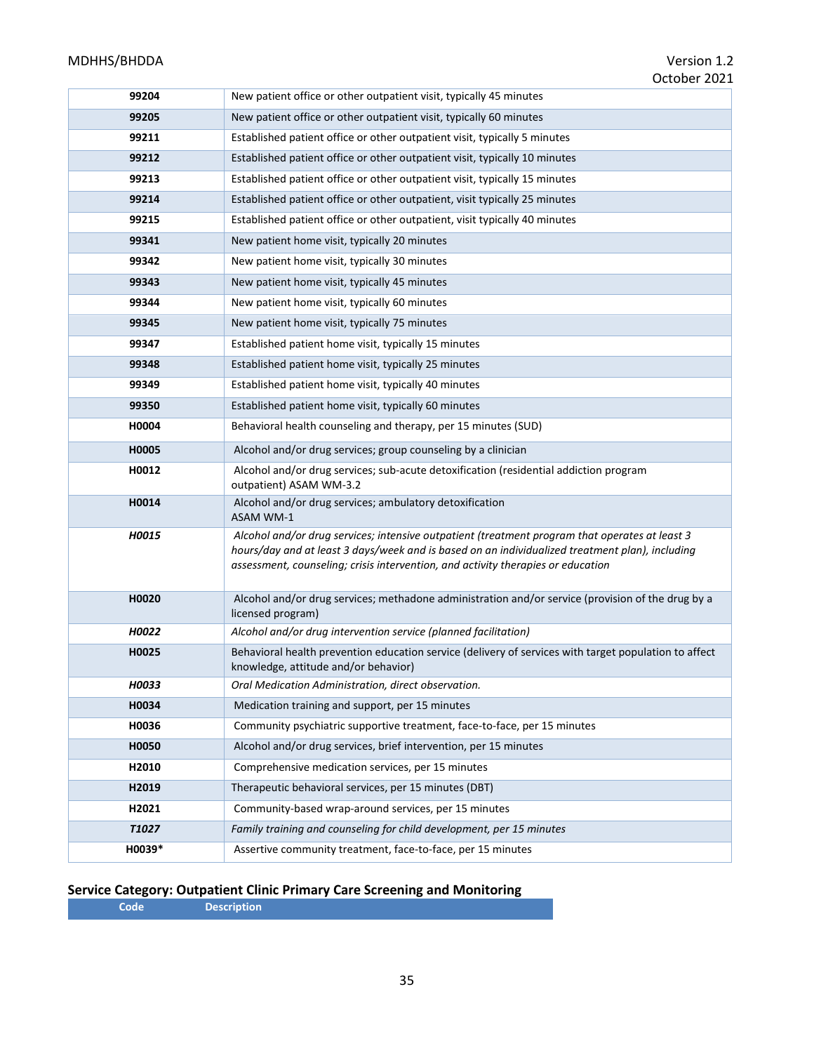| | |
|---|---|
| **99204** | New patient office or other outpatient visit, typically 45 minutes |
| **99205** | New patient office or other outpatient visit, typically 60 minutes |
| **99211** | Established patient office or other outpatient visit, typically 5 minutes |
| **99212** | Established patient office or other outpatient visit, typically 10 minutes |
| **99213** | Established patient office or other outpatient visit, typically 15 minutes |
| **99214** | Established patient office or other outpatient, visit typically 25 minutes |
| **99215** | Established patient office or other outpatient, visit typically 40 minutes |
| **99341** | New patient home visit, typically 20 minutes |
| **99342** | New patient home visit, typically 30 minutes |
| **99343** | New patient home visit, typically 45 minutes |
| **99344** | New patient home visit, typically 60 minutes |
| **99345** | New patient home visit, typically 75 minutes |
| **99347** | Established patient home visit, typically 15 minutes |
| **99348** | Established patient home visit, typically 25 minutes |
| **99349** | Established patient home visit, typically 40 minutes |
| **99350** | Established patient home visit, typically 60 minutes |
| **H0004** | Behavioral health counseling and therapy, per 15 minutes (SUD) |
| **H0005** | Alcohol and/or drug services; group counseling by a clinician |
| **H0012** | Alcohol and/or drug services; sub-acute detoxification (residential addiction program outpatient) ASAM WM-3.2 |
| **H0014** | Alcohol and/or drug services; ambulatory detoxification ASAM WM-1 |
| ***H0015*** | *Alcohol and/or drug services; intensive outpatient (treatment program that operates at least 3 hours/day and at least 3 days/week and is based on an individualized treatment plan), including assessment, counseling; crisis intervention, and activity therapies or education* |
| **H0020** | Alcohol and/or drug services; methadone administration and/or service (provision of the drug by a licensed program) |
| ***H0022*** | *Alcohol and/or drug intervention service (planned facilitation)* |
| **H0025** | Behavioral health prevention education service (delivery of services with target population to affect knowledge, attitude and/or behavior) |
| ***H0033*** | *Oral Medication Administration, direct observation.* |
| **H0034** | Medication training and support, per 15 minutes |
| **H0036** | Community psychiatric supportive treatment, face-to-face, per 15 minutes |
| **H0050** | Alcohol and/or drug services, brief intervention, per 15 minutes |
| **H2010** | Comprehensive medication services, per 15 minutes |
| **H2019** | Therapeutic behavioral services, per 15 minutes (DBT) |
| **H2021** | Community-based wrap-around services, per 15 minutes |
| ***T1027*** | *Family training and counseling for child development, per 15 minutes* |
| **H0039*** | Assertive community treatment, face-to-face, per 15 minutes |

## Service Category: Outpatient Clinic Primary Care Screening and Monitoring

| Code | Description |
|---|---|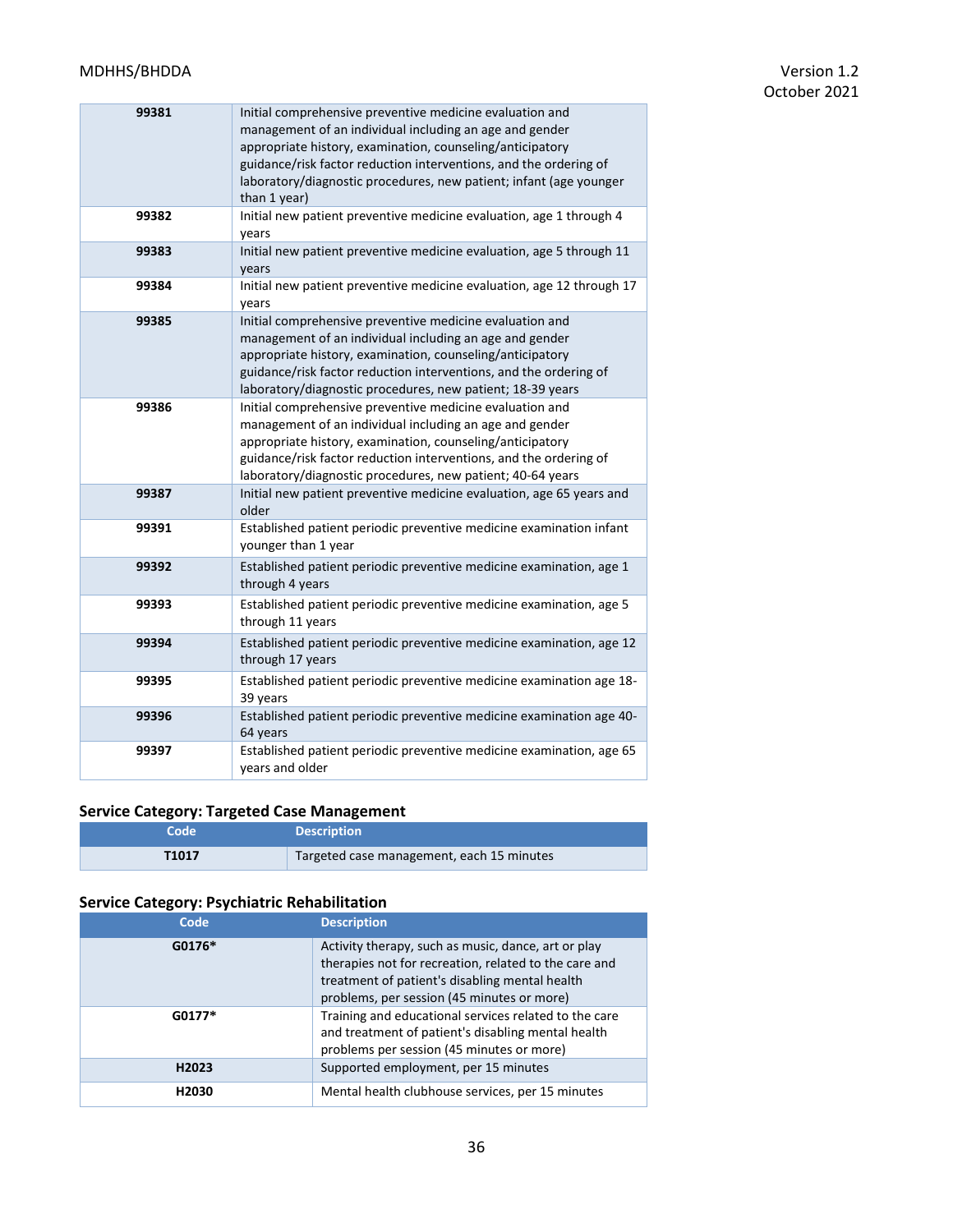| | |
|---|---|
| **99381** | Initial comprehensive preventive medicine evaluation and management of an individual including an age and gender appropriate history, examination, counseling/anticipatory guidance/risk factor reduction interventions, and the ordering of laboratory/diagnostic procedures, new patient; infant (age younger than 1 year) |
| **99382** | Initial new patient preventive medicine evaluation, age 1 through 4 years |
| **99383** | Initial new patient preventive medicine evaluation, age 5 through 11 years |
| **99384** | Initial new patient preventive medicine evaluation, age 12 through 17 years |
| **99385** | Initial comprehensive preventive medicine evaluation and management of an individual including an age and gender appropriate history, examination, counseling/anticipatory guidance/risk factor reduction interventions, and the ordering of laboratory/diagnostic procedures, new patient; 18-39 years |
| **99386** | Initial comprehensive preventive medicine evaluation and management of an individual including an age and gender appropriate history, examination, counseling/anticipatory guidance/risk factor reduction interventions, and the ordering of laboratory/diagnostic procedures, new patient; 40-64 years |
| **99387** | Initial new patient preventive medicine evaluation, age 65 years and older |
| **99391** | Established patient periodic preventive medicine examination infant younger than 1 year |
| **99392** | Established patient periodic preventive medicine examination, age 1 through 4 years |
| **99393** | Established patient periodic preventive medicine examination, age 5 through 11 years |
| **99394** | Established patient periodic preventive medicine examination, age 12 through 17 years |
| **99395** | Established patient periodic preventive medicine examination age 18-39 years |
| **99396** | Established patient periodic preventive medicine examination age 40-64 years |
| **99397** | Established patient periodic preventive medicine examination, age 65 years and older |

### Service Category: Targeted Case Management

| Code | Description |
|---|---|
| **T1017** | Targeted case management, each 15 minutes |

### Service Category: Psychiatric Rehabilitation

| Code | Description |
|---|---|
| **G0176*** | Activity therapy, such as music, dance, art or play therapies not for recreation, related to the care and treatment of patient's disabling mental health problems, per session (45 minutes or more) |
| **G0177*** | Training and educational services related to the care and treatment of patient's disabling mental health problems per session (45 minutes or more) |
| **H2023** | Supported employment, per 15 minutes |
| **H2030** | Mental health clubhouse services, per 15 minutes |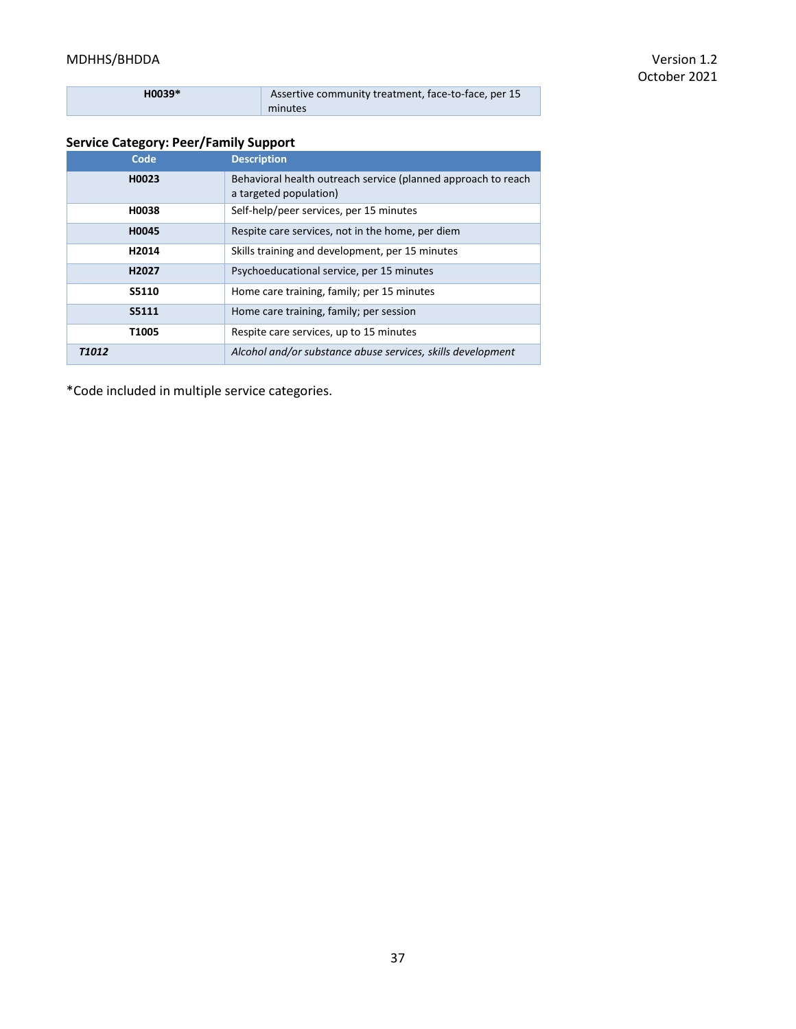| | |
|---|---|
| **H0039*** | Assertive community treatment, face-to-face, per 15 minutes |

**Service Category: Peer/Family Support**

| Code | Description |
|---|---|
| **H0023** | Behavioral health outreach service (planned approach to reach a targeted population) |
| **H0038** | Self-help/peer services, per 15 minutes |
| **H0045** | Respite care services, not in the home, per diem |
| **H2014** | Skills training and development, per 15 minutes |
| **H2027** | Psychoeducational service, per 15 minutes |
| **S5110** | Home care training, family; per 15 minutes |
| **S5111** | Home care training, family; per session |
| **T1005** | Respite care services, up to 15 minutes |
| ***T1012*** | *Alcohol and/or substance abuse services, skills development* |

*Code included in multiple service categories.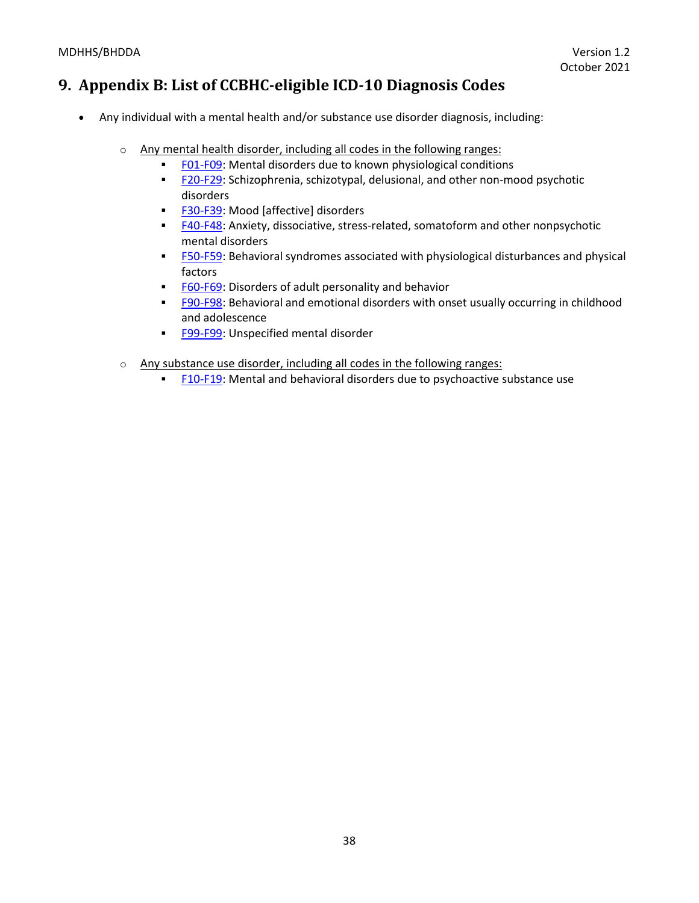# 9. Appendix B: List of CCBHC-eligible ICD-10 Diagnosis Codes

- Any individual with a mental health and/or substance use disorder diagnosis, including:

  - Any mental health disorder, including all codes in the following ranges:
    - F01-F09: Mental disorders due to known physiological conditions
    - F20-F29: Schizophrenia, schizotypal, delusional, and other non-mood psychotic disorders
    - F30-F39: Mood [affective] disorders
    - F40-F48: Anxiety, dissociative, stress-related, somatoform and other nonpsychotic mental disorders
    - F50-F59: Behavioral syndromes associated with physiological disturbances and physical factors
    - F60-F69: Disorders of adult personality and behavior
    - F90-F98: Behavioral and emotional disorders with onset usually occurring in childhood and adolescence
    - F99-F99: Unspecified mental disorder

  - Any substance use disorder, including all codes in the following ranges:
    - F10-F19: Mental and behavioral disorders due to psychoactive substance use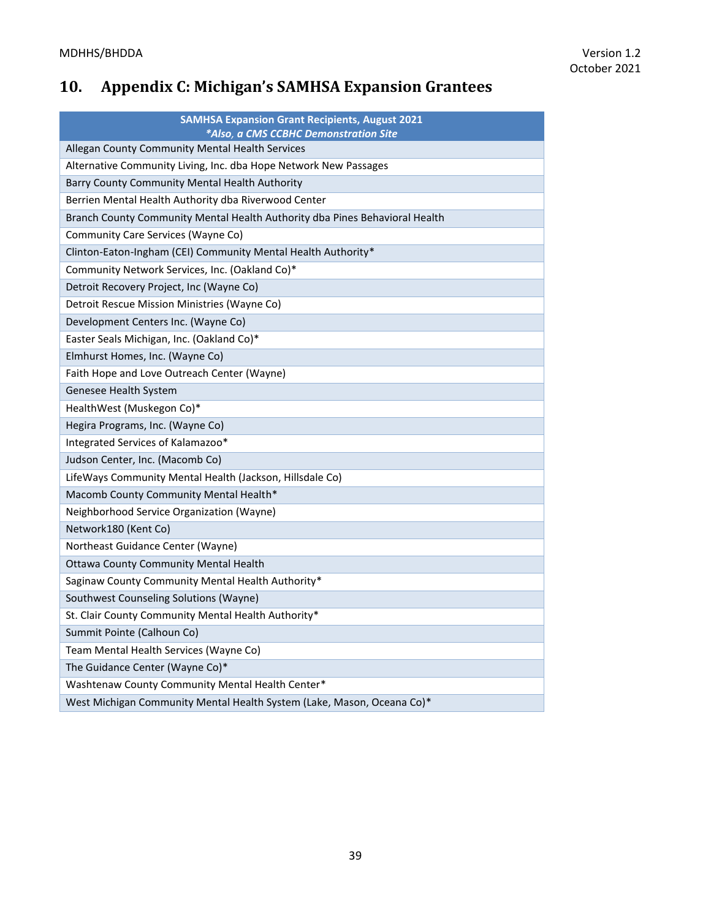# 10. Appendix C: Michigan's SAMHSA Expansion Grantees

| SAMHSA Expansion Grant Recipients, August 2021<br>*\*Also, a CMS CCBHC Demonstration Site* |
|---|
| Allegan County Community Mental Health Services |
| Alternative Community Living, Inc. dba Hope Network New Passages |
| Barry County Community Mental Health Authority |
| Berrien Mental Health Authority dba Riverwood Center |
| Branch County Community Mental Health Authority dba Pines Behavioral Health |
| Community Care Services (Wayne Co) |
| Clinton-Eaton-Ingham (CEI) Community Mental Health Authority* |
| Community Network Services, Inc. (Oakland Co)* |
| Detroit Recovery Project, Inc (Wayne Co) |
| Detroit Rescue Mission Ministries (Wayne Co) |
| Development Centers Inc. (Wayne Co) |
| Easter Seals Michigan, Inc. (Oakland Co)* |
| Elmhurst Homes, Inc. (Wayne Co) |
| Faith Hope and Love Outreach Center (Wayne) |
| Genesee Health System |
| HealthWest (Muskegon Co)* |
| Hegira Programs, Inc. (Wayne Co) |
| Integrated Services of Kalamazoo* |
| Judson Center, Inc. (Macomb Co) |
| LifeWays Community Mental Health (Jackson, Hillsdale Co) |
| Macomb County Community Mental Health* |
| Neighborhood Service Organization (Wayne) |
| Network180 (Kent Co) |
| Northeast Guidance Center (Wayne) |
| Ottawa County Community Mental Health |
| Saginaw County Community Mental Health Authority* |
| Southwest Counseling Solutions (Wayne) |
| St. Clair County Community Mental Health Authority* |
| Summit Pointe (Calhoun Co) |
| Team Mental Health Services (Wayne Co) |
| The Guidance Center (Wayne Co)* |
| Washtenaw County Community Mental Health Center* |
| West Michigan Community Mental Health System (Lake, Mason, Oceana Co)* |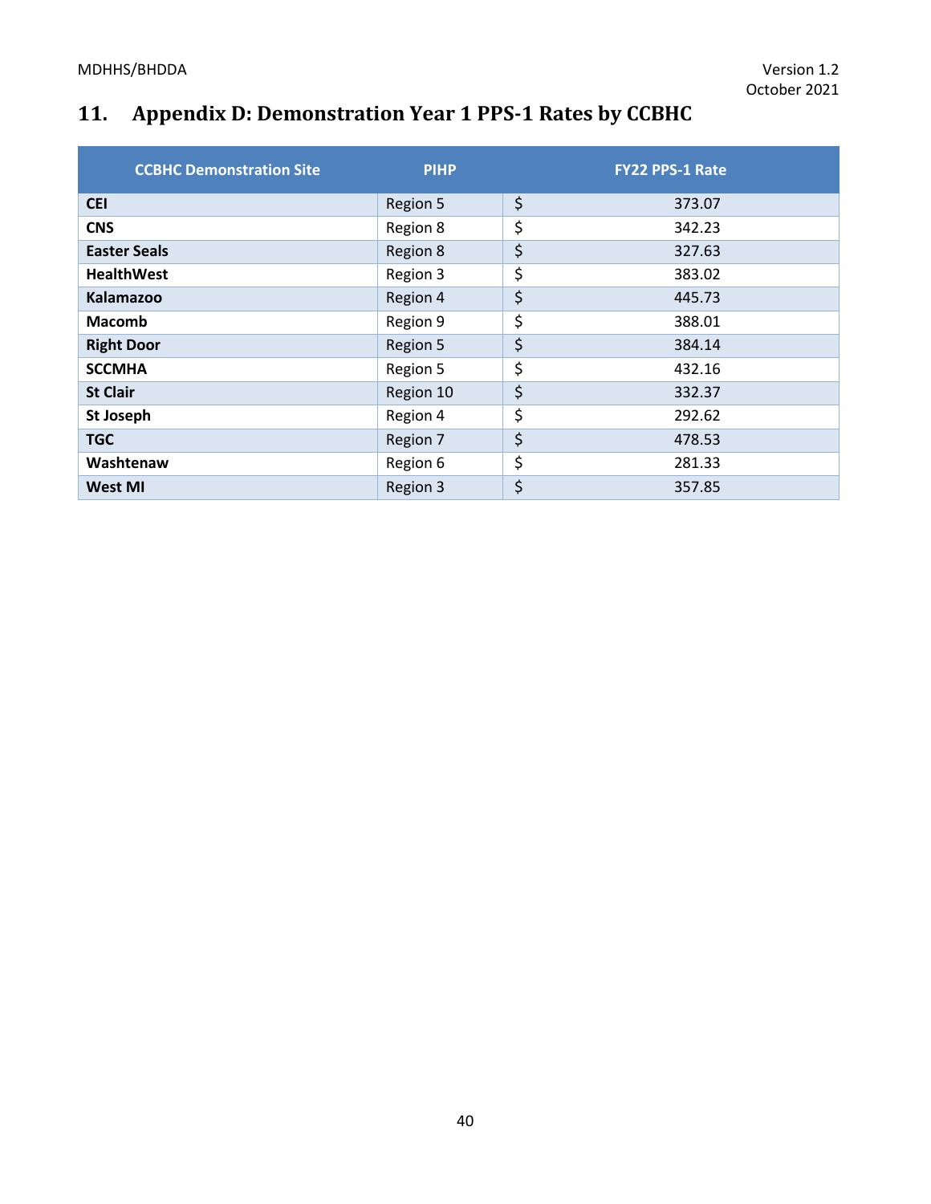## 11. Appendix D: Demonstration Year 1 PPS-1 Rates by CCBHC

| CCBHC Demonstration Site | PIHP | FY22 PPS-1 Rate |
|---|---|---|
| **CEI** | Region 5 | $ 373.07 |
| **CNS** | Region 8 | $ 342.23 |
| **Easter Seals** | Region 8 | $ 327.63 |
| **HealthWest** | Region 3 | $ 383.02 |
| **Kalamazoo** | Region 4 | $ 445.73 |
| **Macomb** | Region 9 | $ 388.01 |
| **Right Door** | Region 5 | $ 384.14 |
| **SCCMHA** | Region 5 | $ 432.16 |
| **St Clair** | Region 10 | $ 332.37 |
| **St Joseph** | Region 4 | $ 292.62 |
| **TGC** | Region 7 | $ 478.53 |
| **Washtenaw** | Region 6 | $ 281.33 |
| **West MI** | Region 3 | $ 357.85 |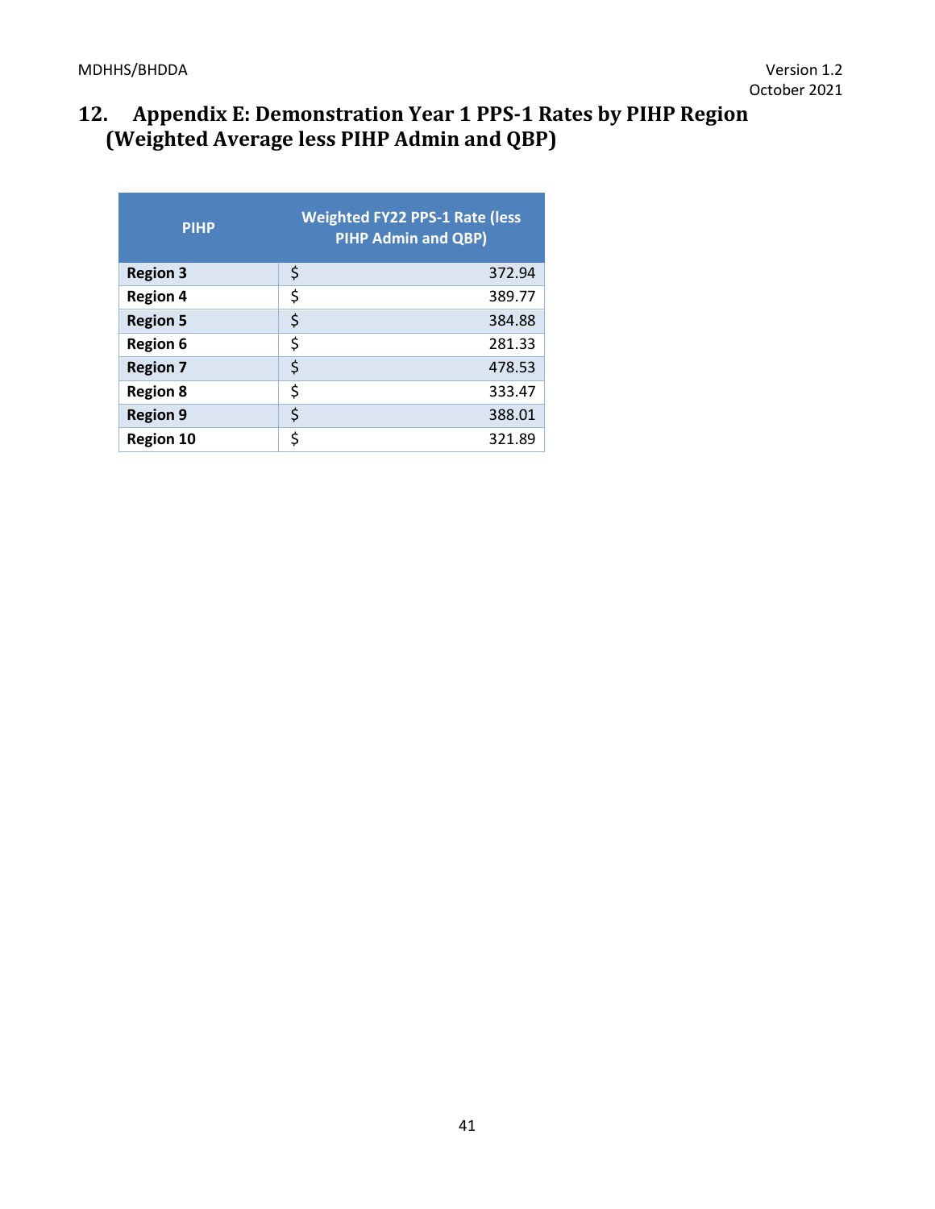## 12. Appendix E: Demonstration Year 1 PPS-1 Rates by PIHP Region (Weighted Average less PIHP Admin and QBP)

| PIHP | Weighted FY22 PPS-1 Rate (less PIHP Admin and QBP) |
|---|---|
| **Region 3** | $ 372.94 |
| **Region 4** | $ 389.77 |
| **Region 5** | $ 384.88 |
| **Region 6** | $ 281.33 |
| **Region 7** | $ 478.53 |
| **Region 8** | $ 333.47 |
| **Region 9** | $ 388.01 |
| **Region 10** | $ 321.89 |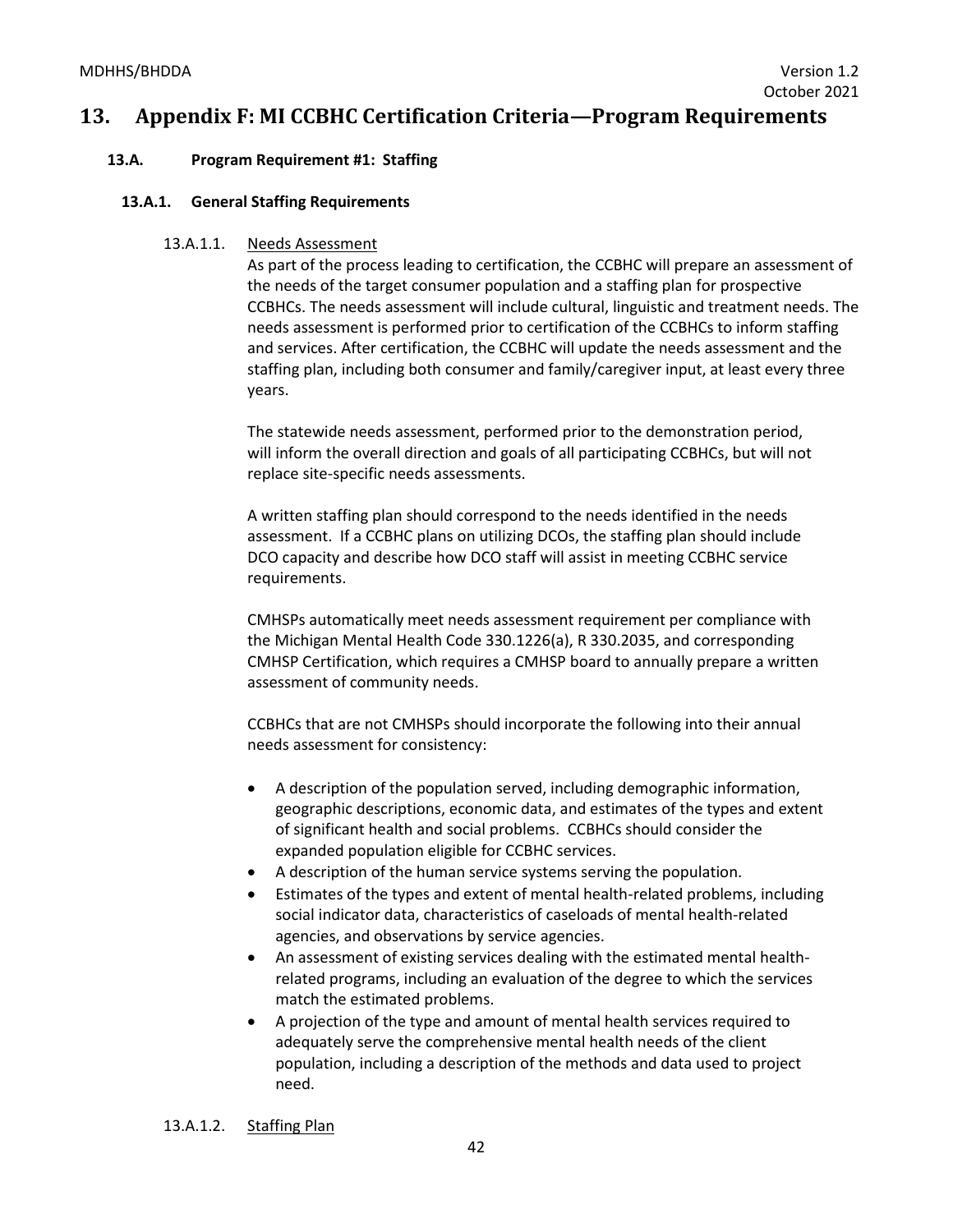# 13. Appendix F: MI CCBHC Certification Criteria—Program Requirements

## 13.A. Program Requirement #1: Staffing

### 13.A.1. General Staffing Requirements

#### 13.A.1.1. Needs Assessment

As part of the process leading to certification, the CCBHC will prepare an assessment of the needs of the target consumer population and a staffing plan for prospective CCBHCs. The needs assessment will include cultural, linguistic and treatment needs. The needs assessment is performed prior to certification of the CCBHCs to inform staffing and services. After certification, the CCBHC will update the needs assessment and the staffing plan, including both consumer and family/caregiver input, at least every three years.

The statewide needs assessment, performed prior to the demonstration period, will inform the overall direction and goals of all participating CCBHCs, but will not replace site-specific needs assessments.

A written staffing plan should correspond to the needs identified in the needs assessment. If a CCBHC plans on utilizing DCOs, the staffing plan should include DCO capacity and describe how DCO staff will assist in meeting CCBHC service requirements.

CMHSPs automatically meet needs assessment requirement per compliance with the Michigan Mental Health Code 330.1226(a), R 330.2035, and corresponding CMHSP Certification, which requires a CMHSP board to annually prepare a written assessment of community needs.

CCBHCs that are not CMHSPs should incorporate the following into their annual needs assessment for consistency:

- A description of the population served, including demographic information, geographic descriptions, economic data, and estimates of the types and extent of significant health and social problems. CCBHCs should consider the expanded population eligible for CCBHC services.
- A description of the human service systems serving the population.
- Estimates of the types and extent of mental health-related problems, including social indicator data, characteristics of caseloads of mental health-related agencies, and observations by service agencies.
- An assessment of existing services dealing with the estimated mental health-related programs, including an evaluation of the degree to which the services match the estimated problems.
- A projection of the type and amount of mental health services required to adequately serve the comprehensive mental health needs of the client population, including a description of the methods and data used to project need.

#### 13.A.1.2. Staffing Plan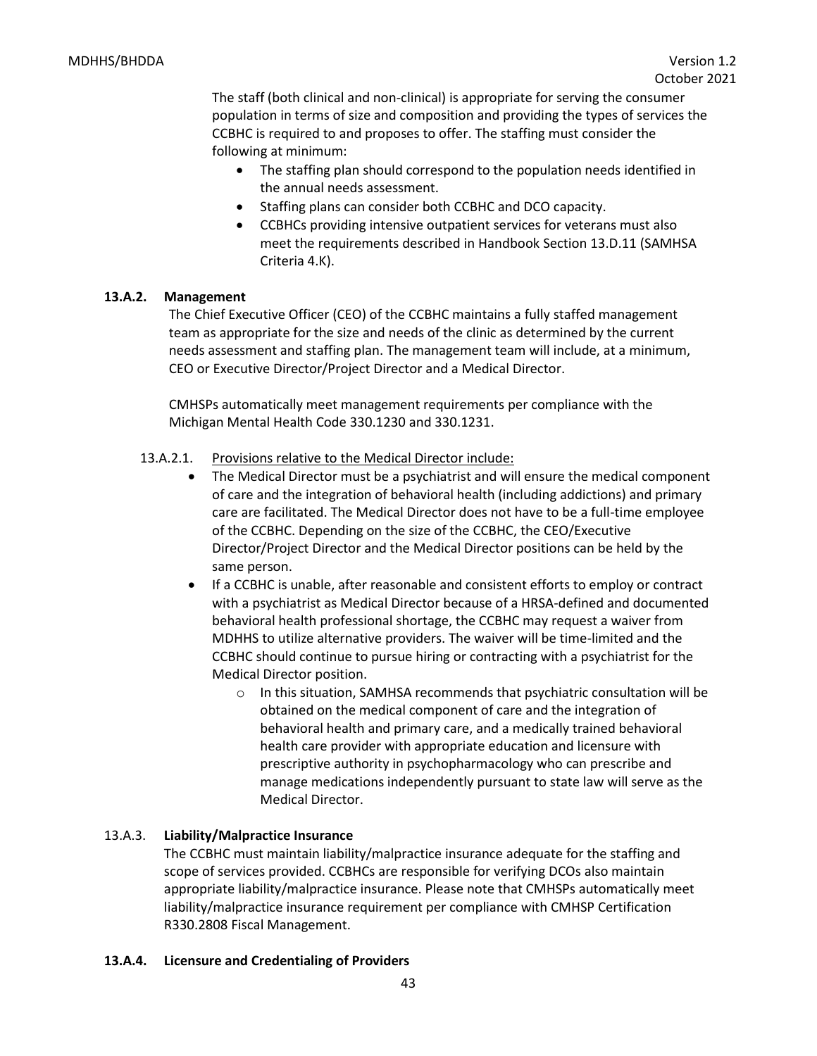The staff (both clinical and non-clinical) is appropriate for serving the consumer population in terms of size and composition and providing the types of services the CCBHC is required to and proposes to offer. The staffing must consider the following at minimum:

- The staffing plan should correspond to the population needs identified in the annual needs assessment.
- Staffing plans can consider both CCBHC and DCO capacity.
- CCBHCs providing intensive outpatient services for veterans must also meet the requirements described in Handbook Section 13.D.11 (SAMHSA Criteria 4.K).

### 13.A.2. Management

The Chief Executive Officer (CEO) of the CCBHC maintains a fully staffed management team as appropriate for the size and needs of the clinic as determined by the current needs assessment and staffing plan. The management team will include, at a minimum, CEO or Executive Director/Project Director and a Medical Director.

CMHSPs automatically meet management requirements per compliance with the Michigan Mental Health Code 330.1230 and 330.1231.

13.A.2.1. Provisions relative to the Medical Director include:

- The Medical Director must be a psychiatrist and will ensure the medical component of care and the integration of behavioral health (including addictions) and primary care are facilitated. The Medical Director does not have to be a full-time employee of the CCBHC. Depending on the size of the CCBHC, the CEO/Executive Director/Project Director and the Medical Director positions can be held by the same person.
- If a CCBHC is unable, after reasonable and consistent efforts to employ or contract with a psychiatrist as Medical Director because of a HRSA-defined and documented behavioral health professional shortage, the CCBHC may request a waiver from MDHHS to utilize alternative providers. The waiver will be time-limited and the CCBHC should continue to pursue hiring or contracting with a psychiatrist for the Medical Director position.
  - In this situation, SAMHSA recommends that psychiatric consultation will be obtained on the medical component of care and the integration of behavioral health and primary care, and a medically trained behavioral health care provider with appropriate education and licensure with prescriptive authority in psychopharmacology who can prescribe and manage medications independently pursuant to state law will serve as the Medical Director.

### 13.A.3. Liability/Malpractice Insurance

The CCBHC must maintain liability/malpractice insurance adequate for the staffing and scope of services provided. CCBHCs are responsible for verifying DCOs also maintain appropriate liability/malpractice insurance. Please note that CMHSPs automatically meet liability/malpractice insurance requirement per compliance with CMHSP Certification R330.2808 Fiscal Management.

### 13.A.4. Licensure and Credentialing of Providers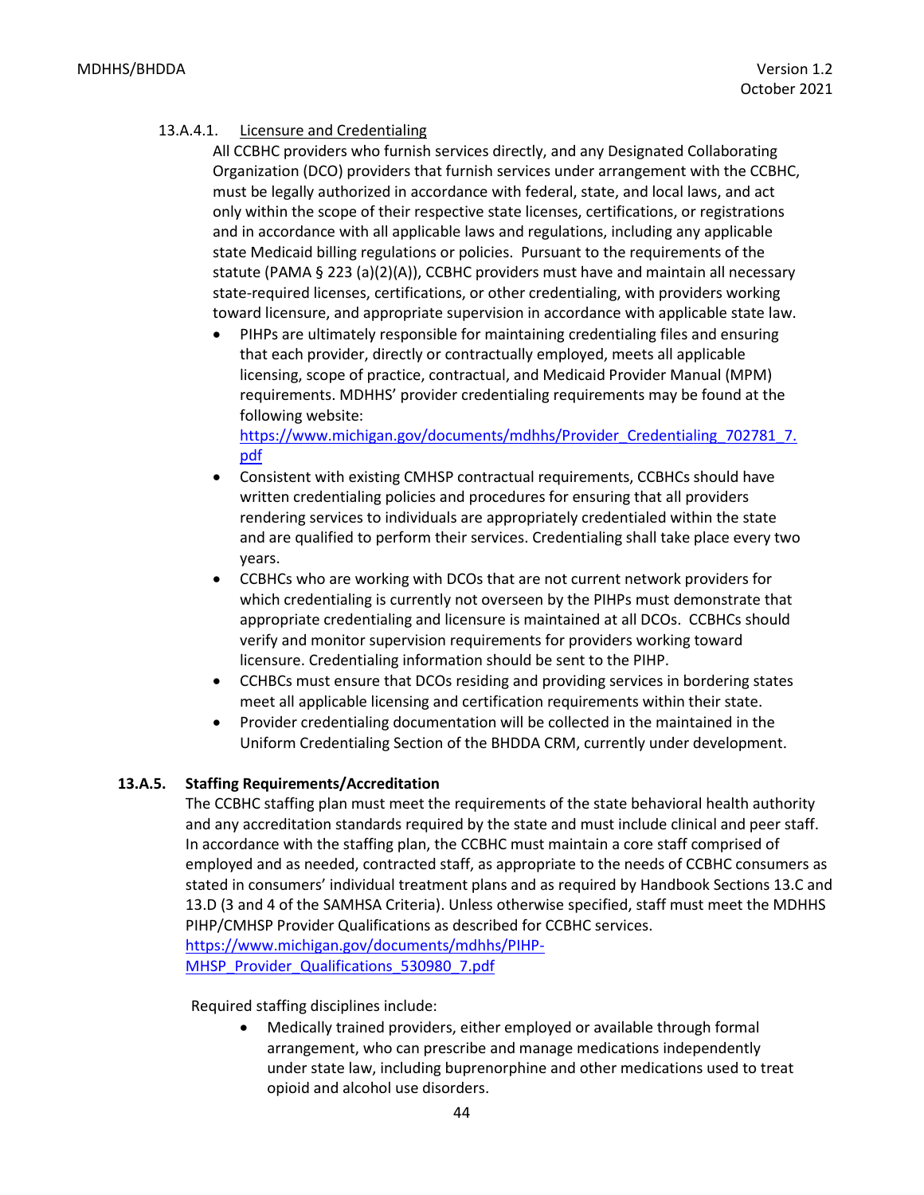#### 13.A.4.1. Licensure and Credentialing

All CCBHC providers who furnish services directly, and any Designated Collaborating Organization (DCO) providers that furnish services under arrangement with the CCBHC, must be legally authorized in accordance with federal, state, and local laws, and act only within the scope of their respective state licenses, certifications, or registrations and in accordance with all applicable laws and regulations, including any applicable state Medicaid billing regulations or policies. Pursuant to the requirements of the statute (PAMA § 223 (a)(2)(A)), CCBHC providers must have and maintain all necessary state-required licenses, certifications, or other credentialing, with providers working toward licensure, and appropriate supervision in accordance with applicable state law.

- PIHPs are ultimately responsible for maintaining credentialing files and ensuring that each provider, directly or contractually employed, meets all applicable licensing, scope of practice, contractual, and Medicaid Provider Manual (MPM) requirements. MDHHS' provider credentialing requirements may be found at the following website: https://www.michigan.gov/documents/mdhhs/Provider_Credentialing_702781_7.pdf
- Consistent with existing CMHSP contractual requirements, CCBHCs should have written credentialing policies and procedures for ensuring that all providers rendering services to individuals are appropriately credentialed within the state and are qualified to perform their services. Credentialing shall take place every two years.
- CCBHCs who are working with DCOs that are not current network providers for which credentialing is currently not overseen by the PIHPs must demonstrate that appropriate credentialing and licensure is maintained at all DCOs. CCBHCs should verify and monitor supervision requirements for providers working toward licensure. Credentialing information should be sent to the PIHP.
- CCHBCs must ensure that DCOs residing and providing services in bordering states meet all applicable licensing and certification requirements within their state.
- Provider credentialing documentation will be collected in the maintained in the Uniform Credentialing Section of the BHDDA CRM, currently under development.

### 13.A.5. Staffing Requirements/Accreditation

The CCBHC staffing plan must meet the requirements of the state behavioral health authority and any accreditation standards required by the state and must include clinical and peer staff. In accordance with the staffing plan, the CCBHC must maintain a core staff comprised of employed and as needed, contracted staff, as appropriate to the needs of CCBHC consumers as stated in consumers' individual treatment plans and as required by Handbook Sections 13.C and 13.D (3 and 4 of the SAMHSA Criteria). Unless otherwise specified, staff must meet the MDHHS PIHP/CMHSP Provider Qualifications as described for CCBHC services. https://www.michigan.gov/documents/mdhhs/PIHP-MHSP_Provider_Qualifications_530980_7.pdf

Required staffing disciplines include:

- Medically trained providers, either employed or available through formal arrangement, who can prescribe and manage medications independently under state law, including buprenorphine and other medications used to treat opioid and alcohol use disorders.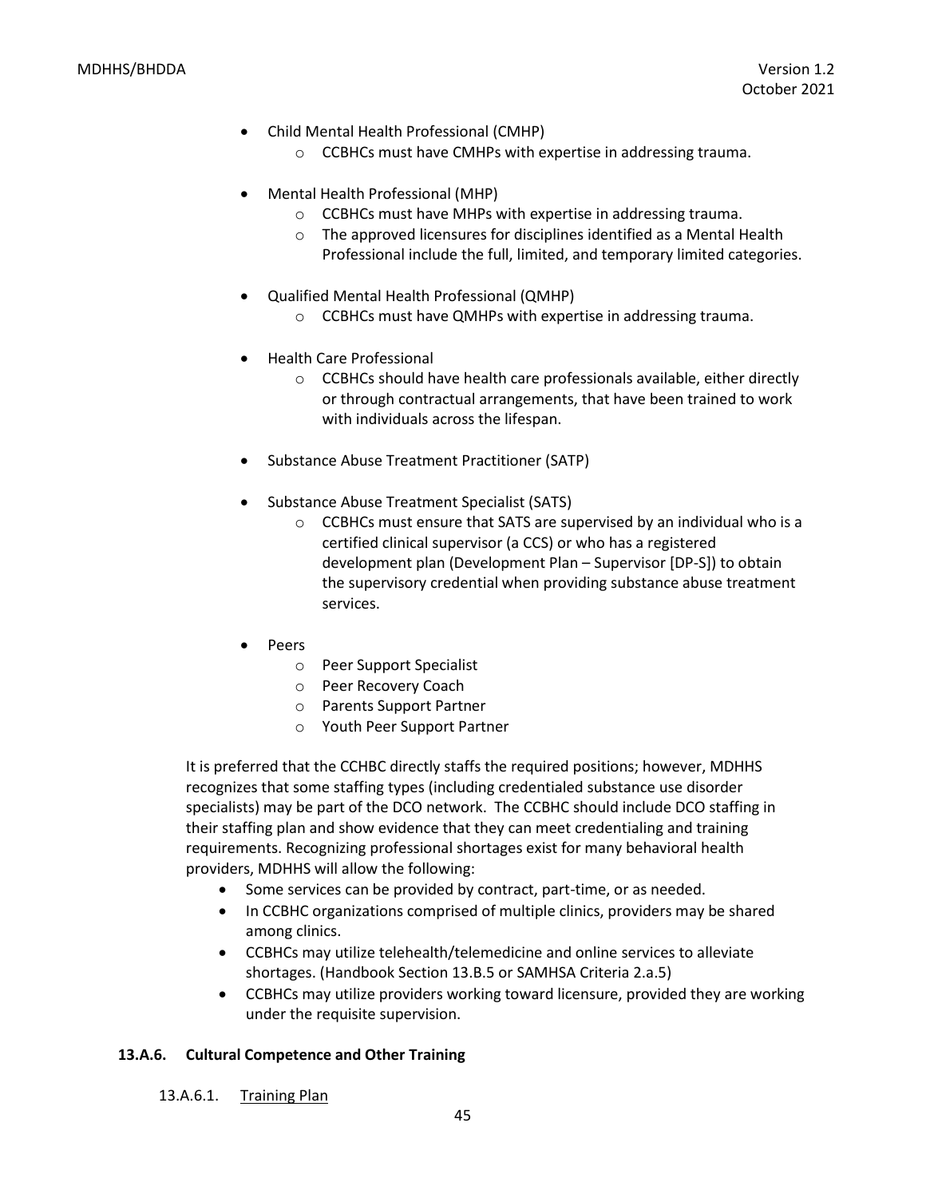- Child Mental Health Professional (CMHP)
  - CCBHCs must have CMHPs with expertise in addressing trauma.

- Mental Health Professional (MHP)
  - CCBHCs must have MHPs with expertise in addressing trauma.
  - The approved licensures for disciplines identified as a Mental Health Professional include the full, limited, and temporary limited categories.

- Qualified Mental Health Professional (QMHP)
  - CCBHCs must have QMHPs with expertise in addressing trauma.

- Health Care Professional
  - CCBHCs should have health care professionals available, either directly or through contractual arrangements, that have been trained to work with individuals across the lifespan.

- Substance Abuse Treatment Practitioner (SATP)

- Substance Abuse Treatment Specialist (SATS)
  - CCBHCs must ensure that SATS are supervised by an individual who is a certified clinical supervisor (a CCS) or who has a registered development plan (Development Plan – Supervisor [DP-S]) to obtain the supervisory credential when providing substance abuse treatment services.

- Peers
  - Peer Support Specialist
  - Peer Recovery Coach
  - Parents Support Partner
  - Youth Peer Support Partner

It is preferred that the CCHBC directly staffs the required positions; however, MDHHS recognizes that some staffing types (including credentialed substance use disorder specialists) may be part of the DCO network. The CCBHC should include DCO staffing in their staffing plan and show evidence that they can meet credentialing and training requirements. Recognizing professional shortages exist for many behavioral health providers, MDHHS will allow the following:

- Some services can be provided by contract, part-time, or as needed.
- In CCBHC organizations comprised of multiple clinics, providers may be shared among clinics.
- CCBHCs may utilize telehealth/telemedicine and online services to alleviate shortages. (Handbook Section 13.B.5 or SAMHSA Criteria 2.a.5)
- CCBHCs may utilize providers working toward licensure, provided they are working under the requisite supervision.

### 13.A.6. Cultural Competence and Other Training

#### 13.A.6.1. Training Plan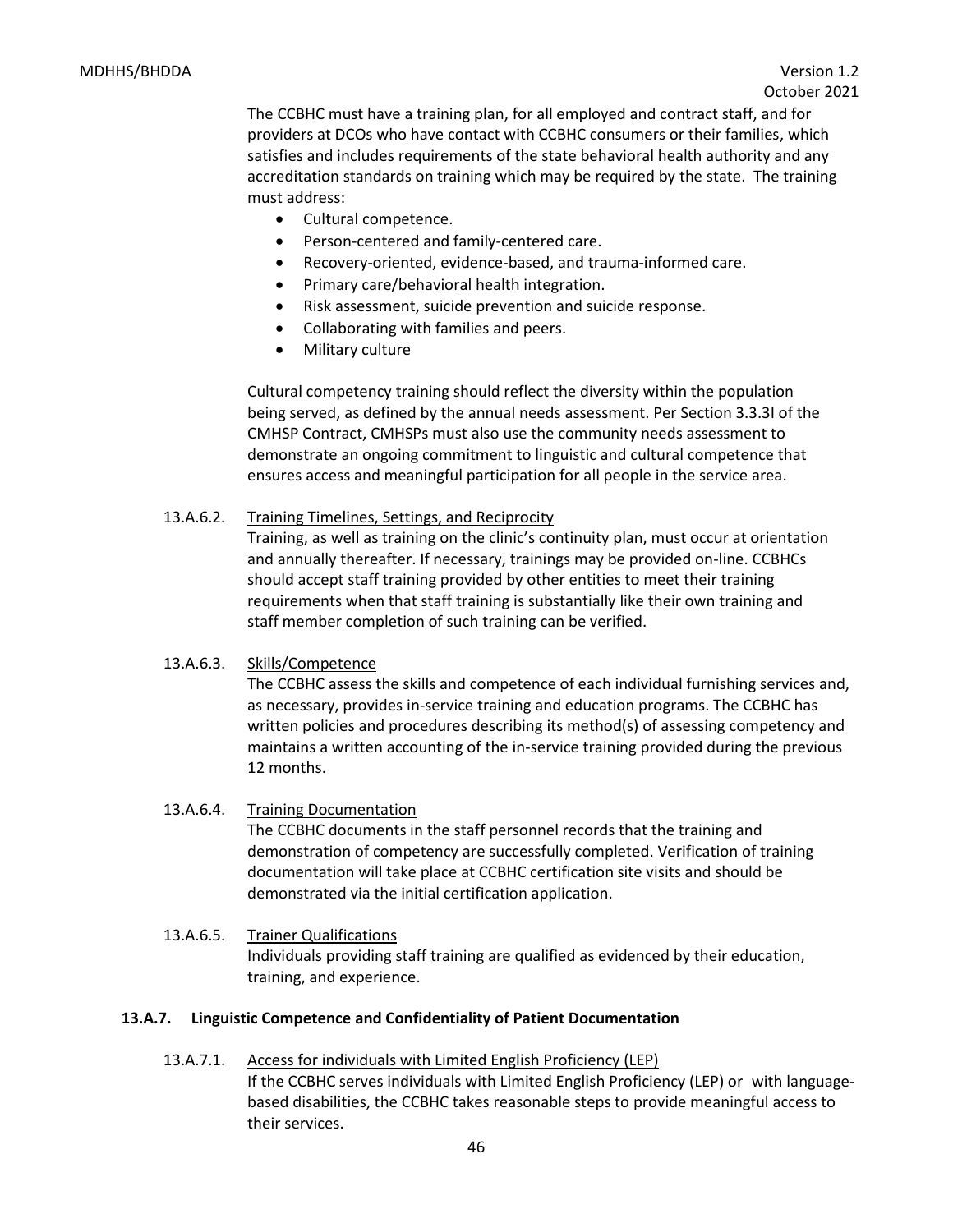The CCBHC must have a training plan, for all employed and contract staff, and for providers at DCOs who have contact with CCBHC consumers or their families, which satisfies and includes requirements of the state behavioral health authority and any accreditation standards on training which may be required by the state. The training must address:

- Cultural competence.
- Person-centered and family-centered care.
- Recovery-oriented, evidence-based, and trauma-informed care.
- Primary care/behavioral health integration.
- Risk assessment, suicide prevention and suicide response.
- Collaborating with families and peers.
- Military culture

Cultural competency training should reflect the diversity within the population being served, as defined by the annual needs assessment. Per Section 3.3.3I of the CMHSP Contract, CMHSPs must also use the community needs assessment to demonstrate an ongoing commitment to linguistic and cultural competence that ensures access and meaningful participation for all people in the service area.

13.A.6.2. Training Timelines, Settings, and Reciprocity

Training, as well as training on the clinic's continuity plan, must occur at orientation and annually thereafter. If necessary, trainings may be provided on-line. CCBHCs should accept staff training provided by other entities to meet their training requirements when that staff training is substantially like their own training and staff member completion of such training can be verified.

13.A.6.3. Skills/Competence

The CCBHC assess the skills and competence of each individual furnishing services and, as necessary, provides in-service training and education programs. The CCBHC has written policies and procedures describing its method(s) of assessing competency and maintains a written accounting of the in-service training provided during the previous 12 months.

13.A.6.4. Training Documentation

The CCBHC documents in the staff personnel records that the training and demonstration of competency are successfully completed. Verification of training documentation will take place at CCBHC certification site visits and should be demonstrated via the initial certification application.

13.A.6.5. Trainer Qualifications

Individuals providing staff training are qualified as evidenced by their education, training, and experience.

### 13.A.7. Linguistic Competence and Confidentiality of Patient Documentation

13.A.7.1. Access for individuals with Limited English Proficiency (LEP)

If the CCBHC serves individuals with Limited English Proficiency (LEP) or with language-based disabilities, the CCBHC takes reasonable steps to provide meaningful access to their services.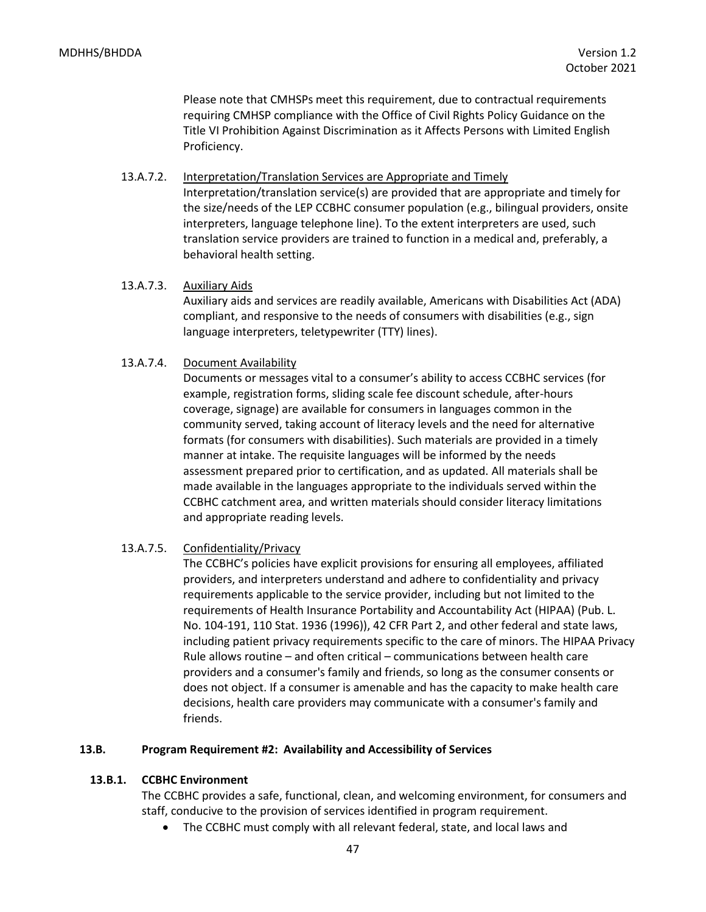Please note that CMHSPs meet this requirement, due to contractual requirements requiring CMHSP compliance with the Office of Civil Rights Policy Guidance on the Title VI Prohibition Against Discrimination as it Affects Persons with Limited English Proficiency.

13.A.7.2. Interpretation/Translation Services are Appropriate and Timely

Interpretation/translation service(s) are provided that are appropriate and timely for the size/needs of the LEP CCBHC consumer population (e.g., bilingual providers, onsite interpreters, language telephone line). To the extent interpreters are used, such translation service providers are trained to function in a medical and, preferably, a behavioral health setting.

13.A.7.3. Auxiliary Aids

Auxiliary aids and services are readily available, Americans with Disabilities Act (ADA) compliant, and responsive to the needs of consumers with disabilities (e.g., sign language interpreters, teletypewriter (TTY) lines).

13.A.7.4. Document Availability

Documents or messages vital to a consumer's ability to access CCBHC services (for example, registration forms, sliding scale fee discount schedule, after-hours coverage, signage) are available for consumers in languages common in the community served, taking account of literacy levels and the need for alternative formats (for consumers with disabilities). Such materials are provided in a timely manner at intake. The requisite languages will be informed by the needs assessment prepared prior to certification, and as updated. All materials shall be made available in the languages appropriate to the individuals served within the CCBHC catchment area, and written materials should consider literacy limitations and appropriate reading levels.

13.A.7.5. Confidentiality/Privacy

The CCBHC's policies have explicit provisions for ensuring all employees, affiliated providers, and interpreters understand and adhere to confidentiality and privacy requirements applicable to the service provider, including but not limited to the requirements of Health Insurance Portability and Accountability Act (HIPAA) (Pub. L. No. 104-191, 110 Stat. 1936 (1996)), 42 CFR Part 2, and other federal and state laws, including patient privacy requirements specific to the care of minors. The HIPAA Privacy Rule allows routine – and often critical – communications between health care providers and a consumer's family and friends, so long as the consumer consents or does not object. If a consumer is amenable and has the capacity to make health care decisions, health care providers may communicate with a consumer's family and friends.

### 13.B. Program Requirement #2: Availability and Accessibility of Services

#### 13.B.1. CCBHC Environment

The CCBHC provides a safe, functional, clean, and welcoming environment, for consumers and staff, conducive to the provision of services identified in program requirement.

- The CCBHC must comply with all relevant federal, state, and local laws and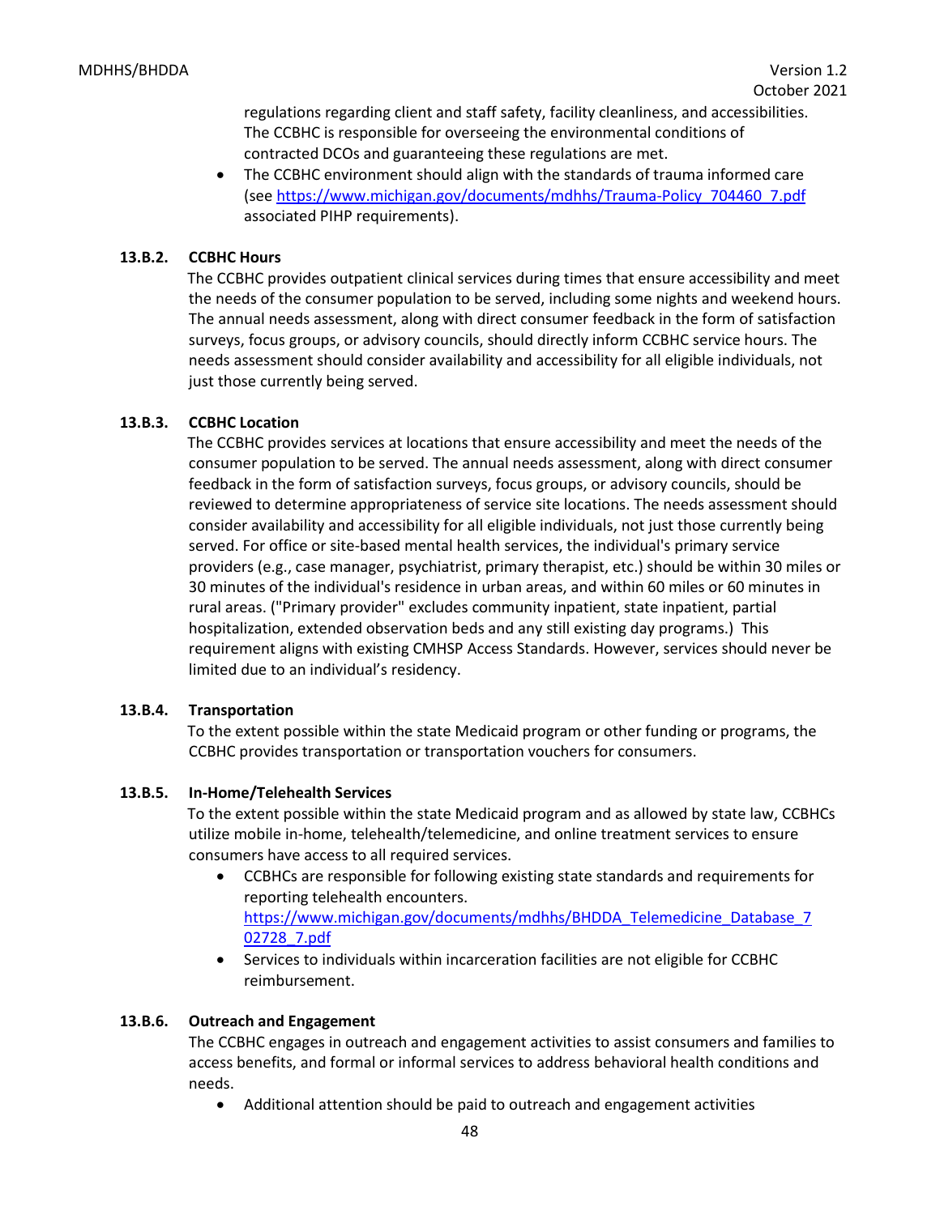regulations regarding client and staff safety, facility cleanliness, and accessibilities. The CCBHC is responsible for overseeing the environmental conditions of contracted DCOs and guaranteeing these regulations are met.

- The CCBHC environment should align with the standards of trauma informed care (see https://www.michigan.gov/documents/mdhhs/Trauma-Policy_704460_7.pdf associated PIHP requirements).

### 13.B.2. CCBHC Hours

The CCBHC provides outpatient clinical services during times that ensure accessibility and meet the needs of the consumer population to be served, including some nights and weekend hours. The annual needs assessment, along with direct consumer feedback in the form of satisfaction surveys, focus groups, or advisory councils, should directly inform CCBHC service hours. The needs assessment should consider availability and accessibility for all eligible individuals, not just those currently being served.

### 13.B.3. CCBHC Location

The CCBHC provides services at locations that ensure accessibility and meet the needs of the consumer population to be served. The annual needs assessment, along with direct consumer feedback in the form of satisfaction surveys, focus groups, or advisory councils, should be reviewed to determine appropriateness of service site locations. The needs assessment should consider availability and accessibility for all eligible individuals, not just those currently being served. For office or site-based mental health services, the individual's primary service providers (e.g., case manager, psychiatrist, primary therapist, etc.) should be within 30 miles or 30 minutes of the individual's residence in urban areas, and within 60 miles or 60 minutes in rural areas. ("Primary provider" excludes community inpatient, state inpatient, partial hospitalization, extended observation beds and any still existing day programs.) This requirement aligns with existing CMHSP Access Standards. However, services should never be limited due to an individual's residency.

### 13.B.4. Transportation

To the extent possible within the state Medicaid program or other funding or programs, the CCBHC provides transportation or transportation vouchers for consumers.

### 13.B.5. In-Home/Telehealth Services

To the extent possible within the state Medicaid program and as allowed by state law, CCBHCs utilize mobile in-home, telehealth/telemedicine, and online treatment services to ensure consumers have access to all required services.

- CCBHCs are responsible for following existing state standards and requirements for reporting telehealth encounters. https://www.michigan.gov/documents/mdhhs/BHDDA_Telemedicine_Database_702728_7.pdf
- Services to individuals within incarceration facilities are not eligible for CCBHC reimbursement.

### 13.B.6. Outreach and Engagement

The CCBHC engages in outreach and engagement activities to assist consumers and families to access benefits, and formal or informal services to address behavioral health conditions and needs.

- Additional attention should be paid to outreach and engagement activities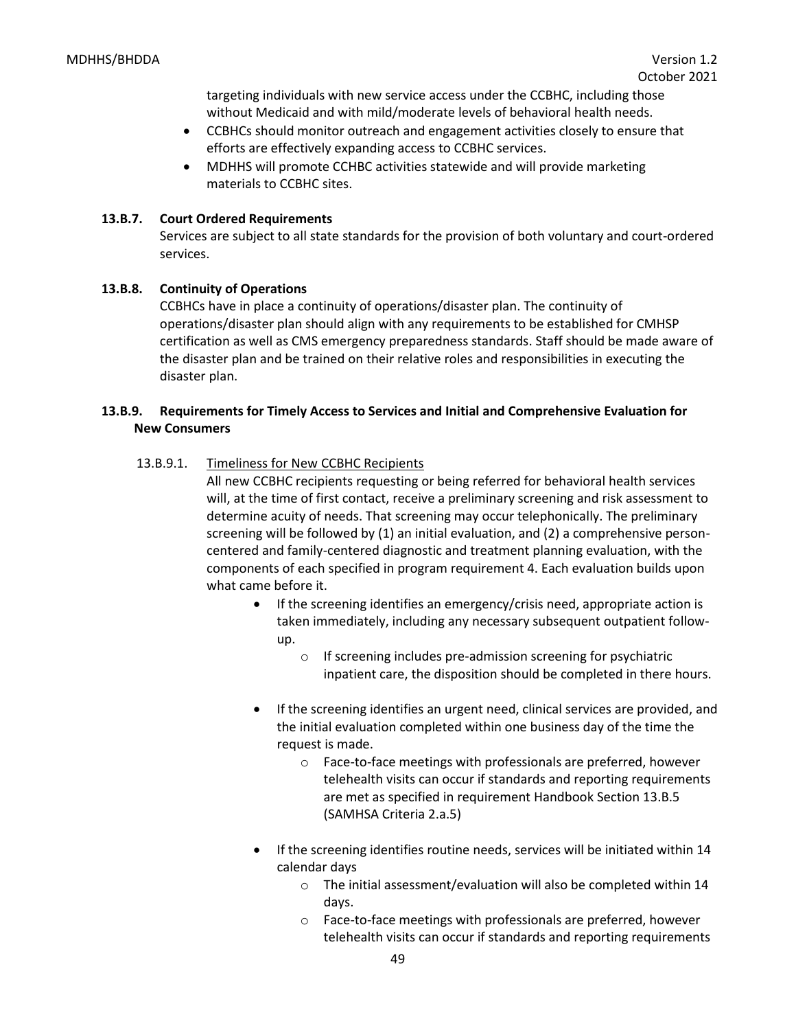targeting individuals with new service access under the CCBHC, including those without Medicaid and with mild/moderate levels of behavioral health needs.

- CCBHCs should monitor outreach and engagement activities closely to ensure that efforts are effectively expanding access to CCBHC services.
- MDHHS will promote CCHBC activities statewide and will provide marketing materials to CCBHC sites.

### 13.B.7. Court Ordered Requirements

Services are subject to all state standards for the provision of both voluntary and court-ordered services.

### 13.B.8. Continuity of Operations

CCBHCs have in place a continuity of operations/disaster plan. The continuity of operations/disaster plan should align with any requirements to be established for CMHSP certification as well as CMS emergency preparedness standards. Staff should be made aware of the disaster plan and be trained on their relative roles and responsibilities in executing the disaster plan.

### 13.B.9. Requirements for Timely Access to Services and Initial and Comprehensive Evaluation for New Consumers

#### 13.B.9.1. Timeliness for New CCBHC Recipients

All new CCBHC recipients requesting or being referred for behavioral health services will, at the time of first contact, receive a preliminary screening and risk assessment to determine acuity of needs. That screening may occur telephonically. The preliminary screening will be followed by (1) an initial evaluation, and (2) a comprehensive person-centered and family-centered diagnostic and treatment planning evaluation, with the components of each specified in program requirement 4. Each evaluation builds upon what came before it.

- If the screening identifies an emergency/crisis need, appropriate action is taken immediately, including any necessary subsequent outpatient follow-up.
  - If screening includes pre-admission screening for psychiatric inpatient care, the disposition should be completed in there hours.
- If the screening identifies an urgent need, clinical services are provided, and the initial evaluation completed within one business day of the time the request is made.
  - Face-to-face meetings with professionals are preferred, however telehealth visits can occur if standards and reporting requirements are met as specified in requirement Handbook Section 13.B.5 (SAMHSA Criteria 2.a.5)
- If the screening identifies routine needs, services will be initiated within 14 calendar days
  - The initial assessment/evaluation will also be completed within 14 days.
  - Face-to-face meetings with professionals are preferred, however telehealth visits can occur if standards and reporting requirements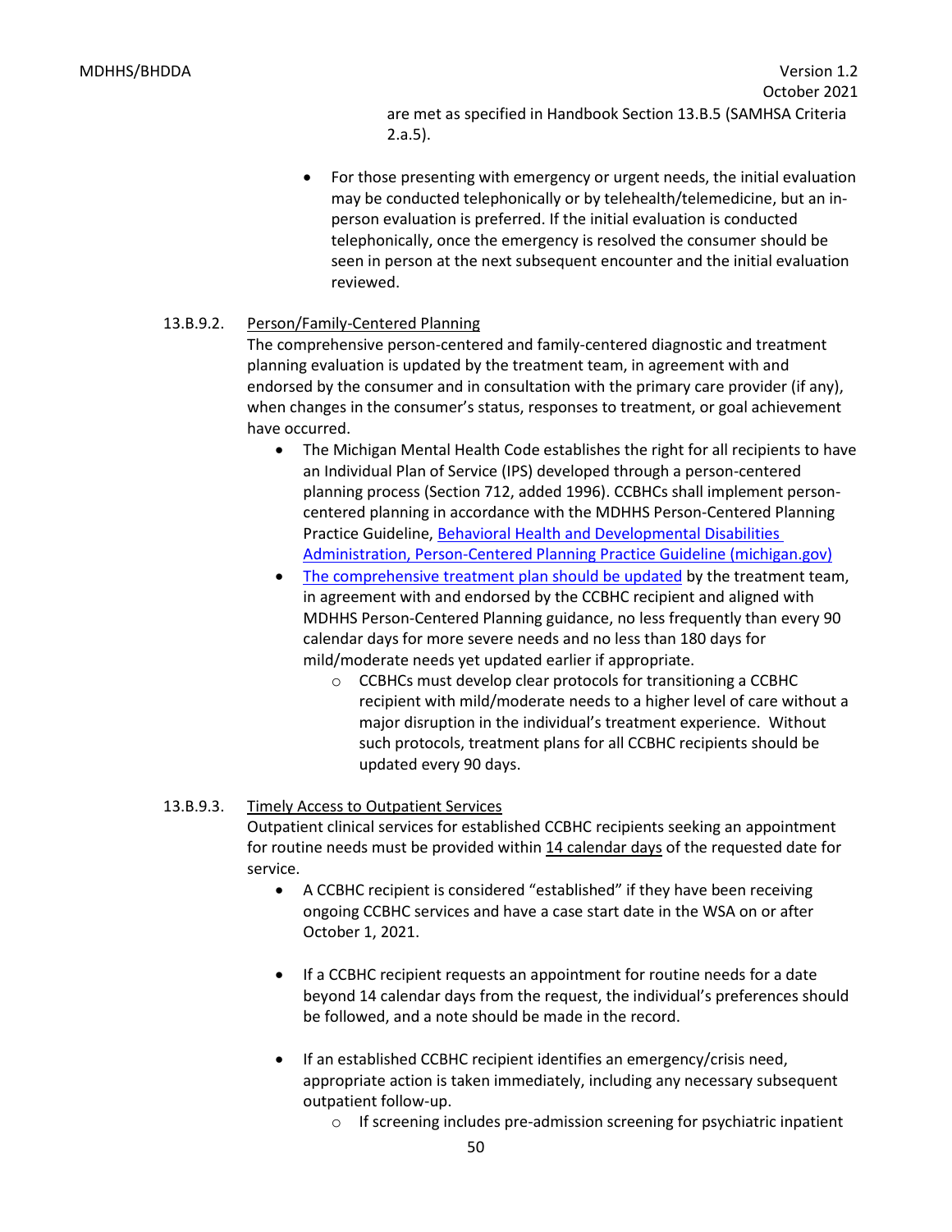are met as specified in Handbook Section 13.B.5 (SAMHSA Criteria 2.a.5).

- For those presenting with emergency or urgent needs, the initial evaluation may be conducted telephonically or by telehealth/telemedicine, but an in-person evaluation is preferred. If the initial evaluation is conducted telephonically, once the emergency is resolved the consumer should be seen in person at the next subsequent encounter and the initial evaluation reviewed.

13.B.9.2. Person/Family-Centered Planning

The comprehensive person-centered and family-centered diagnostic and treatment planning evaluation is updated by the treatment team, in agreement with and endorsed by the consumer and in consultation with the primary care provider (if any), when changes in the consumer's status, responses to treatment, or goal achievement have occurred.

- The Michigan Mental Health Code establishes the right for all recipients to have an Individual Plan of Service (IPS) developed through a person-centered planning process (Section 712, added 1996). CCBHCs shall implement person-centered planning in accordance with the MDHHS Person-Centered Planning Practice Guideline, [Behavioral Health and Developmental Disabilities Administration, Person-Centered Planning Practice Guideline (michigan.gov)]
- [The comprehensive treatment plan should be updated] by the treatment team, in agreement with and endorsed by the CCBHC recipient and aligned with MDHHS Person-Centered Planning guidance, no less frequently than every 90 calendar days for more severe needs and no less than 180 days for mild/moderate needs yet updated earlier if appropriate.
  - CCBHCs must develop clear protocols for transitioning a CCBHC recipient with mild/moderate needs to a higher level of care without a major disruption in the individual's treatment experience. Without such protocols, treatment plans for all CCBHC recipients should be updated every 90 days.

13.B.9.3. Timely Access to Outpatient Services

Outpatient clinical services for established CCBHC recipients seeking an appointment for routine needs must be provided within 14 calendar days of the requested date for service.

- A CCBHC recipient is considered "established" if they have been receiving ongoing CCBHC services and have a case start date in the WSA on or after October 1, 2021.
- If a CCBHC recipient requests an appointment for routine needs for a date beyond 14 calendar days from the request, the individual's preferences should be followed, and a note should be made in the record.
- If an established CCBHC recipient identifies an emergency/crisis need, appropriate action is taken immediately, including any necessary subsequent outpatient follow-up.
  - If screening includes pre-admission screening for psychiatric inpatient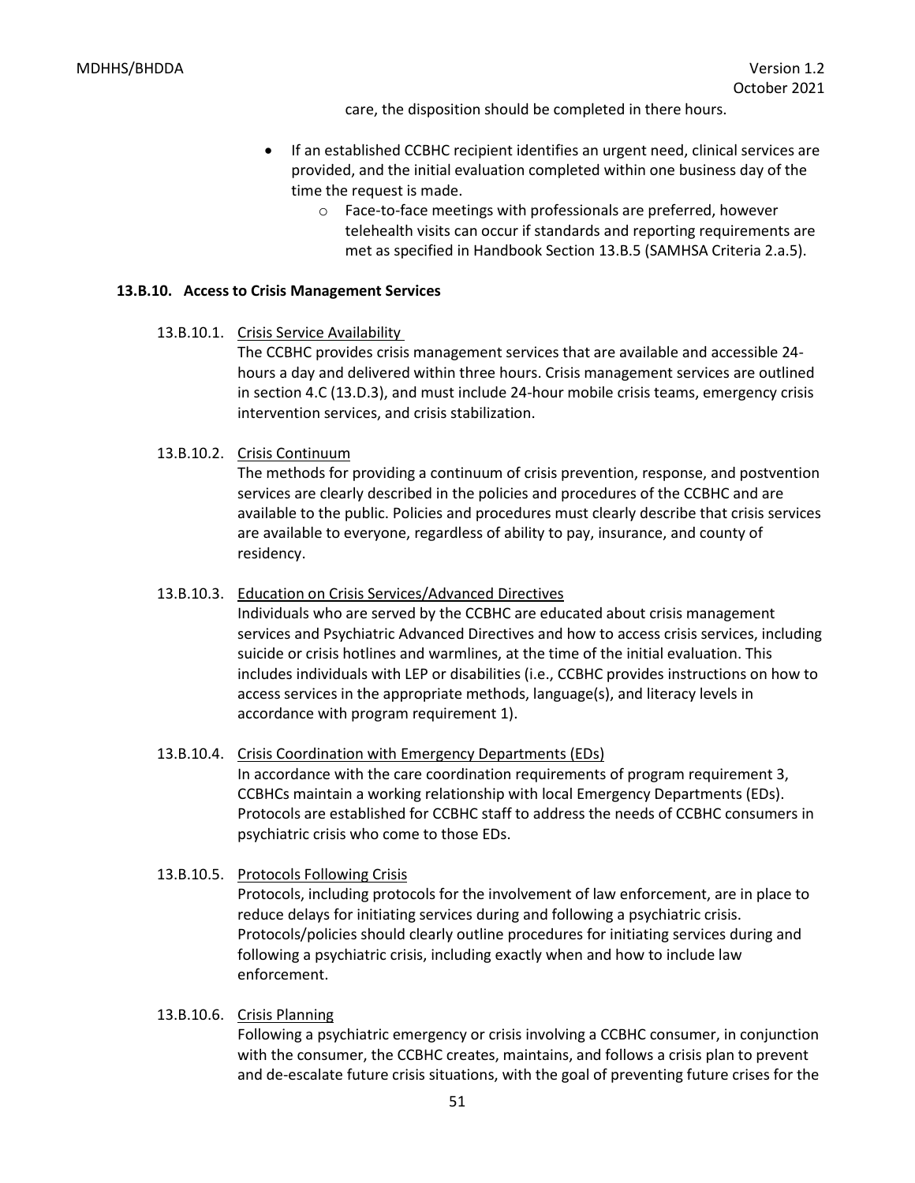care, the disposition should be completed in there hours.

- If an established CCBHC recipient identifies an urgent need, clinical services are provided, and the initial evaluation completed within one business day of the time the request is made.
    - Face-to-face meetings with professionals are preferred, however telehealth visits can occur if standards and reporting requirements are met as specified in Handbook Section 13.B.5 (SAMHSA Criteria 2.a.5).

### 13.B.10. Access to Crisis Management Services

13.B.10.1. <u>Crisis Service Availability</u>

The CCBHC provides crisis management services that are available and accessible 24-hours a day and delivered within three hours. Crisis management services are outlined in section 4.C (13.D.3), and must include 24-hour mobile crisis teams, emergency crisis intervention services, and crisis stabilization.

13.B.10.2. <u>Crisis Continuum</u>

The methods for providing a continuum of crisis prevention, response, and postvention services are clearly described in the policies and procedures of the CCBHC and are available to the public. Policies and procedures must clearly describe that crisis services are available to everyone, regardless of ability to pay, insurance, and county of residency.

13.B.10.3. <u>Education on Crisis Services/Advanced Directives</u>

Individuals who are served by the CCBHC are educated about crisis management services and Psychiatric Advanced Directives and how to access crisis services, including suicide or crisis hotlines and warmlines, at the time of the initial evaluation. This includes individuals with LEP or disabilities (i.e., CCBHC provides instructions on how to access services in the appropriate methods, language(s), and literacy levels in accordance with program requirement 1).

13.B.10.4. <u>Crisis Coordination with Emergency Departments (EDs)</u>

In accordance with the care coordination requirements of program requirement 3, CCBHCs maintain a working relationship with local Emergency Departments (EDs). Protocols are established for CCBHC staff to address the needs of CCBHC consumers in psychiatric crisis who come to those EDs.

13.B.10.5. <u>Protocols Following Crisis</u>

Protocols, including protocols for the involvement of law enforcement, are in place to reduce delays for initiating services during and following a psychiatric crisis. Protocols/policies should clearly outline procedures for initiating services during and following a psychiatric crisis, including exactly when and how to include law enforcement.

13.B.10.6. <u>Crisis Planning</u>

Following a psychiatric emergency or crisis involving a CCBHC consumer, in conjunction with the consumer, the CCBHC creates, maintains, and follows a crisis plan to prevent and de-escalate future crisis situations, with the goal of preventing future crises for the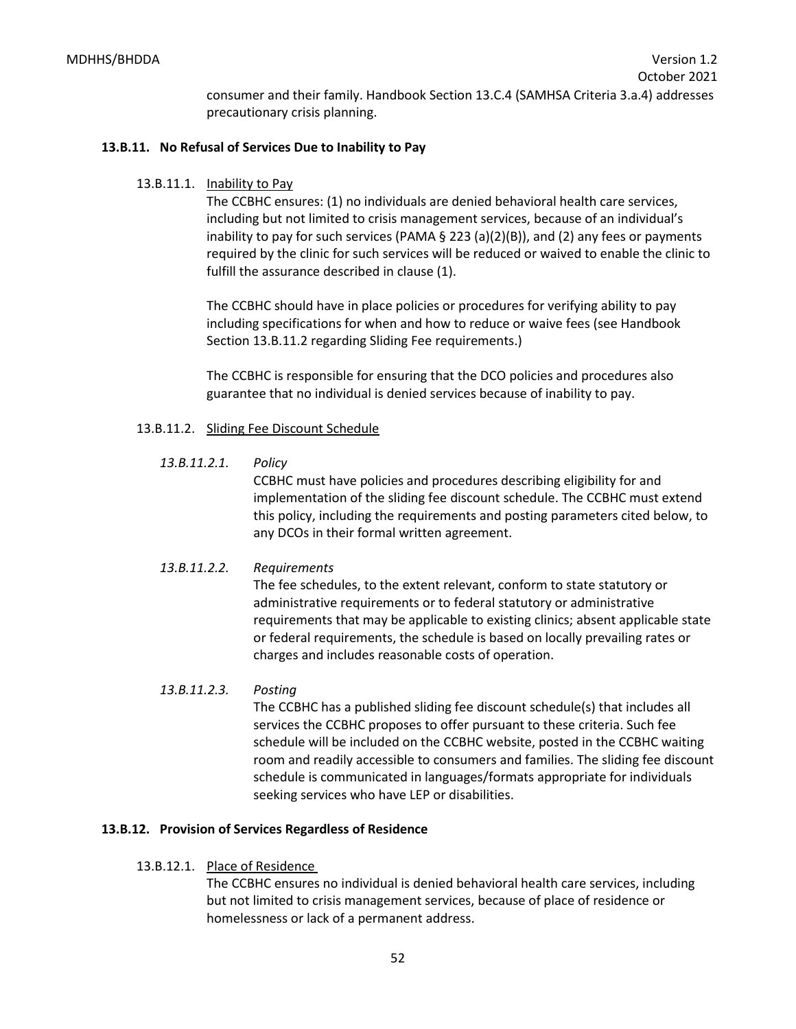consumer and their family. Handbook Section 13.C.4 (SAMHSA Criteria 3.a.4) addresses precautionary crisis planning.

### 13.B.11. No Refusal of Services Due to Inability to Pay

#### 13.B.11.1. Inability to Pay

The CCBHC ensures: (1) no individuals are denied behavioral health care services, including but not limited to crisis management services, because of an individual's inability to pay for such services (PAMA § 223 (a)(2)(B)), and (2) any fees or payments required by the clinic for such services will be reduced or waived to enable the clinic to fulfill the assurance described in clause (1).

The CCBHC should have in place policies or procedures for verifying ability to pay including specifications for when and how to reduce or waive fees (see Handbook Section 13.B.11.2 regarding Sliding Fee requirements.)

The CCBHC is responsible for ensuring that the DCO policies and procedures also guarantee that no individual is denied services because of inability to pay.

#### 13.B.11.2. Sliding Fee Discount Schedule

*13.B.11.2.1. Policy*

CCBHC must have policies and procedures describing eligibility for and implementation of the sliding fee discount schedule. The CCBHC must extend this policy, including the requirements and posting parameters cited below, to any DCOs in their formal written agreement.

*13.B.11.2.2. Requirements*

The fee schedules, to the extent relevant, conform to state statutory or administrative requirements or to federal statutory or administrative requirements that may be applicable to existing clinics; absent applicable state or federal requirements, the schedule is based on locally prevailing rates or charges and includes reasonable costs of operation.

*13.B.11.2.3. Posting*

The CCBHC has a published sliding fee discount schedule(s) that includes all services the CCBHC proposes to offer pursuant to these criteria. Such fee schedule will be included on the CCBHC website, posted in the CCBHC waiting room and readily accessible to consumers and families. The sliding fee discount schedule is communicated in languages/formats appropriate for individuals seeking services who have LEP or disabilities.

### 13.B.12. Provision of Services Regardless of Residence

#### 13.B.12.1. Place of Residence

The CCBHC ensures no individual is denied behavioral health care services, including but not limited to crisis management services, because of place of residence or homelessness or lack of a permanent address.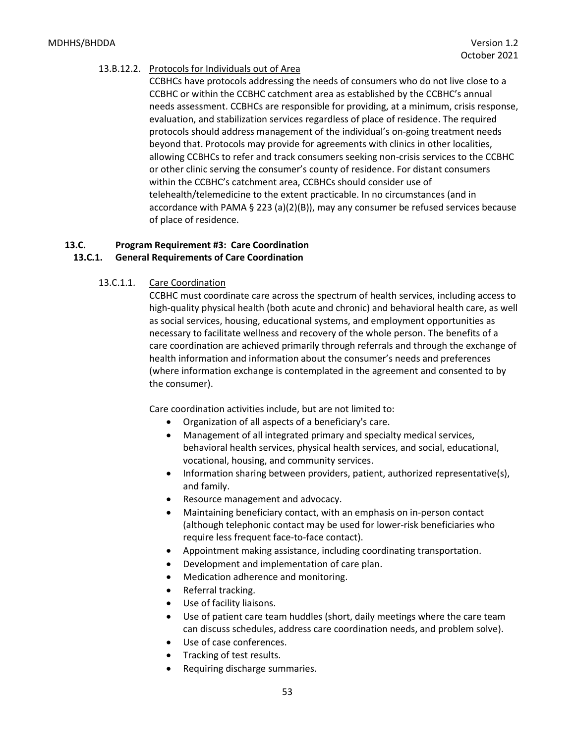#### 13.B.12.2. Protocols for Individuals out of Area

CCBHCs have protocols addressing the needs of consumers who do not live close to a CCBHC or within the CCBHC catchment area as established by the CCBHC's annual needs assessment. CCBHCs are responsible for providing, at a minimum, crisis response, evaluation, and stabilization services regardless of place of residence. The required protocols should address management of the individual's on-going treatment needs beyond that. Protocols may provide for agreements with clinics in other localities, allowing CCBHCs to refer and track consumers seeking non-crisis services to the CCBHC or other clinic serving the consumer's county of residence. For distant consumers within the CCBHC's catchment area, CCBHCs should consider use of telehealth/telemedicine to the extent practicable. In no circumstances (and in accordance with PAMA § 223 (a)(2)(B)), may any consumer be refused services because of place of residence.

## 13.C. Program Requirement #3: Care Coordination

### 13.C.1. General Requirements of Care Coordination

#### 13.C.1.1. Care Coordination

CCBHC must coordinate care across the spectrum of health services, including access to high-quality physical health (both acute and chronic) and behavioral health care, as well as social services, housing, educational systems, and employment opportunities as necessary to facilitate wellness and recovery of the whole person. The benefits of a care coordination are achieved primarily through referrals and through the exchange of health information and information about the consumer's needs and preferences (where information exchange is contemplated in the agreement and consented to by the consumer).

Care coordination activities include, but are not limited to:

- Organization of all aspects of a beneficiary's care.
- Management of all integrated primary and specialty medical services, behavioral health services, physical health services, and social, educational, vocational, housing, and community services.
- Information sharing between providers, patient, authorized representative(s), and family.
- Resource management and advocacy.
- Maintaining beneficiary contact, with an emphasis on in-person contact (although telephonic contact may be used for lower-risk beneficiaries who require less frequent face-to-face contact).
- Appointment making assistance, including coordinating transportation.
- Development and implementation of care plan.
- Medication adherence and monitoring.
- Referral tracking.
- Use of facility liaisons.
- Use of patient care team huddles (short, daily meetings where the care team can discuss schedules, address care coordination needs, and problem solve).
- Use of case conferences.
- Tracking of test results.
- Requiring discharge summaries.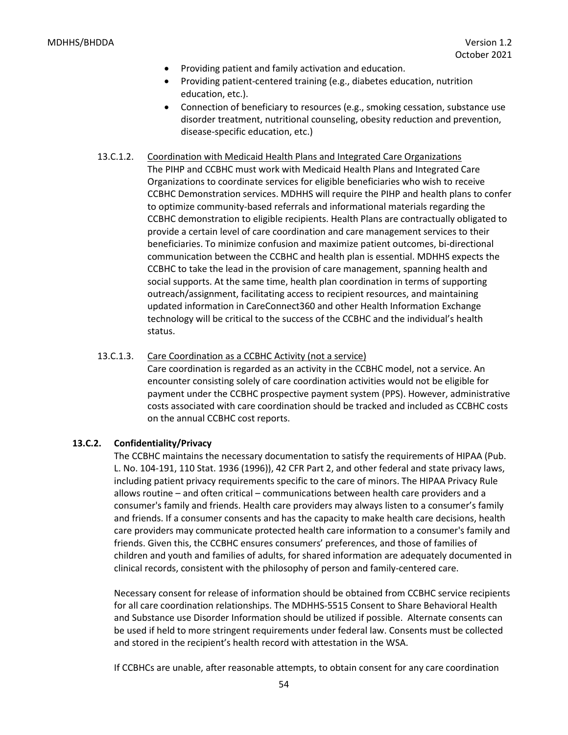- Providing patient and family activation and education.
- Providing patient-centered training (e.g., diabetes education, nutrition education, etc.).
- Connection of beneficiary to resources (e.g., smoking cessation, substance use disorder treatment, nutritional counseling, obesity reduction and prevention, disease-specific education, etc.)

13.C.1.2. Coordination with Medicaid Health Plans and Integrated Care Organizations

The PIHP and CCBHC must work with Medicaid Health Plans and Integrated Care Organizations to coordinate services for eligible beneficiaries who wish to receive CCBHC Demonstration services. MDHHS will require the PIHP and health plans to confer to optimize community-based referrals and informational materials regarding the CCBHC demonstration to eligible recipients. Health Plans are contractually obligated to provide a certain level of care coordination and care management services to their beneficiaries. To minimize confusion and maximize patient outcomes, bi-directional communication between the CCBHC and health plan is essential. MDHHS expects the CCBHC to take the lead in the provision of care management, spanning health and social supports. At the same time, health plan coordination in terms of supporting outreach/assignment, facilitating access to recipient resources, and maintaining updated information in CareConnect360 and other Health Information Exchange technology will be critical to the success of the CCBHC and the individual's health status.

13.C.1.3. Care Coordination as a CCBHC Activity (not a service)

Care coordination is regarded as an activity in the CCBHC model, not a service. An encounter consisting solely of care coordination activities would not be eligible for payment under the CCBHC prospective payment system (PPS). However, administrative costs associated with care coordination should be tracked and included as CCBHC costs on the annual CCBHC cost reports.

**13.C.2. Confidentiality/Privacy**

The CCBHC maintains the necessary documentation to satisfy the requirements of HIPAA (Pub. L. No. 104-191, 110 Stat. 1936 (1996)), 42 CFR Part 2, and other federal and state privacy laws, including patient privacy requirements specific to the care of minors. The HIPAA Privacy Rule allows routine – and often critical – communications between health care providers and a consumer's family and friends. Health care providers may always listen to a consumer's family and friends. If a consumer consents and has the capacity to make health care decisions, health care providers may communicate protected health care information to a consumer's family and friends. Given this, the CCBHC ensures consumers' preferences, and those of families of children and youth and families of adults, for shared information are adequately documented in clinical records, consistent with the philosophy of person and family-centered care.

Necessary consent for release of information should be obtained from CCBHC service recipients for all care coordination relationships. The MDHHS-5515 Consent to Share Behavioral Health and Substance use Disorder Information should be utilized if possible. Alternate consents can be used if held to more stringent requirements under federal law. Consents must be collected and stored in the recipient's health record with attestation in the WSA.

If CCBHCs are unable, after reasonable attempts, to obtain consent for any care coordination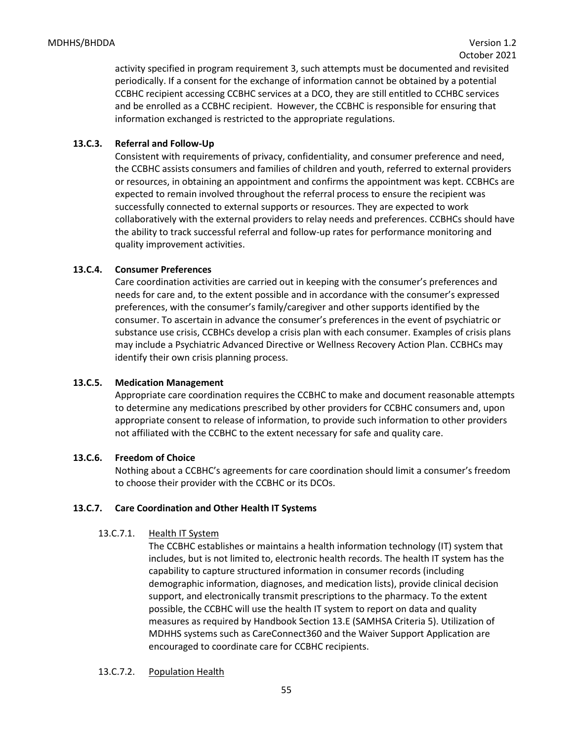activity specified in program requirement 3, such attempts must be documented and revisited periodically. If a consent for the exchange of information cannot be obtained by a potential CCBHC recipient accessing CCBHC services at a DCO, they are still entitled to CCHBC services and be enrolled as a CCBHC recipient. However, the CCBHC is responsible for ensuring that information exchanged is restricted to the appropriate regulations.

### 13.C.3. Referral and Follow-Up

Consistent with requirements of privacy, confidentiality, and consumer preference and need, the CCBHC assists consumers and families of children and youth, referred to external providers or resources, in obtaining an appointment and confirms the appointment was kept. CCBHCs are expected to remain involved throughout the referral process to ensure the recipient was successfully connected to external supports or resources. They are expected to work collaboratively with the external providers to relay needs and preferences. CCBHCs should have the ability to track successful referral and follow-up rates for performance monitoring and quality improvement activities.

### 13.C.4. Consumer Preferences

Care coordination activities are carried out in keeping with the consumer's preferences and needs for care and, to the extent possible and in accordance with the consumer's expressed preferences, with the consumer's family/caregiver and other supports identified by the consumer. To ascertain in advance the consumer's preferences in the event of psychiatric or substance use crisis, CCBHCs develop a crisis plan with each consumer. Examples of crisis plans may include a Psychiatric Advanced Directive or Wellness Recovery Action Plan. CCBHCs may identify their own crisis planning process.

### 13.C.5. Medication Management

Appropriate care coordination requires the CCBHC to make and document reasonable attempts to determine any medications prescribed by other providers for CCBHC consumers and, upon appropriate consent to release of information, to provide such information to other providers not affiliated with the CCBHC to the extent necessary for safe and quality care.

### 13.C.6. Freedom of Choice

Nothing about a CCBHC's agreements for care coordination should limit a consumer's freedom to choose their provider with the CCBHC or its DCOs.

### 13.C.7. Care Coordination and Other Health IT Systems

#### 13.C.7.1. Health IT System

The CCBHC establishes or maintains a health information technology (IT) system that includes, but is not limited to, electronic health records. The health IT system has the capability to capture structured information in consumer records (including demographic information, diagnoses, and medication lists), provide clinical decision support, and electronically transmit prescriptions to the pharmacy. To the extent possible, the CCBHC will use the health IT system to report on data and quality measures as required by Handbook Section 13.E (SAMHSA Criteria 5). Utilization of MDHHS systems such as CareConnect360 and the Waiver Support Application are encouraged to coordinate care for CCBHC recipients.

#### 13.C.7.2. Population Health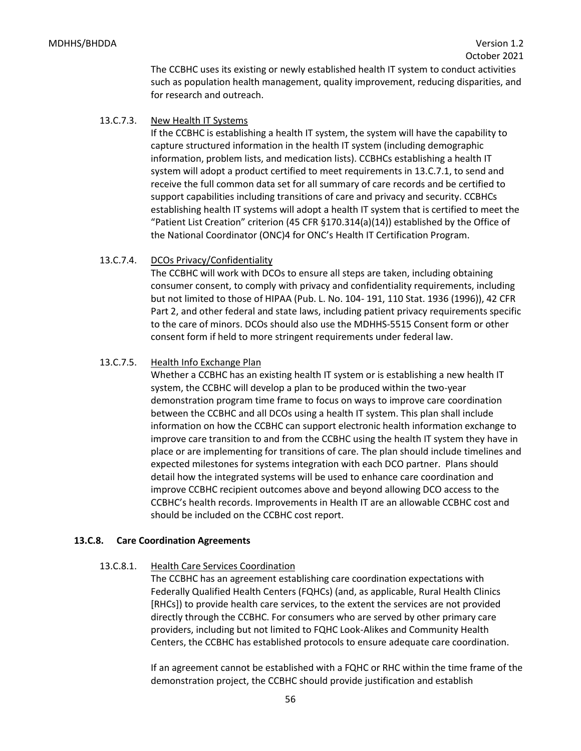The CCBHC uses its existing or newly established health IT system to conduct activities such as population health management, quality improvement, reducing disparities, and for research and outreach.

13.C.7.3. New Health IT Systems

If the CCBHC is establishing a health IT system, the system will have the capability to capture structured information in the health IT system (including demographic information, problem lists, and medication lists). CCBHCs establishing a health IT system will adopt a product certified to meet requirements in 13.C.7.1, to send and receive the full common data set for all summary of care records and be certified to support capabilities including transitions of care and privacy and security. CCBHCs establishing health IT systems will adopt a health IT system that is certified to meet the "Patient List Creation" criterion (45 CFR §170.314(a)(14)) established by the Office of the National Coordinator (ONC)[4] for ONC's Health IT Certification Program.

13.C.7.4. DCOs Privacy/Confidentiality

The CCBHC will work with DCOs to ensure all steps are taken, including obtaining consumer consent, to comply with privacy and confidentiality requirements, including but not limited to those of HIPAA (Pub. L. No. 104- 191, 110 Stat. 1936 (1996)), 42 CFR Part 2, and other federal and state laws, including patient privacy requirements specific to the care of minors. DCOs should also use the MDHHS-5515 Consent form or other consent form if held to more stringent requirements under federal law.

13.C.7.5. Health Info Exchange Plan

Whether a CCBHC has an existing health IT system or is establishing a new health IT system, the CCBHC will develop a plan to be produced within the two-year demonstration program time frame to focus on ways to improve care coordination between the CCBHC and all DCOs using a health IT system. This plan shall include information on how the CCBHC can support electronic health information exchange to improve care transition to and from the CCBHC using the health IT system they have in place or are implementing for transitions of care. The plan should include timelines and expected milestones for systems integration with each DCO partner. Plans should detail how the integrated systems will be used to enhance care coordination and improve CCBHC recipient outcomes above and beyond allowing DCO access to the CCBHC's health records. Improvements in Health IT are an allowable CCBHC cost and should be included on the CCBHC cost report.

### 13.C.8. Care Coordination Agreements

13.C.8.1. Health Care Services Coordination

The CCBHC has an agreement establishing care coordination expectations with Federally Qualified Health Centers (FQHCs) (and, as applicable, Rural Health Clinics [RHCs]) to provide health care services, to the extent the services are not provided directly through the CCBHC. For consumers who are served by other primary care providers, including but not limited to FQHC Look-Alikes and Community Health Centers, the CCBHC has established protocols to ensure adequate care coordination.

If an agreement cannot be established with a FQHC or RHC within the time frame of the demonstration project, the CCBHC should provide justification and establish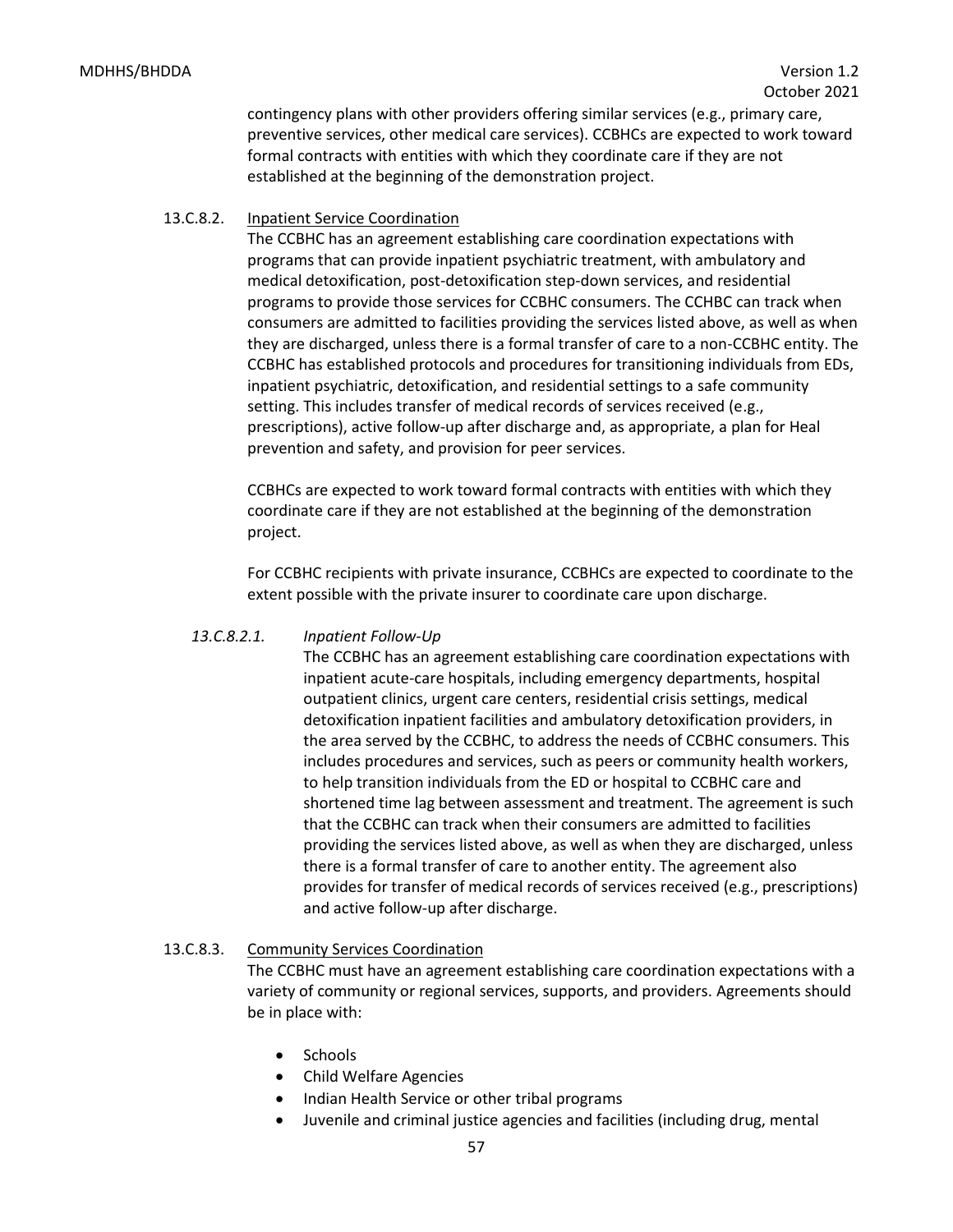contingency plans with other providers offering similar services (e.g., primary care, preventive services, other medical care services). CCBHCs are expected to work toward formal contracts with entities with which they coordinate care if they are not established at the beginning of the demonstration project.

13.C.8.2. Inpatient Service Coordination

The CCBHC has an agreement establishing care coordination expectations with programs that can provide inpatient psychiatric treatment, with ambulatory and medical detoxification, post-detoxification step-down services, and residential programs to provide those services for CCBHC consumers. The CCHBC can track when consumers are admitted to facilities providing the services listed above, as well as when they are discharged, unless there is a formal transfer of care to a non-CCBHC entity. The CCBHC has established protocols and procedures for transitioning individuals from EDs, inpatient psychiatric, detoxification, and residential settings to a safe community setting. This includes transfer of medical records of services received (e.g., prescriptions), active follow-up after discharge and, as appropriate, a plan for Heal prevention and safety, and provision for peer services.

CCBHCs are expected to work toward formal contracts with entities with which they coordinate care if they are not established at the beginning of the demonstration project.

For CCBHC recipients with private insurance, CCBHCs are expected to coordinate to the extent possible with the private insurer to coordinate care upon discharge.

*13.C.8.2.1. Inpatient Follow-Up*

The CCBHC has an agreement establishing care coordination expectations with inpatient acute-care hospitals, including emergency departments, hospital outpatient clinics, urgent care centers, residential crisis settings, medical detoxification inpatient facilities and ambulatory detoxification providers, in the area served by the CCBHC, to address the needs of CCBHC consumers. This includes procedures and services, such as peers or community health workers, to help transition individuals from the ED or hospital to CCBHC care and shortened time lag between assessment and treatment. The agreement is such that the CCBHC can track when their consumers are admitted to facilities providing the services listed above, as well as when they are discharged, unless there is a formal transfer of care to another entity. The agreement also provides for transfer of medical records of services received (e.g., prescriptions) and active follow-up after discharge.

13.C.8.3. Community Services Coordination

The CCBHC must have an agreement establishing care coordination expectations with a variety of community or regional services, supports, and providers. Agreements should be in place with:

- Schools
- Child Welfare Agencies
- Indian Health Service or other tribal programs
- Juvenile and criminal justice agencies and facilities (including drug, mental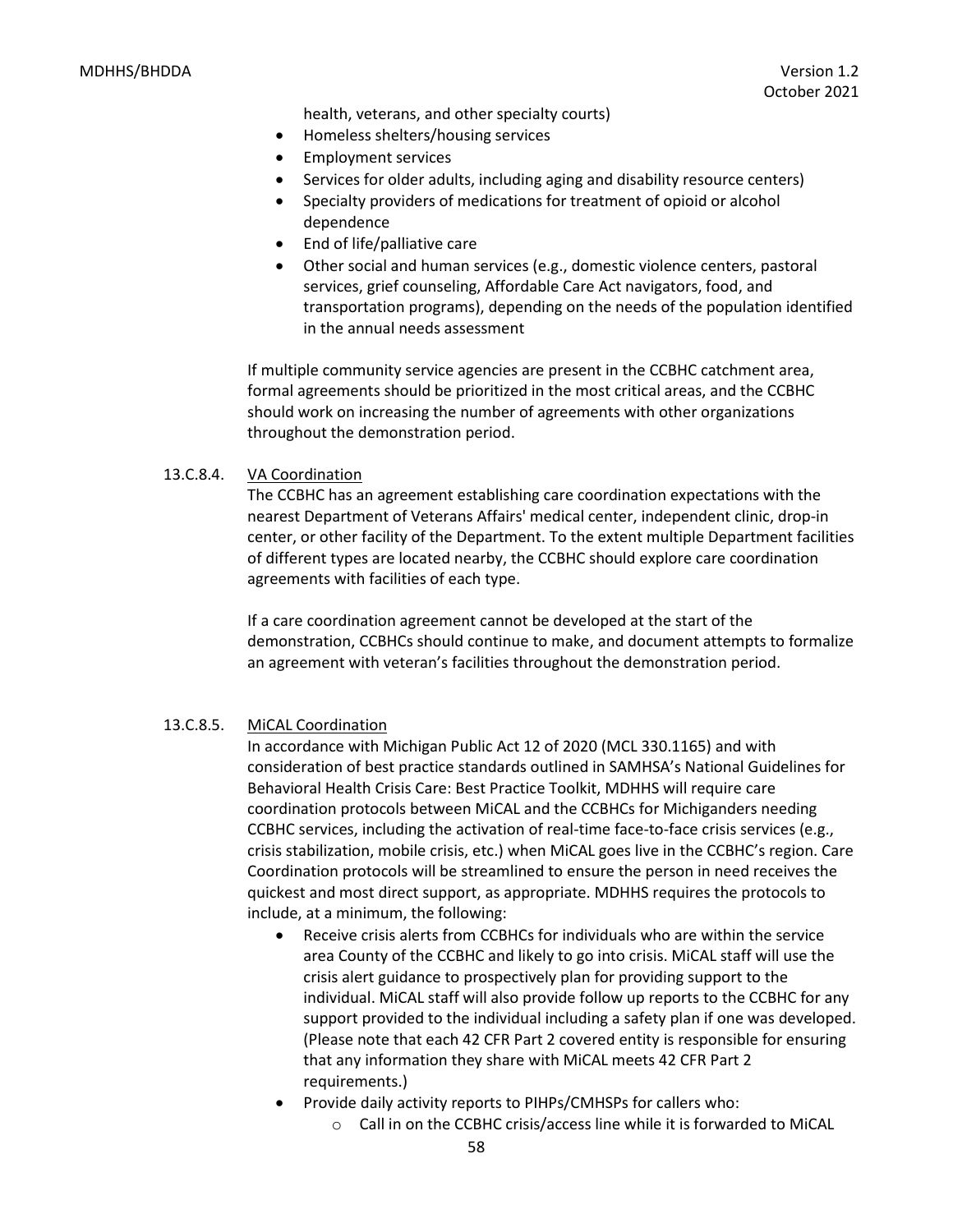health, veterans, and other specialty courts)

- Homeless shelters/housing services
- Employment services
- Services for older adults, including aging and disability resource centers)
- Specialty providers of medications for treatment of opioid or alcohol dependence
- End of life/palliative care
- Other social and human services (e.g., domestic violence centers, pastoral services, grief counseling, Affordable Care Act navigators, food, and transportation programs), depending on the needs of the population identified in the annual needs assessment

If multiple community service agencies are present in the CCBHC catchment area, formal agreements should be prioritized in the most critical areas, and the CCBHC should work on increasing the number of agreements with other organizations throughout the demonstration period.

13.C.8.4. VA Coordination

The CCBHC has an agreement establishing care coordination expectations with the nearest Department of Veterans Affairs' medical center, independent clinic, drop-in center, or other facility of the Department. To the extent multiple Department facilities of different types are located nearby, the CCBHC should explore care coordination agreements with facilities of each type.

If a care coordination agreement cannot be developed at the start of the demonstration, CCBHCs should continue to make, and document attempts to formalize an agreement with veteran's facilities throughout the demonstration period.

13.C.8.5. MiCAL Coordination

In accordance with Michigan Public Act 12 of 2020 (MCL 330.1165) and with consideration of best practice standards outlined in SAMHSA's National Guidelines for Behavioral Health Crisis Care: Best Practice Toolkit, MDHHS will require care coordination protocols between MiCAL and the CCBHCs for Michiganders needing CCBHC services, including the activation of real-time face-to-face crisis services (e.g., crisis stabilization, mobile crisis, etc.) when MiCAL goes live in the CCBHC's region. Care Coordination protocols will be streamlined to ensure the person in need receives the quickest and most direct support, as appropriate. MDHHS requires the protocols to include, at a minimum, the following:

- Receive crisis alerts from CCBHCs for individuals who are within the service area County of the CCBHC and likely to go into crisis. MiCAL staff will use the crisis alert guidance to prospectively plan for providing support to the individual. MiCAL staff will also provide follow up reports to the CCBHC for any support provided to the individual including a safety plan if one was developed. (Please note that each 42 CFR Part 2 covered entity is responsible for ensuring that any information they share with MiCAL meets 42 CFR Part 2 requirements.)
- Provide daily activity reports to PIHPs/CMHSPs for callers who:
  - Call in on the CCBHC crisis/access line while it is forwarded to MiCAL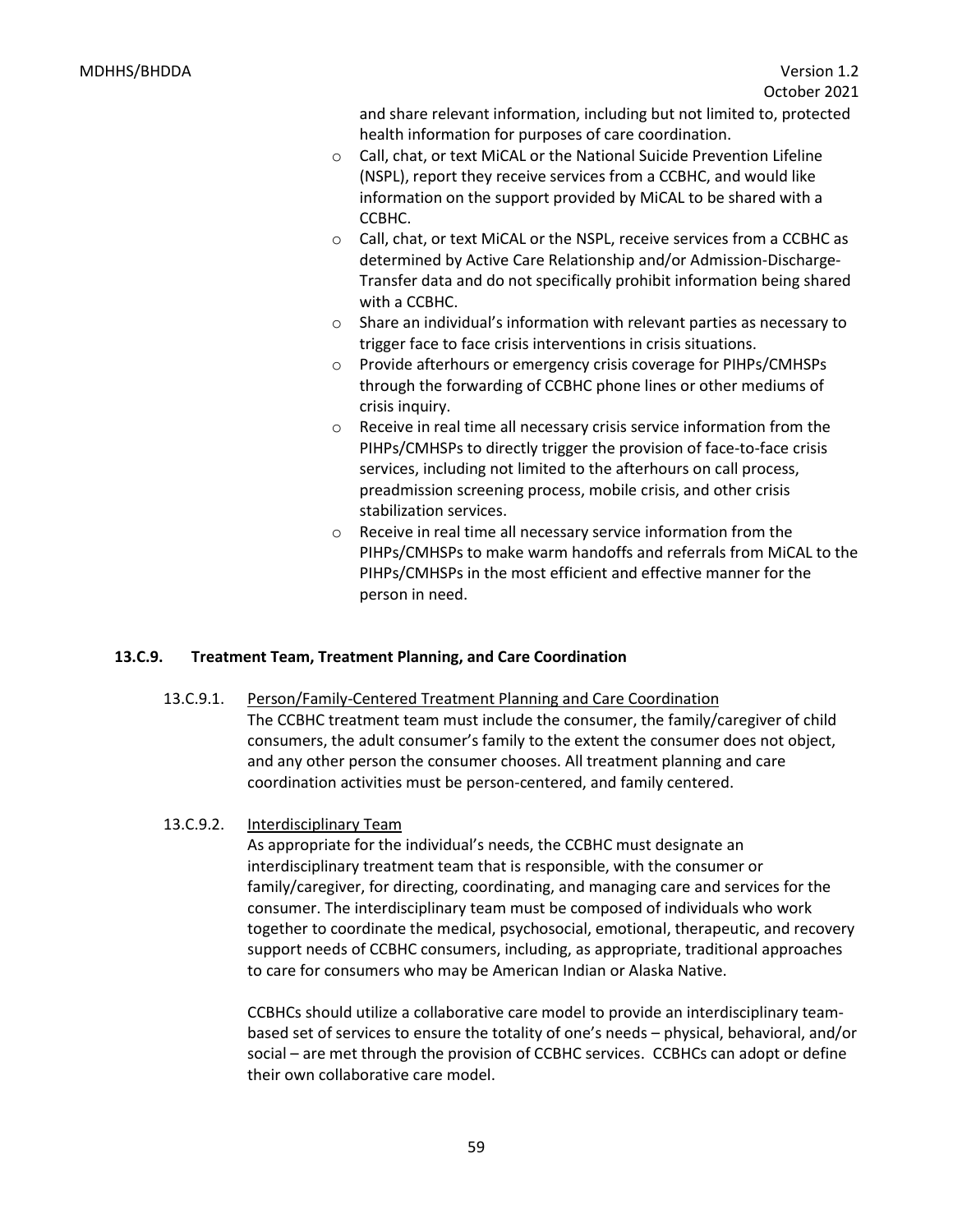and share relevant information, including but not limited to, protected health information for purposes of care coordination.

- Call, chat, or text MiCAL or the National Suicide Prevention Lifeline (NSPL), report they receive services from a CCBHC, and would like information on the support provided by MiCAL to be shared with a CCBHC.
- Call, chat, or text MiCAL or the NSPL, receive services from a CCBHC as determined by Active Care Relationship and/or Admission-Discharge-Transfer data and do not specifically prohibit information being shared with a CCBHC.
- Share an individual's information with relevant parties as necessary to trigger face to face crisis interventions in crisis situations.
- Provide afterhours or emergency crisis coverage for PIHPs/CMHSPs through the forwarding of CCBHC phone lines or other mediums of crisis inquiry.
- Receive in real time all necessary crisis service information from the PIHPs/CMHSPs to directly trigger the provision of face-to-face crisis services, including not limited to the afterhours on call process, preadmission screening process, mobile crisis, and other crisis stabilization services.
- Receive in real time all necessary service information from the PIHPs/CMHSPs to make warm handoffs and referrals from MiCAL to the PIHPs/CMHSPs in the most efficient and effective manner for the person in need.

### 13.C.9. Treatment Team, Treatment Planning, and Care Coordination

13.C.9.1. Person/Family-Centered Treatment Planning and Care Coordination

The CCBHC treatment team must include the consumer, the family/caregiver of child consumers, the adult consumer's family to the extent the consumer does not object, and any other person the consumer chooses. All treatment planning and care coordination activities must be person-centered, and family centered.

13.C.9.2. Interdisciplinary Team

As appropriate for the individual's needs, the CCBHC must designate an interdisciplinary treatment team that is responsible, with the consumer or family/caregiver, for directing, coordinating, and managing care and services for the consumer. The interdisciplinary team must be composed of individuals who work together to coordinate the medical, psychosocial, emotional, therapeutic, and recovery support needs of CCBHC consumers, including, as appropriate, traditional approaches to care for consumers who may be American Indian or Alaska Native.

CCBHCs should utilize a collaborative care model to provide an interdisciplinary team-based set of services to ensure the totality of one's needs – physical, behavioral, and/or social – are met through the provision of CCBHC services. CCBHCs can adopt or define their own collaborative care model.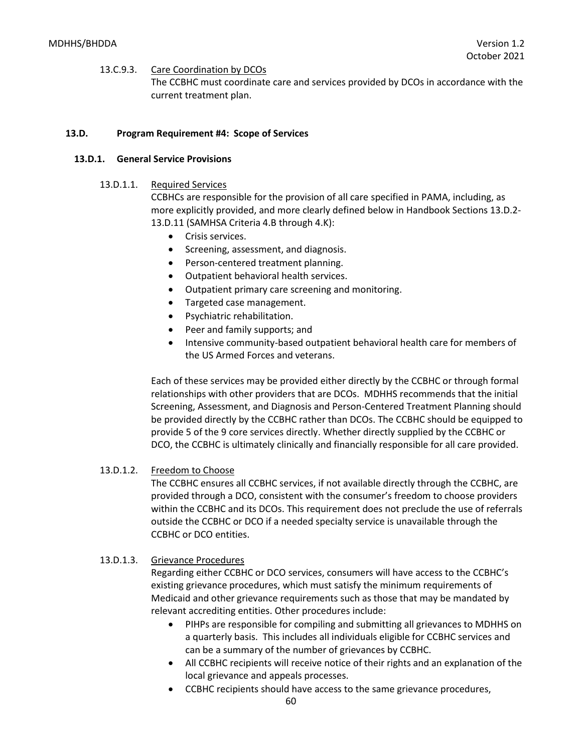13.C.9.3. Care Coordination by DCOs

The CCBHC must coordinate care and services provided by DCOs in accordance with the current treatment plan.

## 13.D. Program Requirement #4: Scope of Services

### 13.D.1. General Service Provisions

13.D.1.1. Required Services

CCBHCs are responsible for the provision of all care specified in PAMA, including, as more explicitly provided, and more clearly defined below in Handbook Sections 13.D.2-13.D.11 (SAMHSA Criteria 4.B through 4.K):

- Crisis services.
- Screening, assessment, and diagnosis.
- Person-centered treatment planning.
- Outpatient behavioral health services.
- Outpatient primary care screening and monitoring.
- Targeted case management.
- Psychiatric rehabilitation.
- Peer and family supports; and
- Intensive community-based outpatient behavioral health care for members of the US Armed Forces and veterans.

Each of these services may be provided either directly by the CCBHC or through formal relationships with other providers that are DCOs. MDHHS recommends that the initial Screening, Assessment, and Diagnosis and Person-Centered Treatment Planning should be provided directly by the CCBHC rather than DCOs. The CCBHC should be equipped to provide 5 of the 9 core services directly. Whether directly supplied by the CCBHC or DCO, the CCBHC is ultimately clinically and financially responsible for all care provided.

13.D.1.2. Freedom to Choose

The CCBHC ensures all CCBHC services, if not available directly through the CCBHC, are provided through a DCO, consistent with the consumer's freedom to choose providers within the CCBHC and its DCOs. This requirement does not preclude the use of referrals outside the CCBHC or DCO if a needed specialty service is unavailable through the CCBHC or DCO entities.

13.D.1.3. Grievance Procedures

Regarding either CCBHC or DCO services, consumers will have access to the CCBHC's existing grievance procedures, which must satisfy the minimum requirements of Medicaid and other grievance requirements such as those that may be mandated by relevant accrediting entities. Other procedures include:

- PIHPs are responsible for compiling and submitting all grievances to MDHHS on a quarterly basis. This includes all individuals eligible for CCBHC services and can be a summary of the number of grievances by CCBHC.
- All CCBHC recipients will receive notice of their rights and an explanation of the local grievance and appeals processes.
- CCBHC recipients should have access to the same grievance procedures,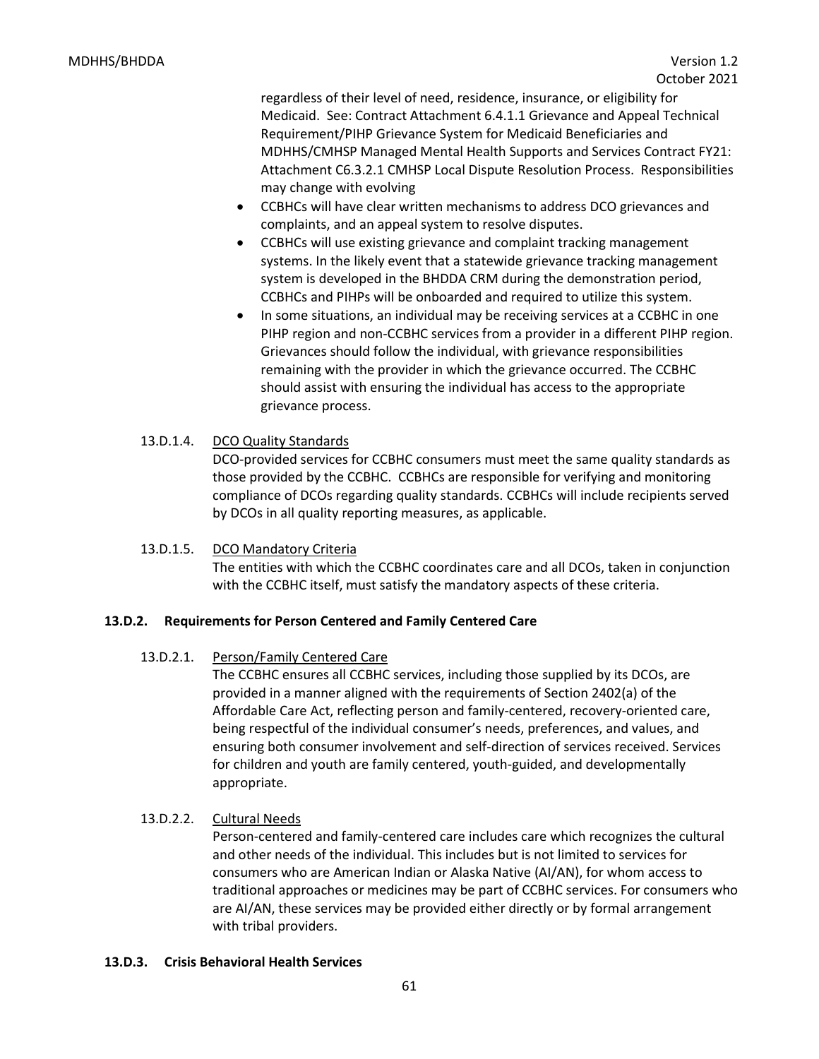regardless of their level of need, residence, insurance, or eligibility for Medicaid. See: Contract Attachment 6.4.1.1 Grievance and Appeal Technical Requirement/PIHP Grievance System for Medicaid Beneficiaries and MDHHS/CMHSP Managed Mental Health Supports and Services Contract FY21: Attachment C6.3.2.1 CMHSP Local Dispute Resolution Process. Responsibilities may change with evolving

- CCBHCs will have clear written mechanisms to address DCO grievances and complaints, and an appeal system to resolve disputes.
- CCBHCs will use existing grievance and complaint tracking management systems. In the likely event that a statewide grievance tracking management system is developed in the BHDDA CRM during the demonstration period, CCBHCs and PIHPs will be onboarded and required to utilize this system.
- In some situations, an individual may be receiving services at a CCBHC in one PIHP region and non-CCBHC services from a provider in a different PIHP region. Grievances should follow the individual, with grievance responsibilities remaining with the provider in which the grievance occurred. The CCBHC should assist with ensuring the individual has access to the appropriate grievance process.

13.D.1.4. DCO Quality Standards

DCO-provided services for CCBHC consumers must meet the same quality standards as those provided by the CCBHC. CCBHCs are responsible for verifying and monitoring compliance of DCOs regarding quality standards. CCBHCs will include recipients served by DCOs in all quality reporting measures, as applicable.

13.D.1.5. DCO Mandatory Criteria

The entities with which the CCBHC coordinates care and all DCOs, taken in conjunction with the CCBHC itself, must satisfy the mandatory aspects of these criteria.

### 13.D.2. Requirements for Person Centered and Family Centered Care

13.D.2.1. Person/Family Centered Care

The CCBHC ensures all CCBHC services, including those supplied by its DCOs, are provided in a manner aligned with the requirements of Section 2402(a) of the Affordable Care Act, reflecting person and family-centered, recovery-oriented care, being respectful of the individual consumer's needs, preferences, and values, and ensuring both consumer involvement and self-direction of services received. Services for children and youth are family centered, youth-guided, and developmentally appropriate.

13.D.2.2. Cultural Needs

Person-centered and family-centered care includes care which recognizes the cultural and other needs of the individual. This includes but is not limited to services for consumers who are American Indian or Alaska Native (AI/AN), for whom access to traditional approaches or medicines may be part of CCBHC services. For consumers who are AI/AN, these services may be provided either directly or by formal arrangement with tribal providers.

### 13.D.3. Crisis Behavioral Health Services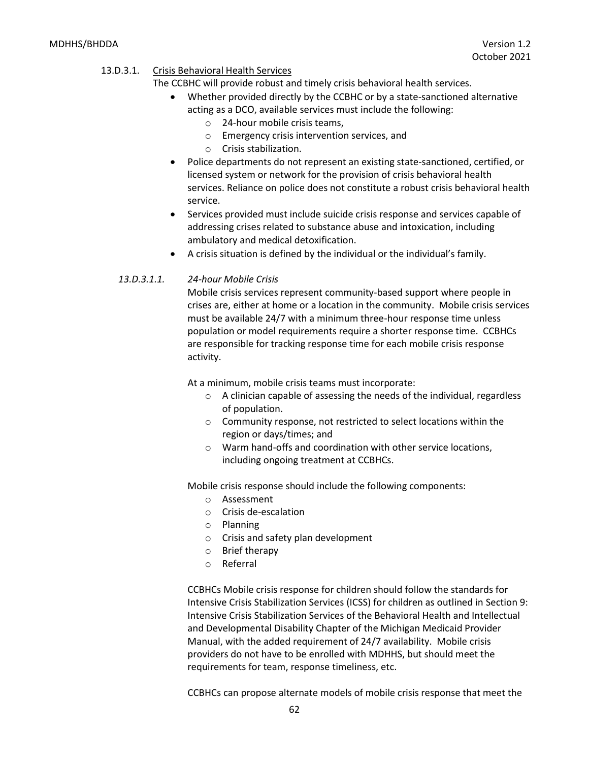#### 13.D.3.1. Crisis Behavioral Health Services

The CCBHC will provide robust and timely crisis behavioral health services.

- Whether provided directly by the CCBHC or by a state-sanctioned alternative acting as a DCO, available services must include the following:
  - 24-hour mobile crisis teams,
  - Emergency crisis intervention services, and
  - Crisis stabilization.
- Police departments do not represent an existing state-sanctioned, certified, or licensed system or network for the provision of crisis behavioral health services. Reliance on police does not constitute a robust crisis behavioral health service.
- Services provided must include suicide crisis response and services capable of addressing crises related to substance abuse and intoxication, including ambulatory and medical detoxification.
- A crisis situation is defined by the individual or the individual's family.

##### *13.D.3.1.1. 24-hour Mobile Crisis*

Mobile crisis services represent community-based support where people in crises are, either at home or a location in the community. Mobile crisis services must be available 24/7 with a minimum three-hour response time unless population or model requirements require a shorter response time. CCBHCs are responsible for tracking response time for each mobile crisis response activity.

At a minimum, mobile crisis teams must incorporate:

- A clinician capable of assessing the needs of the individual, regardless of population.
- Community response, not restricted to select locations within the region or days/times; and
- Warm hand-offs and coordination with other service locations, including ongoing treatment at CCBHCs.

Mobile crisis response should include the following components:

- Assessment
- Crisis de-escalation
- Planning
- Crisis and safety plan development
- Brief therapy
- Referral

CCBHCs Mobile crisis response for children should follow the standards for Intensive Crisis Stabilization Services (ICSS) for children as outlined in Section 9: Intensive Crisis Stabilization Services of the Behavioral Health and Intellectual and Developmental Disability Chapter of the Michigan Medicaid Provider Manual, with the added requirement of 24/7 availability. Mobile crisis providers do not have to be enrolled with MDHHS, but should meet the requirements for team, response timeliness, etc.

CCBHCs can propose alternate models of mobile crisis response that meet the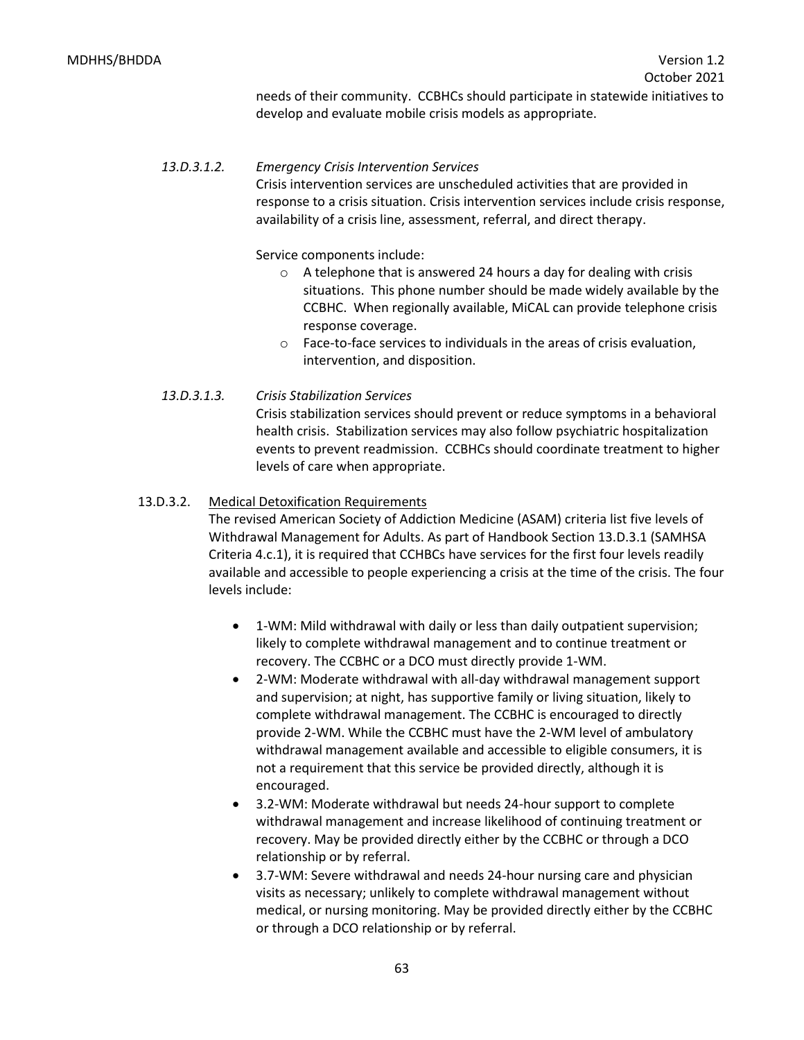needs of their community. CCBHCs should participate in statewide initiatives to develop and evaluate mobile crisis models as appropriate.

*13.D.3.1.2. Emergency Crisis Intervention Services*

Crisis intervention services are unscheduled activities that are provided in response to a crisis situation. Crisis intervention services include crisis response, availability of a crisis line, assessment, referral, and direct therapy.

Service components include:

- A telephone that is answered 24 hours a day for dealing with crisis situations. This phone number should be made widely available by the CCBHC. When regionally available, MiCAL can provide telephone crisis response coverage.
- Face-to-face services to individuals in the areas of crisis evaluation, intervention, and disposition.

*13.D.3.1.3. Crisis Stabilization Services*

Crisis stabilization services should prevent or reduce symptoms in a behavioral health crisis. Stabilization services may also follow psychiatric hospitalization events to prevent readmission. CCBHCs should coordinate treatment to higher levels of care when appropriate.

13.D.3.2. <u>Medical Detoxification Requirements</u>

The revised American Society of Addiction Medicine (ASAM) criteria list five levels of Withdrawal Management for Adults. As part of Handbook Section 13.D.3.1 (SAMHSA Criteria 4.c.1), it is required that CCHBCs have services for the first four levels readily available and accessible to people experiencing a crisis at the time of the crisis. The four levels include:

- 1-WM: Mild withdrawal with daily or less than daily outpatient supervision; likely to complete withdrawal management and to continue treatment or recovery. The CCBHC or a DCO must directly provide 1-WM.
- 2-WM: Moderate withdrawal with all-day withdrawal management support and supervision; at night, has supportive family or living situation, likely to complete withdrawal management. The CCBHC is encouraged to directly provide 2-WM. While the CCBHC must have the 2-WM level of ambulatory withdrawal management available and accessible to eligible consumers, it is not a requirement that this service be provided directly, although it is encouraged.
- 3.2-WM: Moderate withdrawal but needs 24-hour support to complete withdrawal management and increase likelihood of continuing treatment or recovery. May be provided directly either by the CCBHC or through a DCO relationship or by referral.
- 3.7-WM: Severe withdrawal and needs 24-hour nursing care and physician visits as necessary; unlikely to complete withdrawal management without medical, or nursing monitoring. May be provided directly either by the CCBHC or through a DCO relationship or by referral.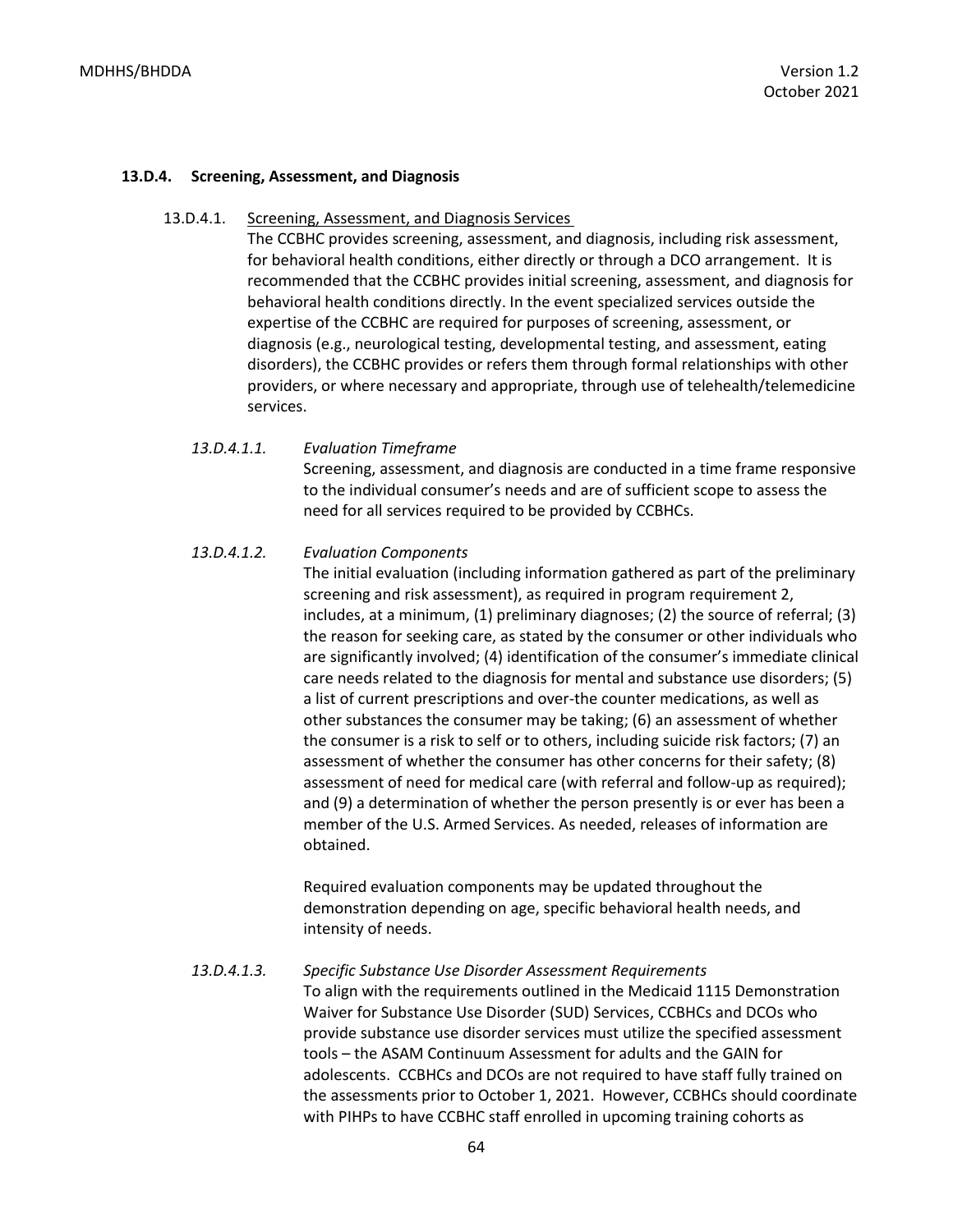### 13.D.4. Screening, Assessment, and Diagnosis

13.D.4.1. Screening, Assessment, and Diagnosis Services

The CCBHC provides screening, assessment, and diagnosis, including risk assessment, for behavioral health conditions, either directly or through a DCO arrangement. It is recommended that the CCBHC provides initial screening, assessment, and diagnosis for behavioral health conditions directly. In the event specialized services outside the expertise of the CCBHC are required for purposes of screening, assessment, or diagnosis (e.g., neurological testing, developmental testing, and assessment, eating disorders), the CCBHC provides or refers them through formal relationships with other providers, or where necessary and appropriate, through use of telehealth/telemedicine services.

*13.D.4.1.1. Evaluation Timeframe*

Screening, assessment, and diagnosis are conducted in a time frame responsive to the individual consumer's needs and are of sufficient scope to assess the need for all services required to be provided by CCBHCs.

*13.D.4.1.2. Evaluation Components*

The initial evaluation (including information gathered as part of the preliminary screening and risk assessment), as required in program requirement 2, includes, at a minimum, (1) preliminary diagnoses; (2) the source of referral; (3) the reason for seeking care, as stated by the consumer or other individuals who are significantly involved; (4) identification of the consumer's immediate clinical care needs related to the diagnosis for mental and substance use disorders; (5) a list of current prescriptions and over-the counter medications, as well as other substances the consumer may be taking; (6) an assessment of whether the consumer is a risk to self or to others, including suicide risk factors; (7) an assessment of whether the consumer has other concerns for their safety; (8) assessment of need for medical care (with referral and follow-up as required); and (9) a determination of whether the person presently is or ever has been a member of the U.S. Armed Services. As needed, releases of information are obtained.

Required evaluation components may be updated throughout the demonstration depending on age, specific behavioral health needs, and intensity of needs.

*13.D.4.1.3. Specific Substance Use Disorder Assessment Requirements*

To align with the requirements outlined in the Medicaid 1115 Demonstration Waiver for Substance Use Disorder (SUD) Services, CCBHCs and DCOs who provide substance use disorder services must utilize the specified assessment tools – the ASAM Continuum Assessment for adults and the GAIN for adolescents. CCBHCs and DCOs are not required to have staff fully trained on the assessments prior to October 1, 2021. However, CCBHCs should coordinate with PIHPs to have CCBHC staff enrolled in upcoming training cohorts as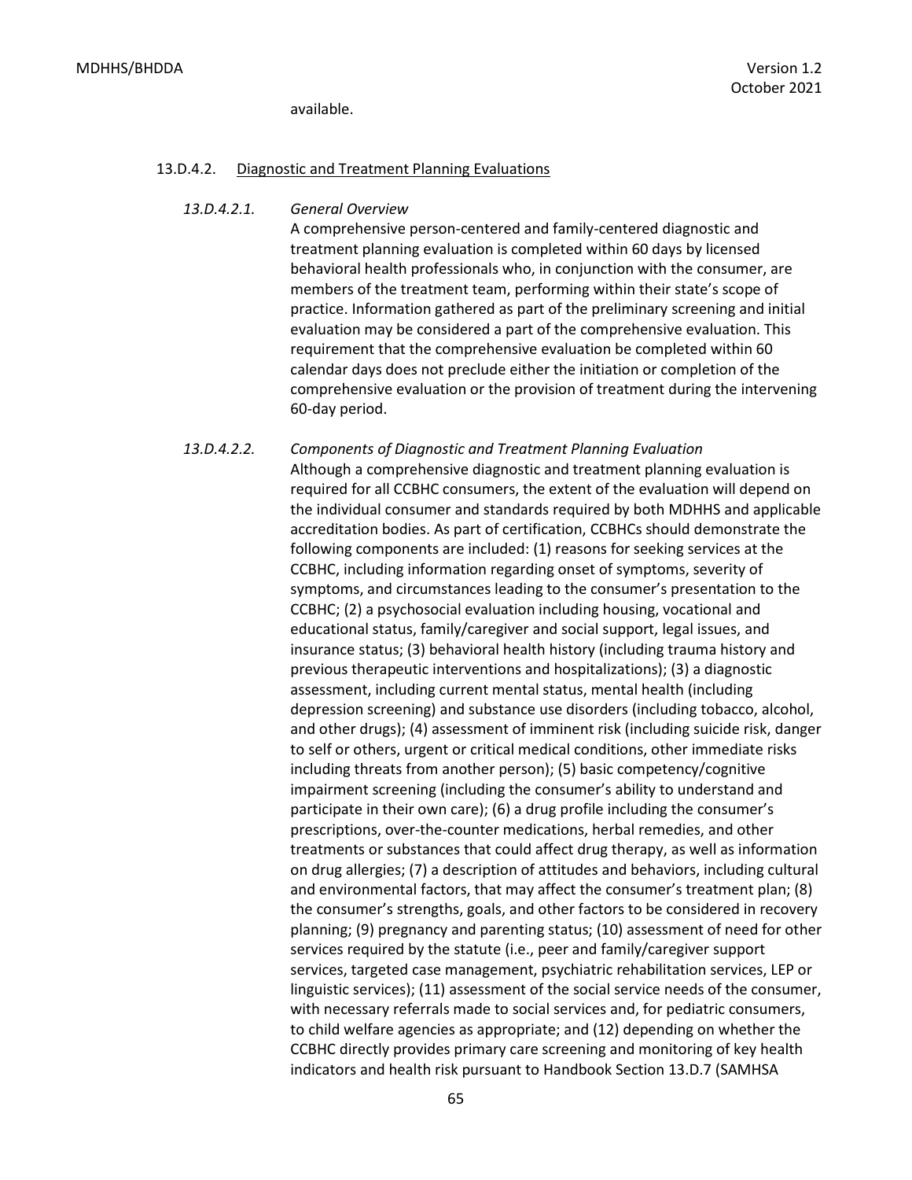available.

#### 13.D.4.2. Diagnostic and Treatment Planning Evaluations

##### *13.D.4.2.1. General Overview*

A comprehensive person-centered and family-centered diagnostic and treatment planning evaluation is completed within 60 days by licensed behavioral health professionals who, in conjunction with the consumer, are members of the treatment team, performing within their state's scope of practice. Information gathered as part of the preliminary screening and initial evaluation may be considered a part of the comprehensive evaluation. This requirement that the comprehensive evaluation be completed within 60 calendar days does not preclude either the initiation or completion of the comprehensive evaluation or the provision of treatment during the intervening 60-day period.

##### *13.D.4.2.2. Components of Diagnostic and Treatment Planning Evaluation*

Although a comprehensive diagnostic and treatment planning evaluation is required for all CCBHC consumers, the extent of the evaluation will depend on the individual consumer and standards required by both MDHHS and applicable accreditation bodies. As part of certification, CCBHCs should demonstrate the following components are included: (1) reasons for seeking services at the CCBHC, including information regarding onset of symptoms, severity of symptoms, and circumstances leading to the consumer's presentation to the CCBHC; (2) a psychosocial evaluation including housing, vocational and educational status, family/caregiver and social support, legal issues, and insurance status; (3) behavioral health history (including trauma history and previous therapeutic interventions and hospitalizations); (3) a diagnostic assessment, including current mental status, mental health (including depression screening) and substance use disorders (including tobacco, alcohol, and other drugs); (4) assessment of imminent risk (including suicide risk, danger to self or others, urgent or critical medical conditions, other immediate risks including threats from another person); (5) basic competency/cognitive impairment screening (including the consumer's ability to understand and participate in their own care); (6) a drug profile including the consumer's prescriptions, over-the-counter medications, herbal remedies, and other treatments or substances that could affect drug therapy, as well as information on drug allergies; (7) a description of attitudes and behaviors, including cultural and environmental factors, that may affect the consumer's treatment plan; (8) the consumer's strengths, goals, and other factors to be considered in recovery planning; (9) pregnancy and parenting status; (10) assessment of need for other services required by the statute (i.e., peer and family/caregiver support services, targeted case management, psychiatric rehabilitation services, LEP or linguistic services); (11) assessment of the social service needs of the consumer, with necessary referrals made to social services and, for pediatric consumers, to child welfare agencies as appropriate; and (12) depending on whether the CCBHC directly provides primary care screening and monitoring of key health indicators and health risk pursuant to Handbook Section 13.D.7 (SAMHSA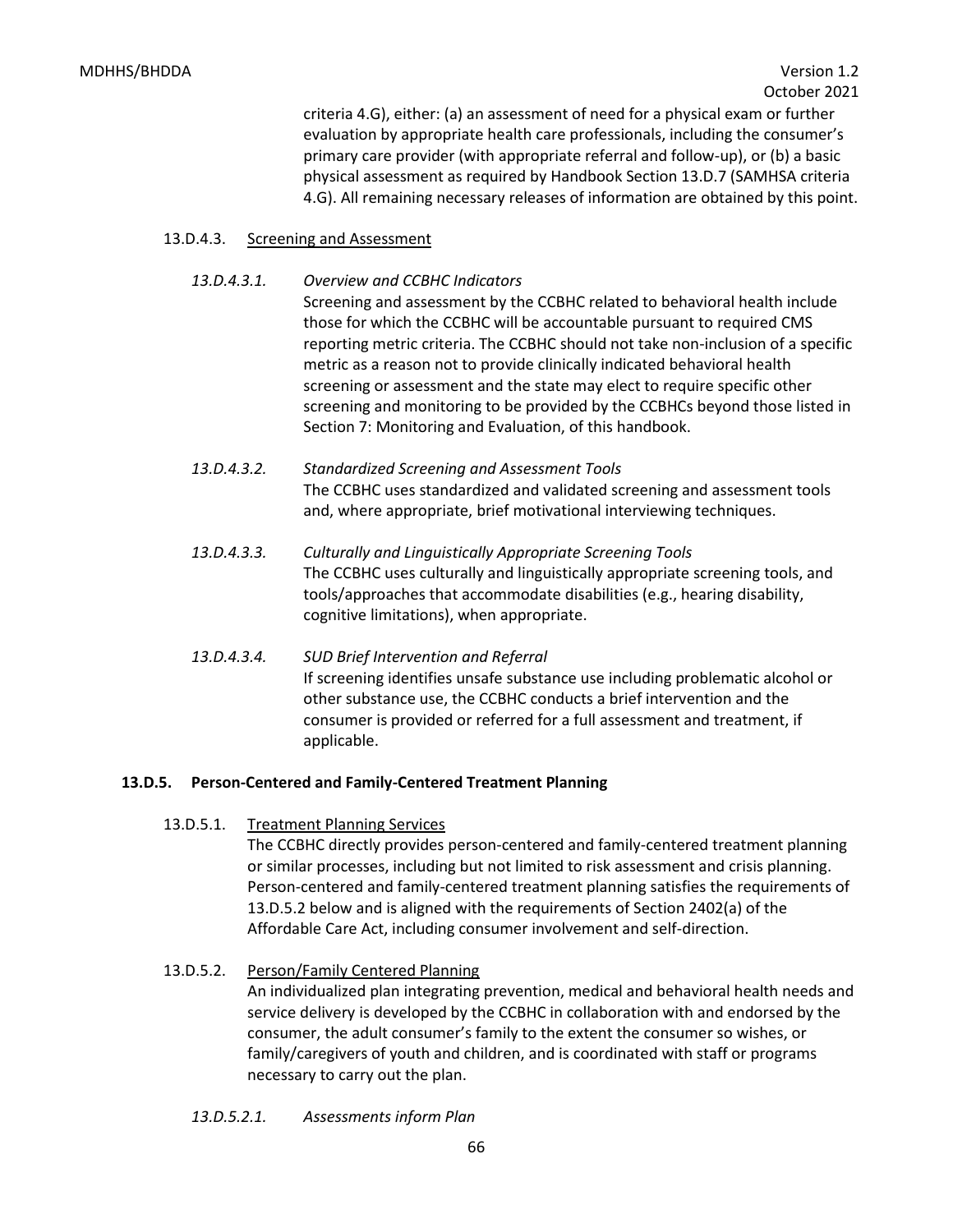criteria 4.G), either: (a) an assessment of need for a physical exam or further evaluation by appropriate health care professionals, including the consumer's primary care provider (with appropriate referral and follow-up), or (b) a basic physical assessment as required by Handbook Section 13.D.7 (SAMHSA criteria 4.G). All remaining necessary releases of information are obtained by this point.

13.D.4.3. Screening and Assessment

*13.D.4.3.1. Overview and CCBHC Indicators*

Screening and assessment by the CCBHC related to behavioral health include those for which the CCBHC will be accountable pursuant to required CMS reporting metric criteria. The CCBHC should not take non-inclusion of a specific metric as a reason not to provide clinically indicated behavioral health screening or assessment and the state may elect to require specific other screening and monitoring to be provided by the CCBHCs beyond those listed in Section 7: Monitoring and Evaluation, of this handbook.

*13.D.4.3.2. Standardized Screening and Assessment Tools*

The CCBHC uses standardized and validated screening and assessment tools and, where appropriate, brief motivational interviewing techniques.

*13.D.4.3.3. Culturally and Linguistically Appropriate Screening Tools*

The CCBHC uses culturally and linguistically appropriate screening tools, and tools/approaches that accommodate disabilities (e.g., hearing disability, cognitive limitations), when appropriate.

*13.D.4.3.4. SUD Brief Intervention and Referral*

If screening identifies unsafe substance use including problematic alcohol or other substance use, the CCBHC conducts a brief intervention and the consumer is provided or referred for a full assessment and treatment, if applicable.

**13.D.5. Person-Centered and Family-Centered Treatment Planning**

13.D.5.1. Treatment Planning Services

The CCBHC directly provides person-centered and family-centered treatment planning or similar processes, including but not limited to risk assessment and crisis planning. Person-centered and family-centered treatment planning satisfies the requirements of 13.D.5.2 below and is aligned with the requirements of Section 2402(a) of the Affordable Care Act, including consumer involvement and self-direction.

13.D.5.2. Person/Family Centered Planning

An individualized plan integrating prevention, medical and behavioral health needs and service delivery is developed by the CCBHC in collaboration with and endorsed by the consumer, the adult consumer's family to the extent the consumer so wishes, or family/caregivers of youth and children, and is coordinated with staff or programs necessary to carry out the plan.

*13.D.5.2.1. Assessments inform Plan*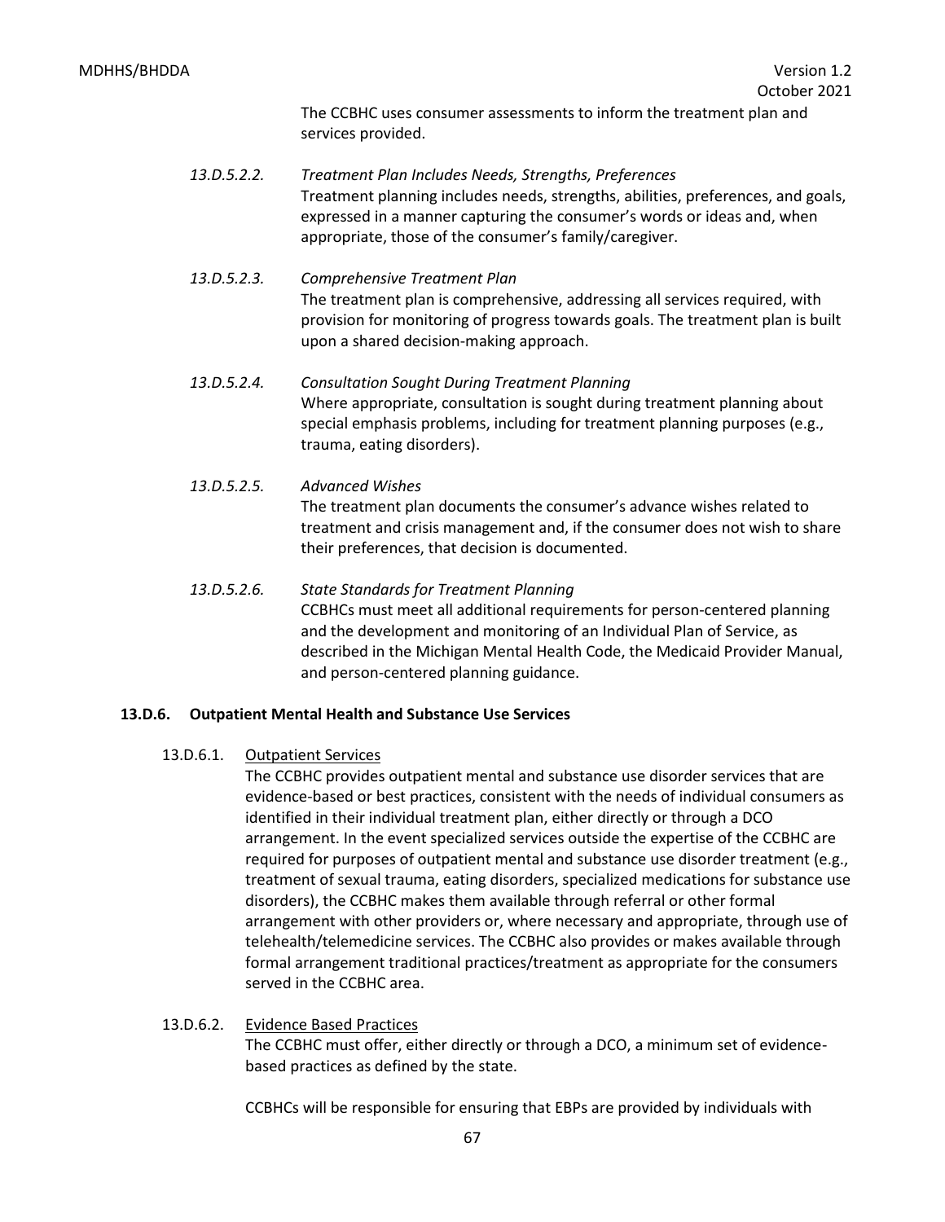The CCBHC uses consumer assessments to inform the treatment plan and services provided.

*13.D.5.2.2. Treatment Plan Includes Needs, Strengths, Preferences*

Treatment planning includes needs, strengths, abilities, preferences, and goals, expressed in a manner capturing the consumer's words or ideas and, when appropriate, those of the consumer's family/caregiver.

*13.D.5.2.3. Comprehensive Treatment Plan*

The treatment plan is comprehensive, addressing all services required, with provision for monitoring of progress towards goals. The treatment plan is built upon a shared decision-making approach.

*13.D.5.2.4. Consultation Sought During Treatment Planning*

Where appropriate, consultation is sought during treatment planning about special emphasis problems, including for treatment planning purposes (e.g., trauma, eating disorders).

*13.D.5.2.5. Advanced Wishes*

The treatment plan documents the consumer's advance wishes related to treatment and crisis management and, if the consumer does not wish to share their preferences, that decision is documented.

*13.D.5.2.6. State Standards for Treatment Planning*

CCBHCs must meet all additional requirements for person-centered planning and the development and monitoring of an Individual Plan of Service, as described in the Michigan Mental Health Code, the Medicaid Provider Manual, and person-centered planning guidance.

#### 13.D.6. Outpatient Mental Health and Substance Use Services

13.D.6.1. <u>Outpatient Services</u>

The CCBHC provides outpatient mental and substance use disorder services that are evidence-based or best practices, consistent with the needs of individual consumers as identified in their individual treatment plan, either directly or through a DCO arrangement. In the event specialized services outside the expertise of the CCBHC are required for purposes of outpatient mental and substance use disorder treatment (e.g., treatment of sexual trauma, eating disorders, specialized medications for substance use disorders), the CCBHC makes them available through referral or other formal arrangement with other providers or, where necessary and appropriate, through use of telehealth/telemedicine services. The CCBHC also provides or makes available through formal arrangement traditional practices/treatment as appropriate for the consumers served in the CCBHC area.

13.D.6.2. <u>Evidence Based Practices</u>

The CCBHC must offer, either directly or through a DCO, a minimum set of evidence-based practices as defined by the state.

CCBHCs will be responsible for ensuring that EBPs are provided by individuals with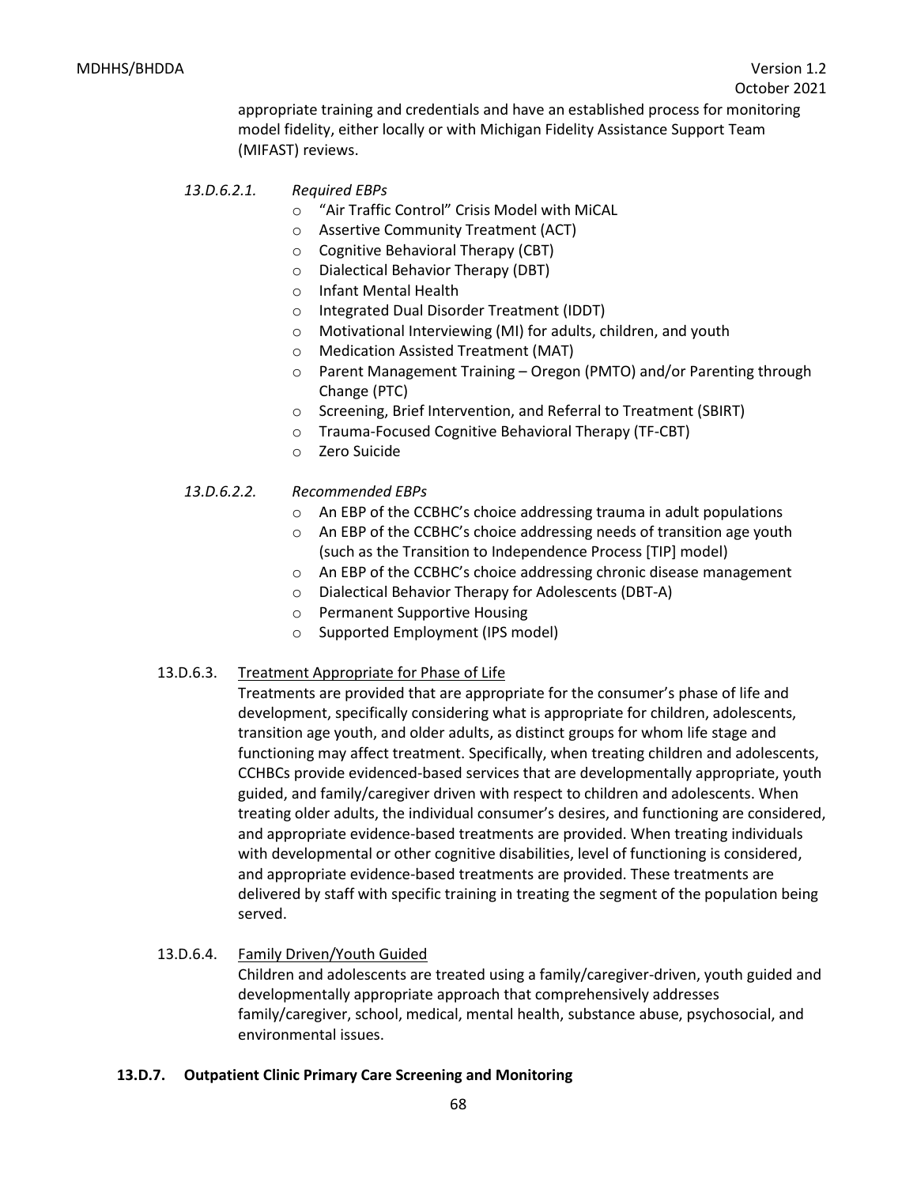appropriate training and credentials and have an established process for monitoring model fidelity, either locally or with Michigan Fidelity Assistance Support Team (MIFAST) reviews.

*13.D.6.2.1. Required EBPs*

- "Air Traffic Control" Crisis Model with MiCAL
- Assertive Community Treatment (ACT)
- Cognitive Behavioral Therapy (CBT)
- Dialectical Behavior Therapy (DBT)
- Infant Mental Health
- Integrated Dual Disorder Treatment (IDDT)
- Motivational Interviewing (MI) for adults, children, and youth
- Medication Assisted Treatment (MAT)
- Parent Management Training – Oregon (PMTO) and/or Parenting through Change (PTC)
- Screening, Brief Intervention, and Referral to Treatment (SBIRT)
- Trauma-Focused Cognitive Behavioral Therapy (TF-CBT)
- Zero Suicide

*13.D.6.2.2. Recommended EBPs*

- An EBP of the CCBHC's choice addressing trauma in adult populations
- An EBP of the CCBHC's choice addressing needs of transition age youth (such as the Transition to Independence Process [TIP] model)
- An EBP of the CCBHC's choice addressing chronic disease management
- Dialectical Behavior Therapy for Adolescents (DBT-A)
- Permanent Supportive Housing
- Supported Employment (IPS model)

13.D.6.3. Treatment Appropriate for Phase of Life

Treatments are provided that are appropriate for the consumer's phase of life and development, specifically considering what is appropriate for children, adolescents, transition age youth, and older adults, as distinct groups for whom life stage and functioning may affect treatment. Specifically, when treating children and adolescents, CCHBCs provide evidenced-based services that are developmentally appropriate, youth guided, and family/caregiver driven with respect to children and adolescents. When treating older adults, the individual consumer's desires, and functioning are considered, and appropriate evidence-based treatments are provided. When treating individuals with developmental or other cognitive disabilities, level of functioning is considered, and appropriate evidence-based treatments are provided. These treatments are delivered by staff with specific training in treating the segment of the population being served.

13.D.6.4. Family Driven/Youth Guided

Children and adolescents are treated using a family/caregiver-driven, youth guided and developmentally appropriate approach that comprehensively addresses family/caregiver, school, medical, mental health, substance abuse, psychosocial, and environmental issues.

**13.D.7. Outpatient Clinic Primary Care Screening and Monitoring**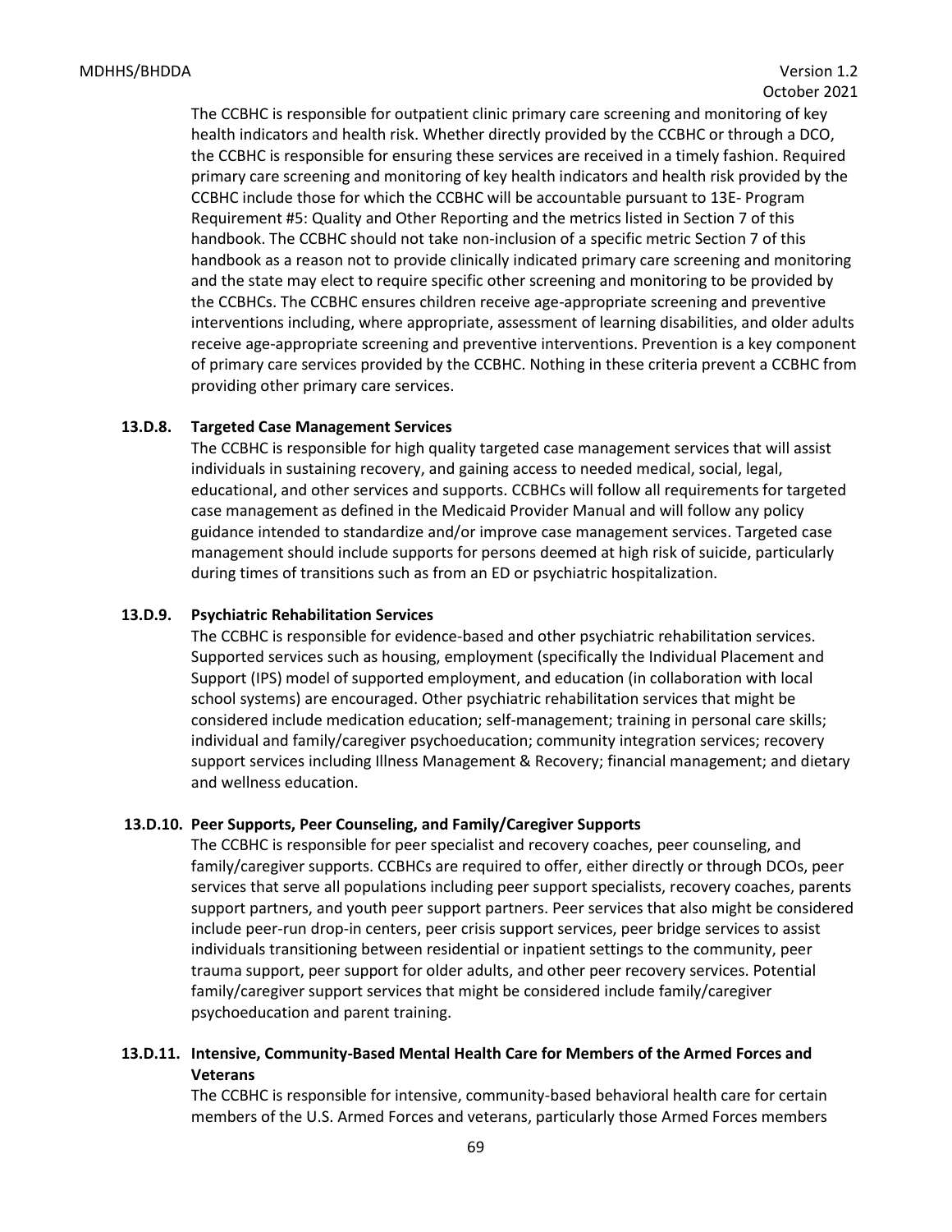The CCBHC is responsible for outpatient clinic primary care screening and monitoring of key health indicators and health risk. Whether directly provided by the CCBHC or through a DCO, the CCBHC is responsible for ensuring these services are received in a timely fashion. Required primary care screening and monitoring of key health indicators and health risk provided by the CCBHC include those for which the CCBHC will be accountable pursuant to 13E- Program Requirement #5: Quality and Other Reporting and the metrics listed in Section 7 of this handbook. The CCBHC should not take non-inclusion of a specific metric Section 7 of this handbook as a reason not to provide clinically indicated primary care screening and monitoring and the state may elect to require specific other screening and monitoring to be provided by the CCBHCs. The CCBHC ensures children receive age-appropriate screening and preventive interventions including, where appropriate, assessment of learning disabilities, and older adults receive age-appropriate screening and preventive interventions. Prevention is a key component of primary care services provided by the CCBHC. Nothing in these criteria prevent a CCBHC from providing other primary care services.

#### 13.D.8. Targeted Case Management Services

The CCBHC is responsible for high quality targeted case management services that will assist individuals in sustaining recovery, and gaining access to needed medical, social, legal, educational, and other services and supports. CCBHCs will follow all requirements for targeted case management as defined in the Medicaid Provider Manual and will follow any policy guidance intended to standardize and/or improve case management services. Targeted case management should include supports for persons deemed at high risk of suicide, particularly during times of transitions such as from an ED or psychiatric hospitalization.

#### 13.D.9. Psychiatric Rehabilitation Services

The CCBHC is responsible for evidence-based and other psychiatric rehabilitation services. Supported services such as housing, employment (specifically the Individual Placement and Support (IPS) model of supported employment, and education (in collaboration with local school systems) are encouraged. Other psychiatric rehabilitation services that might be considered include medication education; self-management; training in personal care skills; individual and family/caregiver psychoeducation; community integration services; recovery support services including Illness Management & Recovery; financial management; and dietary and wellness education.

#### 13.D.10. Peer Supports, Peer Counseling, and Family/Caregiver Supports

The CCBHC is responsible for peer specialist and recovery coaches, peer counseling, and family/caregiver supports. CCBHCs are required to offer, either directly or through DCOs, peer services that serve all populations including peer support specialists, recovery coaches, parents support partners, and youth peer support partners. Peer services that also might be considered include peer-run drop-in centers, peer crisis support services, peer bridge services to assist individuals transitioning between residential or inpatient settings to the community, peer trauma support, peer support for older adults, and other peer recovery services. Potential family/caregiver support services that might be considered include family/caregiver psychoeducation and parent training.

#### 13.D.11. Intensive, Community-Based Mental Health Care for Members of the Armed Forces and Veterans

The CCBHC is responsible for intensive, community-based behavioral health care for certain members of the U.S. Armed Forces and veterans, particularly those Armed Forces members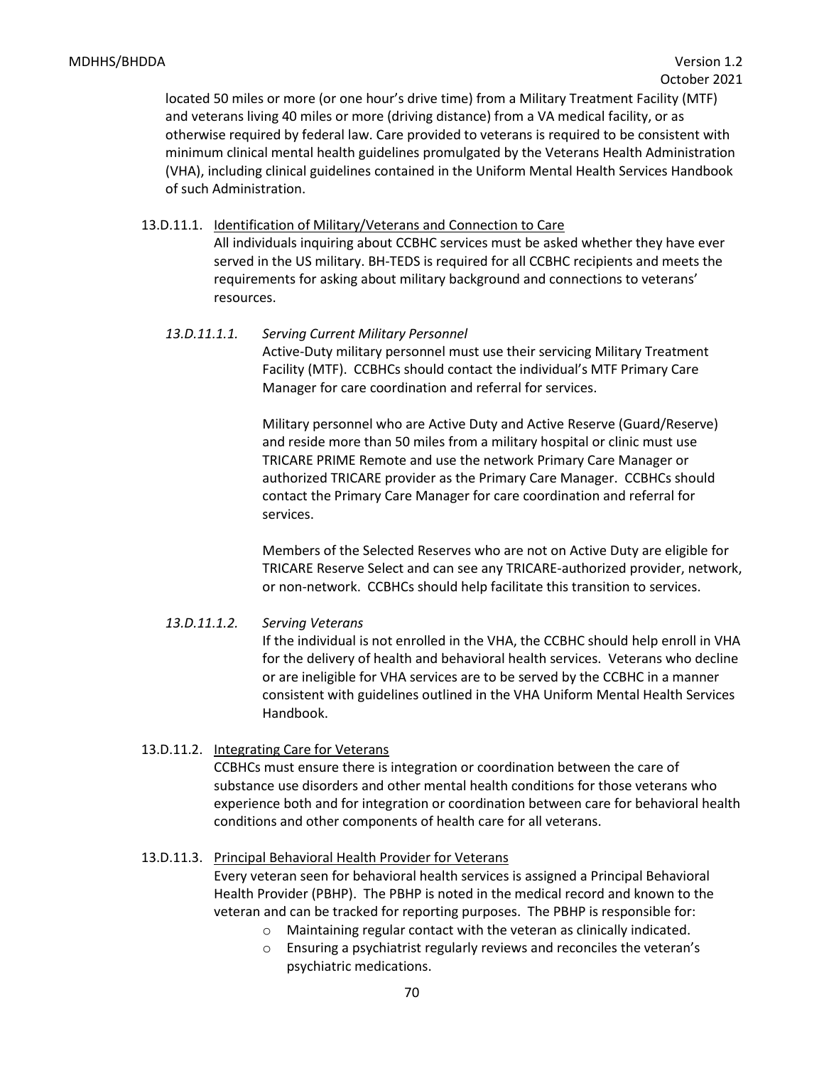located 50 miles or more (or one hour's drive time) from a Military Treatment Facility (MTF) and veterans living 40 miles or more (driving distance) from a VA medical facility, or as otherwise required by federal law. Care provided to veterans is required to be consistent with minimum clinical mental health guidelines promulgated by the Veterans Health Administration (VHA), including clinical guidelines contained in the Uniform Mental Health Services Handbook of such Administration.

13.D.11.1. Identification of Military/Veterans and Connection to Care

All individuals inquiring about CCBHC services must be asked whether they have ever served in the US military. BH-TEDS is required for all CCBHC recipients and meets the requirements for asking about military background and connections to veterans' resources.

*13.D.11.1.1. Serving Current Military Personnel*

Active-Duty military personnel must use their servicing Military Treatment Facility (MTF). CCBHCs should contact the individual's MTF Primary Care Manager for care coordination and referral for services.

Military personnel who are Active Duty and Active Reserve (Guard/Reserve) and reside more than 50 miles from a military hospital or clinic must use TRICARE PRIME Remote and use the network Primary Care Manager or authorized TRICARE provider as the Primary Care Manager. CCBHCs should contact the Primary Care Manager for care coordination and referral for services.

Members of the Selected Reserves who are not on Active Duty are eligible for TRICARE Reserve Select and can see any TRICARE-authorized provider, network, or non-network. CCBHCs should help facilitate this transition to services.

*13.D.11.1.2. Serving Veterans*

If the individual is not enrolled in the VHA, the CCBHC should help enroll in VHA for the delivery of health and behavioral health services. Veterans who decline or are ineligible for VHA services are to be served by the CCBHC in a manner consistent with guidelines outlined in the VHA Uniform Mental Health Services Handbook.

13.D.11.2. Integrating Care for Veterans

CCBHCs must ensure there is integration or coordination between the care of substance use disorders and other mental health conditions for those veterans who experience both and for integration or coordination between care for behavioral health conditions and other components of health care for all veterans.

13.D.11.3. Principal Behavioral Health Provider for Veterans

Every veteran seen for behavioral health services is assigned a Principal Behavioral Health Provider (PBHP). The PBHP is noted in the medical record and known to the veteran and can be tracked for reporting purposes. The PBHP is responsible for:

- Maintaining regular contact with the veteran as clinically indicated.
- Ensuring a psychiatrist regularly reviews and reconciles the veteran's psychiatric medications.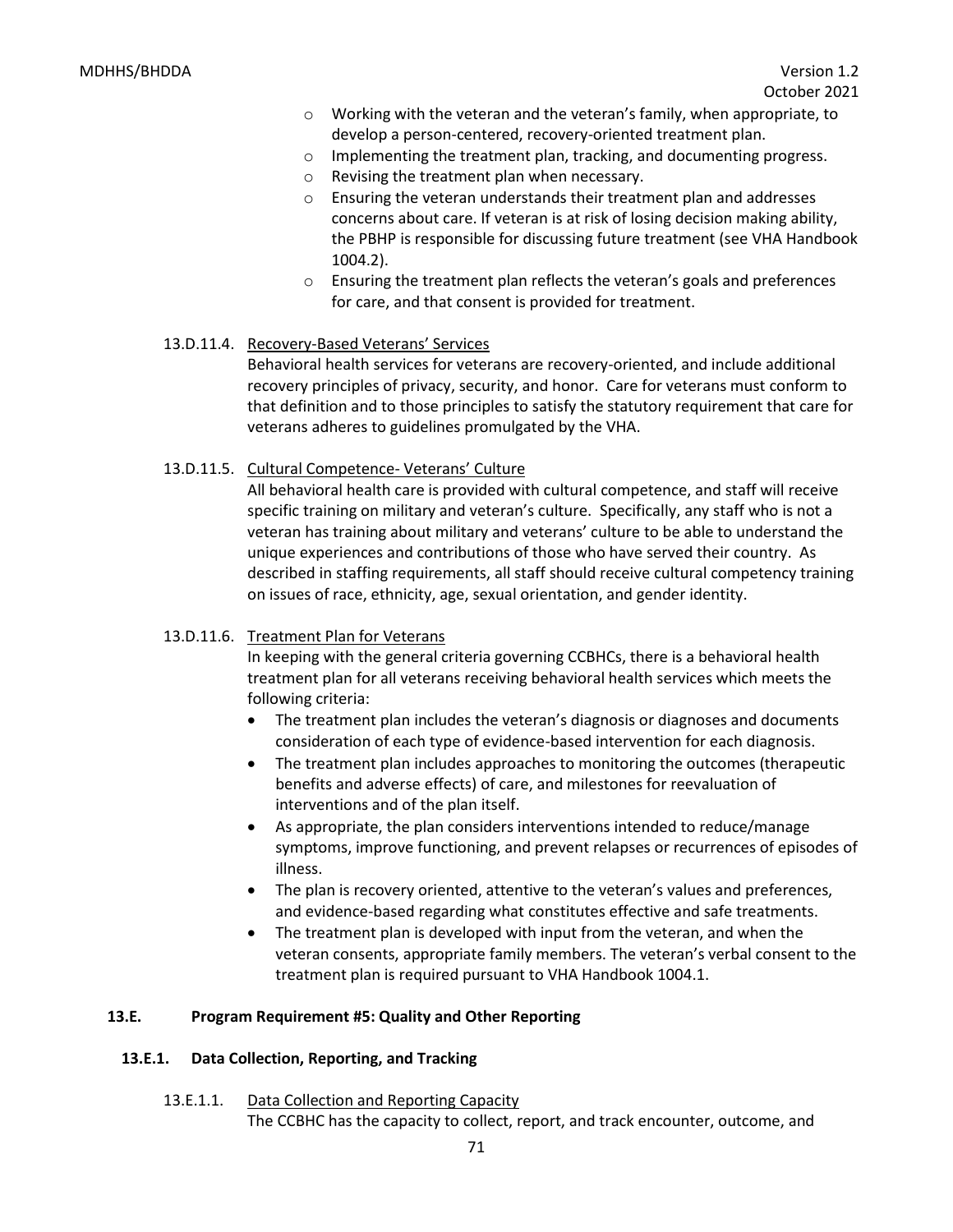- Working with the veteran and the veteran's family, when appropriate, to develop a person-centered, recovery-oriented treatment plan.
- Implementing the treatment plan, tracking, and documenting progress.
- Revising the treatment plan when necessary.
- Ensuring the veteran understands their treatment plan and addresses concerns about care. If veteran is at risk of losing decision making ability, the PBHP is responsible for discussing future treatment (see VHA Handbook 1004.2).
- Ensuring the treatment plan reflects the veteran's goals and preferences for care, and that consent is provided for treatment.

13.D.11.4. Recovery-Based Veterans' Services

Behavioral health services for veterans are recovery-oriented, and include additional recovery principles of privacy, security, and honor. Care for veterans must conform to that definition and to those principles to satisfy the statutory requirement that care for veterans adheres to guidelines promulgated by the VHA.

13.D.11.5. Cultural Competence- Veterans' Culture

All behavioral health care is provided with cultural competence, and staff will receive specific training on military and veteran's culture. Specifically, any staff who is not a veteran has training about military and veterans' culture to be able to understand the unique experiences and contributions of those who have served their country. As described in staffing requirements, all staff should receive cultural competency training on issues of race, ethnicity, age, sexual orientation, and gender identity.

13.D.11.6. Treatment Plan for Veterans

In keeping with the general criteria governing CCBHCs, there is a behavioral health treatment plan for all veterans receiving behavioral health services which meets the following criteria:

- The treatment plan includes the veteran's diagnosis or diagnoses and documents consideration of each type of evidence-based intervention for each diagnosis.
- The treatment plan includes approaches to monitoring the outcomes (therapeutic benefits and adverse effects) of care, and milestones for reevaluation of interventions and of the plan itself.
- As appropriate, the plan considers interventions intended to reduce/manage symptoms, improve functioning, and prevent relapses or recurrences of episodes of illness.
- The plan is recovery oriented, attentive to the veteran's values and preferences, and evidence-based regarding what constitutes effective and safe treatments.
- The treatment plan is developed with input from the veteran, and when the veteran consents, appropriate family members. The veteran's verbal consent to the treatment plan is required pursuant to VHA Handbook 1004.1.

## 13.E. Program Requirement #5: Quality and Other Reporting

### 13.E.1. Data Collection, Reporting, and Tracking

13.E.1.1. Data Collection and Reporting Capacity

The CCBHC has the capacity to collect, report, and track encounter, outcome, and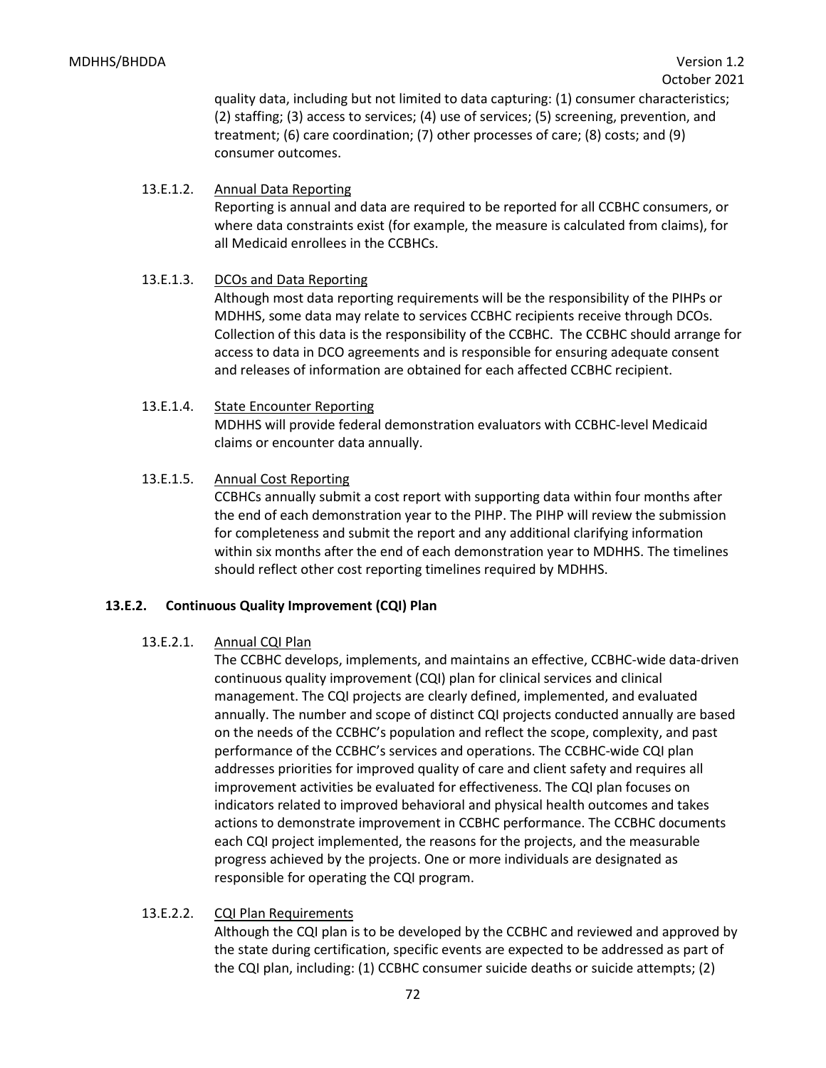quality data, including but not limited to data capturing: (1) consumer characteristics; (2) staffing; (3) access to services; (4) use of services; (5) screening, prevention, and treatment; (6) care coordination; (7) other processes of care; (8) costs; and (9) consumer outcomes.

13.E.1.2. Annual Data Reporting

Reporting is annual and data are required to be reported for all CCBHC consumers, or where data constraints exist (for example, the measure is calculated from claims), for all Medicaid enrollees in the CCBHCs.

13.E.1.3. DCOs and Data Reporting

Although most data reporting requirements will be the responsibility of the PIHPs or MDHHS, some data may relate to services CCBHC recipients receive through DCOs. Collection of this data is the responsibility of the CCBHC. The CCBHC should arrange for access to data in DCO agreements and is responsible for ensuring adequate consent and releases of information are obtained for each affected CCBHC recipient.

13.E.1.4. State Encounter Reporting

MDHHS will provide federal demonstration evaluators with CCBHC-level Medicaid claims or encounter data annually.

13.E.1.5. Annual Cost Reporting

CCBHCs annually submit a cost report with supporting data within four months after the end of each demonstration year to the PIHP. The PIHP will review the submission for completeness and submit the report and any additional clarifying information within six months after the end of each demonstration year to MDHHS. The timelines should reflect other cost reporting timelines required by MDHHS.

**13.E.2. Continuous Quality Improvement (CQI) Plan**

13.E.2.1. Annual CQI Plan

The CCBHC develops, implements, and maintains an effective, CCBHC-wide data-driven continuous quality improvement (CQI) plan for clinical services and clinical management. The CQI projects are clearly defined, implemented, and evaluated annually. The number and scope of distinct CQI projects conducted annually are based on the needs of the CCBHC's population and reflect the scope, complexity, and past performance of the CCBHC's services and operations. The CCBHC-wide CQI plan addresses priorities for improved quality of care and client safety and requires all improvement activities be evaluated for effectiveness. The CQI plan focuses on indicators related to improved behavioral and physical health outcomes and takes actions to demonstrate improvement in CCBHC performance. The CCBHC documents each CQI project implemented, the reasons for the projects, and the measurable progress achieved by the projects. One or more individuals are designated as responsible for operating the CQI program.

13.E.2.2. CQI Plan Requirements

Although the CQI plan is to be developed by the CCBHC and reviewed and approved by the state during certification, specific events are expected to be addressed as part of the CQI plan, including: (1) CCBHC consumer suicide deaths or suicide attempts; (2)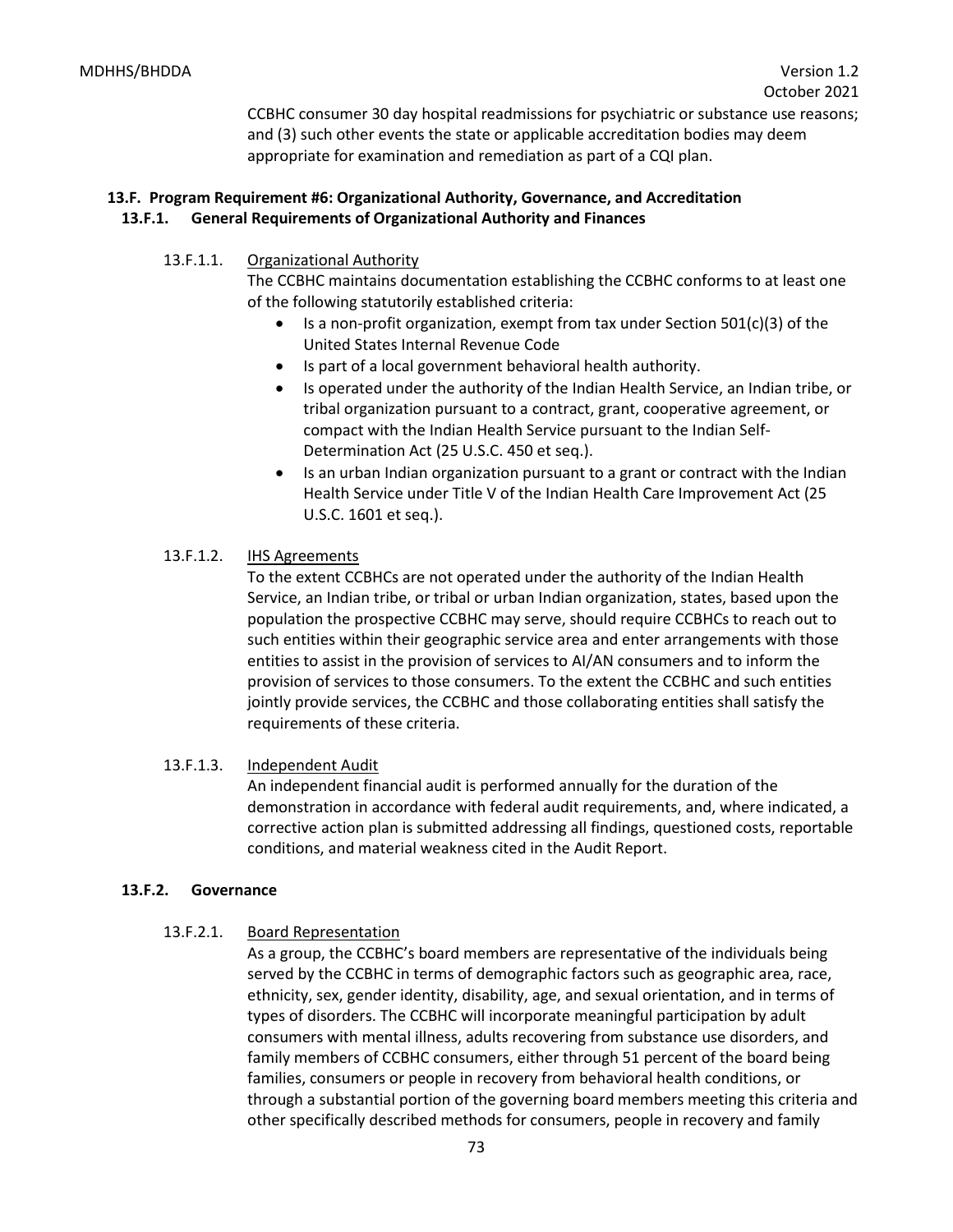CCBHC consumer 30 day hospital readmissions for psychiatric or substance use reasons; and (3) such other events the state or applicable accreditation bodies may deem appropriate for examination and remediation as part of a CQI plan.

## 13.F. Program Requirement #6: Organizational Authority, Governance, and Accreditation

### 13.F.1. General Requirements of Organizational Authority and Finances

13.F.1.1. Organizational Authority

The CCBHC maintains documentation establishing the CCBHC conforms to at least one of the following statutorily established criteria:

- Is a non-profit organization, exempt from tax under Section 501(c)(3) of the United States Internal Revenue Code
- Is part of a local government behavioral health authority.
- Is operated under the authority of the Indian Health Service, an Indian tribe, or tribal organization pursuant to a contract, grant, cooperative agreement, or compact with the Indian Health Service pursuant to the Indian Self-Determination Act (25 U.S.C. 450 et seq.).
- Is an urban Indian organization pursuant to a grant or contract with the Indian Health Service under Title V of the Indian Health Care Improvement Act (25 U.S.C. 1601 et seq.).

13.F.1.2. IHS Agreements

To the extent CCBHCs are not operated under the authority of the Indian Health Service, an Indian tribe, or tribal or urban Indian organization, states, based upon the population the prospective CCBHC may serve, should require CCBHCs to reach out to such entities within their geographic service area and enter arrangements with those entities to assist in the provision of services to AI/AN consumers and to inform the provision of services to those consumers. To the extent the CCBHC and such entities jointly provide services, the CCBHC and those collaborating entities shall satisfy the requirements of these criteria.

13.F.1.3. Independent Audit

An independent financial audit is performed annually for the duration of the demonstration in accordance with federal audit requirements, and, where indicated, a corrective action plan is submitted addressing all findings, questioned costs, reportable conditions, and material weakness cited in the Audit Report.

### 13.F.2. Governance

13.F.2.1. Board Representation

As a group, the CCBHC's board members are representative of the individuals being served by the CCBHC in terms of demographic factors such as geographic area, race, ethnicity, sex, gender identity, disability, age, and sexual orientation, and in terms of types of disorders. The CCBHC will incorporate meaningful participation by adult consumers with mental illness, adults recovering from substance use disorders, and family members of CCBHC consumers, either through 51 percent of the board being families, consumers or people in recovery from behavioral health conditions, or through a substantial portion of the governing board members meeting this criteria and other specifically described methods for consumers, people in recovery and family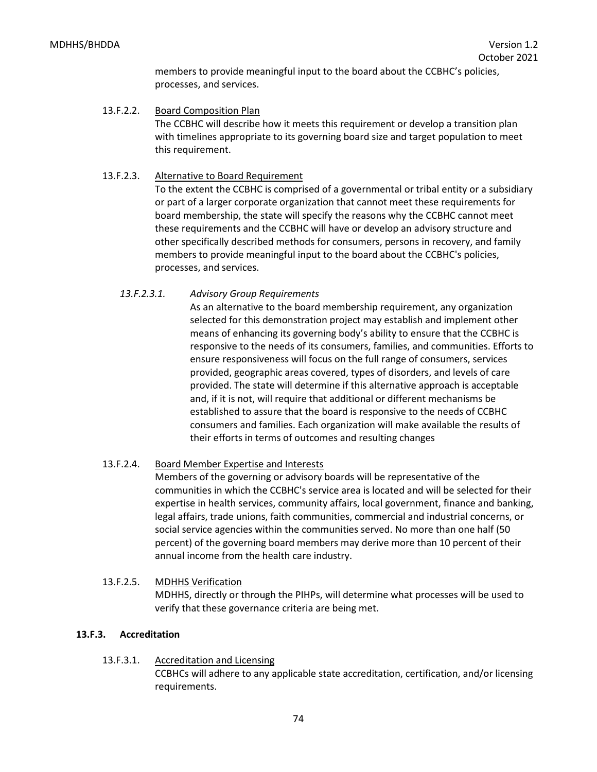members to provide meaningful input to the board about the CCBHC's policies, processes, and services.

13.F.2.2. Board Composition Plan

The CCBHC will describe how it meets this requirement or develop a transition plan with timelines appropriate to its governing board size and target population to meet this requirement.

13.F.2.3. Alternative to Board Requirement

To the extent the CCBHC is comprised of a governmental or tribal entity or a subsidiary or part of a larger corporate organization that cannot meet these requirements for board membership, the state will specify the reasons why the CCBHC cannot meet these requirements and the CCBHC will have or develop an advisory structure and other specifically described methods for consumers, persons in recovery, and family members to provide meaningful input to the board about the CCBHC's policies, processes, and services.

*13.F.2.3.1. Advisory Group Requirements*

As an alternative to the board membership requirement, any organization selected for this demonstration project may establish and implement other means of enhancing its governing body's ability to ensure that the CCBHC is responsive to the needs of its consumers, families, and communities. Efforts to ensure responsiveness will focus on the full range of consumers, services provided, geographic areas covered, types of disorders, and levels of care provided. The state will determine if this alternative approach is acceptable and, if it is not, will require that additional or different mechanisms be established to assure that the board is responsive to the needs of CCBHC consumers and families. Each organization will make available the results of their efforts in terms of outcomes and resulting changes

13.F.2.4. Board Member Expertise and Interests

Members of the governing or advisory boards will be representative of the communities in which the CCBHC's service area is located and will be selected for their expertise in health services, community affairs, local government, finance and banking, legal affairs, trade unions, faith communities, commercial and industrial concerns, or social service agencies within the communities served. No more than one half (50 percent) of the governing board members may derive more than 10 percent of their annual income from the health care industry.

13.F.2.5. MDHHS Verification

MDHHS, directly or through the PIHPs, will determine what processes will be used to verify that these governance criteria are being met.

**13.F.3. Accreditation**

13.F.3.1. Accreditation and Licensing

CCBHCs will adhere to any applicable state accreditation, certification, and/or licensing requirements.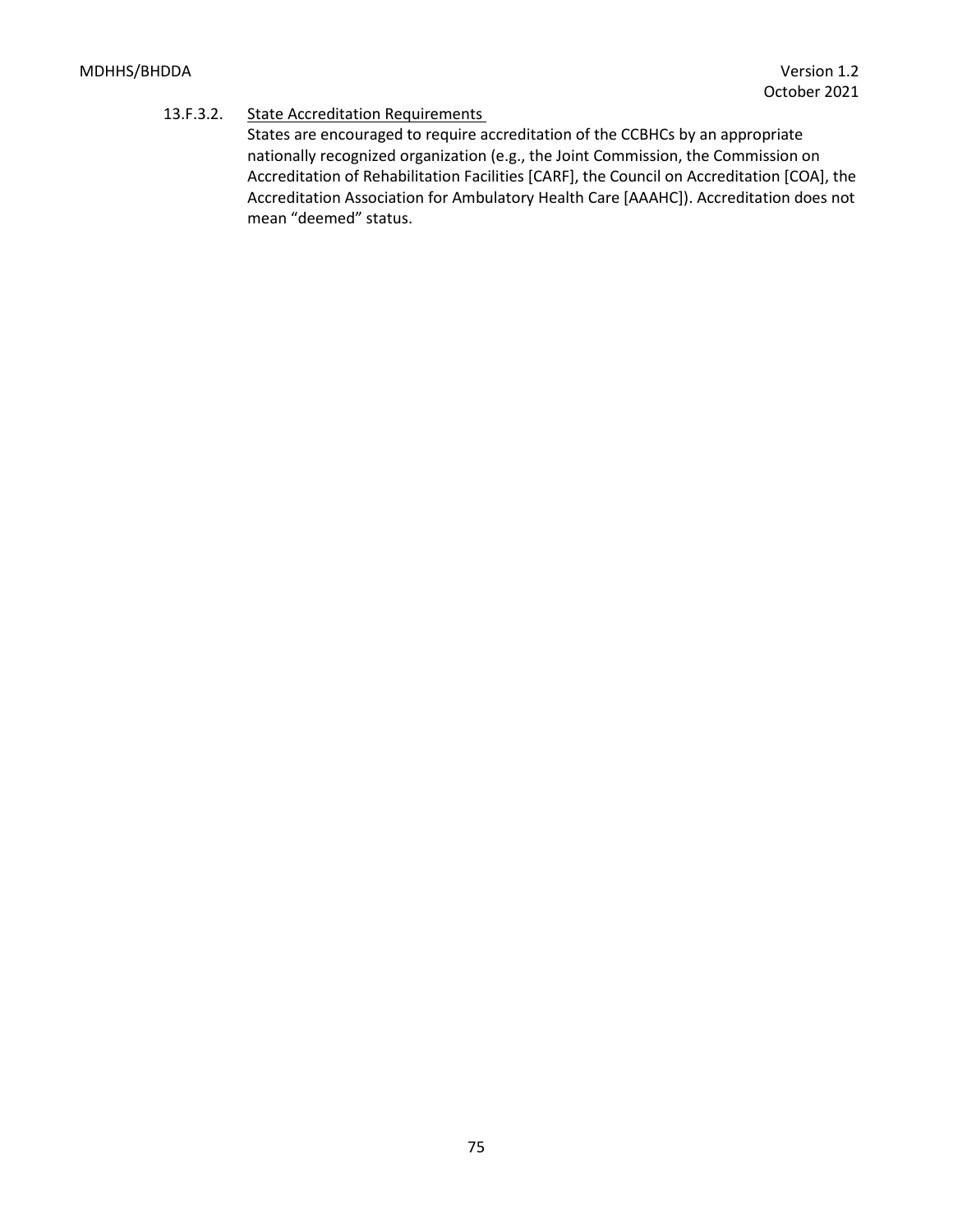#### 13.F.3.2. State Accreditation Requirements

States are encouraged to require accreditation of the CCBHCs by an appropriate nationally recognized organization (e.g., the Joint Commission, the Commission on Accreditation of Rehabilitation Facilities [CARF], the Council on Accreditation [COA], the Accreditation Association for Ambulatory Health Care [AAAHC]). Accreditation does not mean "deemed" status.